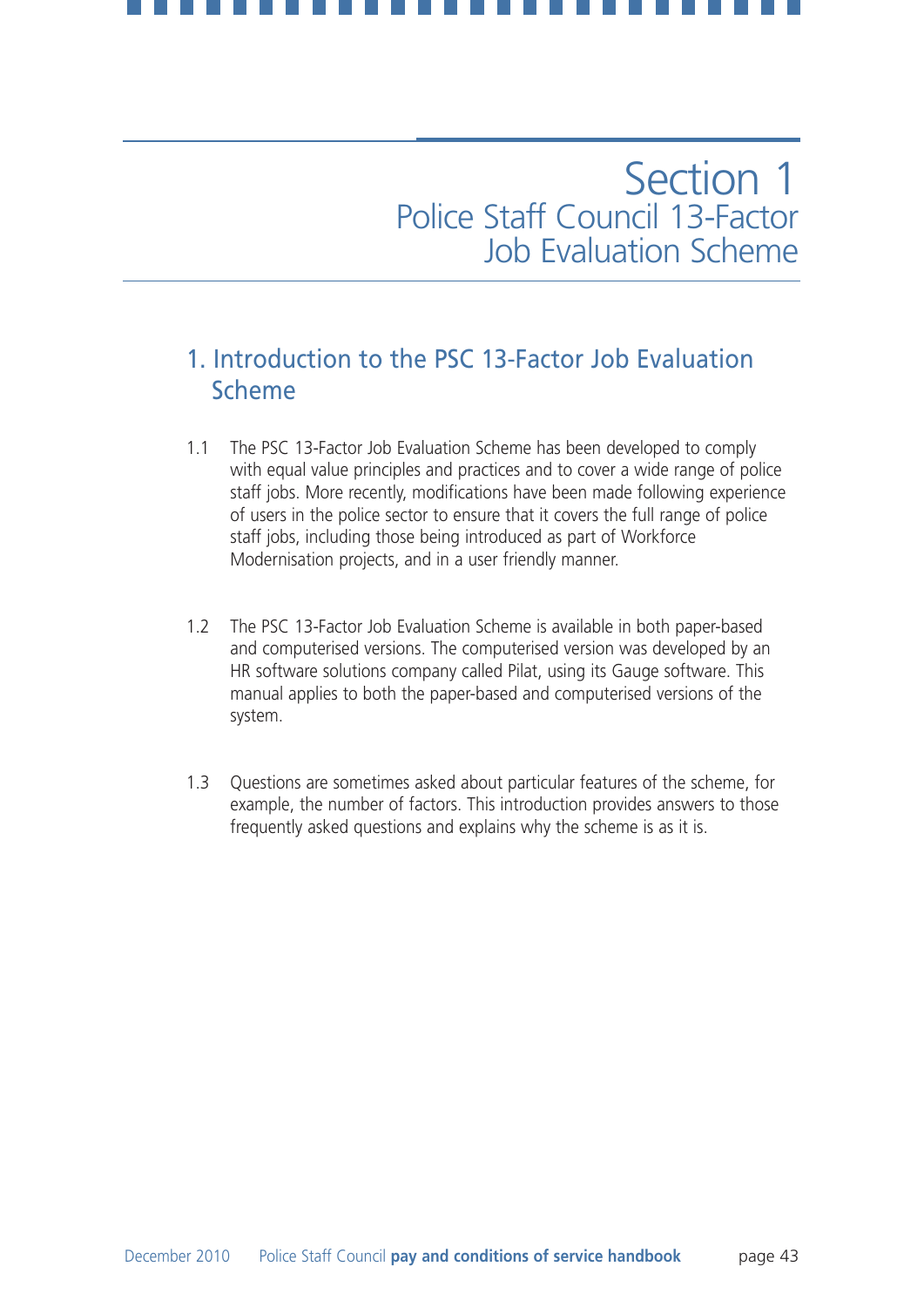# Section 1
## Police Staff Council 13-Factor Job Evaluation Scheme

## 1. Introduction to the PSC 13-Factor Job Evaluation Scheme

1.1 The PSC 13-Factor Job Evaluation Scheme has been developed to comply with equal value principles and practices and to cover a wide range of police staff jobs. More recently, modifications have been made following experience of users in the police sector to ensure that it covers the full range of police staff jobs, including those being introduced as part of Workforce Modernisation projects, and in a user friendly manner.

1.2 The PSC 13-Factor Job Evaluation Scheme is available in both paper-based and computerised versions. The computerised version was developed by an HR software solutions company called Pilat, using its Gauge software. This manual applies to both the paper-based and computerised versions of the system.

1.3 Questions are sometimes asked about particular features of the scheme, for example, the number of factors. This introduction provides answers to those frequently asked questions and explains why the scheme is as it is.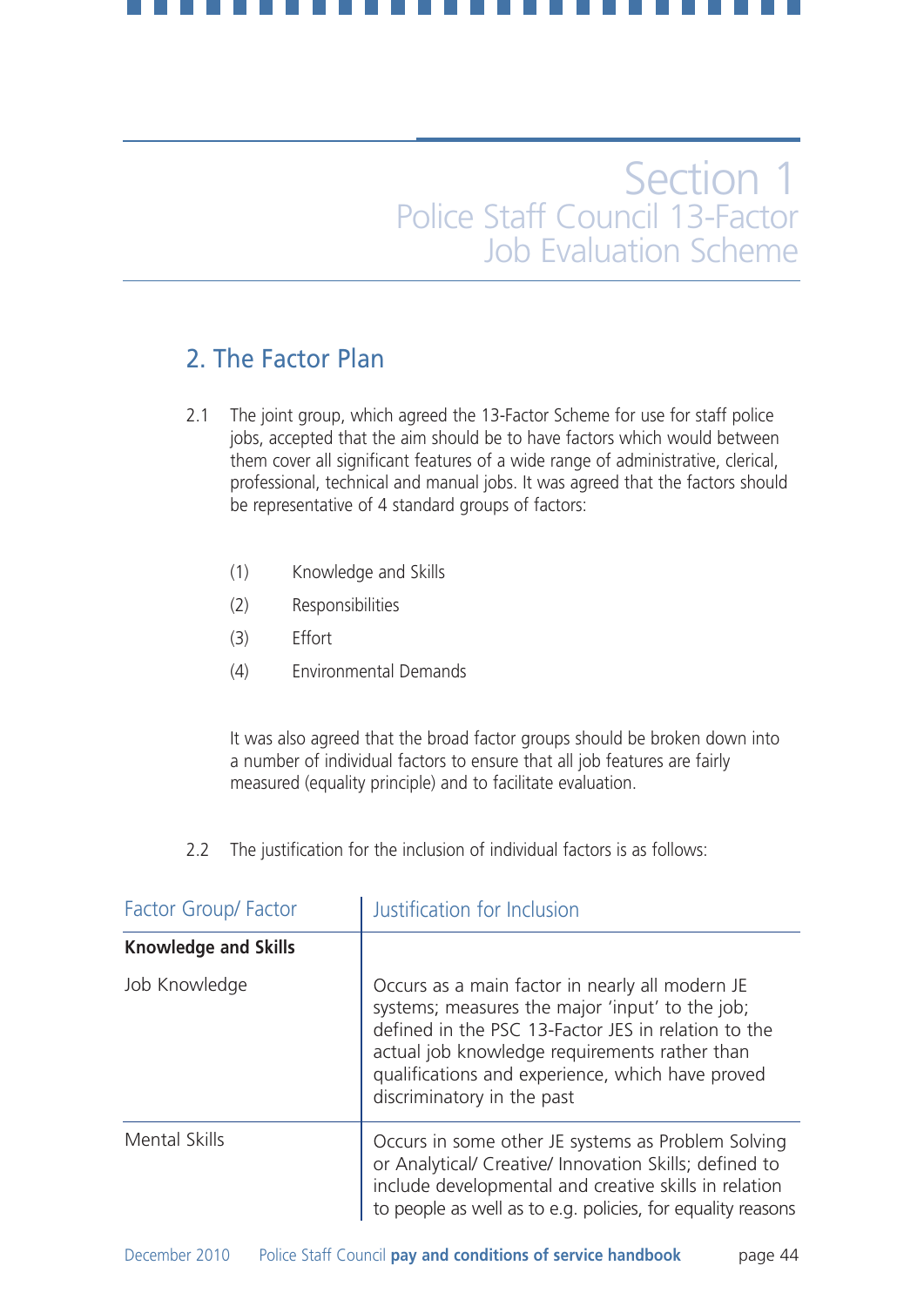# Section 1
## Police Staff Council 13-Factor Job Evaluation Scheme

## 2. The Factor Plan

2.1 The joint group, which agreed the 13-Factor Scheme for use for staff police jobs, accepted that the aim should be to have factors which would between them cover all significant features of a wide range of administrative, clerical, professional, technical and manual jobs. It was agreed that the factors should be representative of 4 standard groups of factors:

(1) Knowledge and Skills

(2) Responsibilities

(3) Effort

(4) Environmental Demands

It was also agreed that the broad factor groups should be broken down into a number of individual factors to ensure that all job features are fairly measured (equality principle) and to facilitate evaluation.

2.2 The justification for the inclusion of individual factors is as follows:

| Factor Group/ Factor | Justification for Inclusion |
|---|---|
| **Knowledge and Skills** | |
| Job Knowledge | Occurs as a main factor in nearly all modern JE systems; measures the major 'input' to the job; defined in the PSC 13-Factor JES in relation to the actual job knowledge requirements rather than qualifications and experience, which have proved discriminatory in the past |
| Mental Skills | Occurs in some other JE systems as Problem Solving or Analytical/ Creative/ Innovation Skills; defined to include developmental and creative skills in relation to people as well as to e.g. policies, for equality reasons |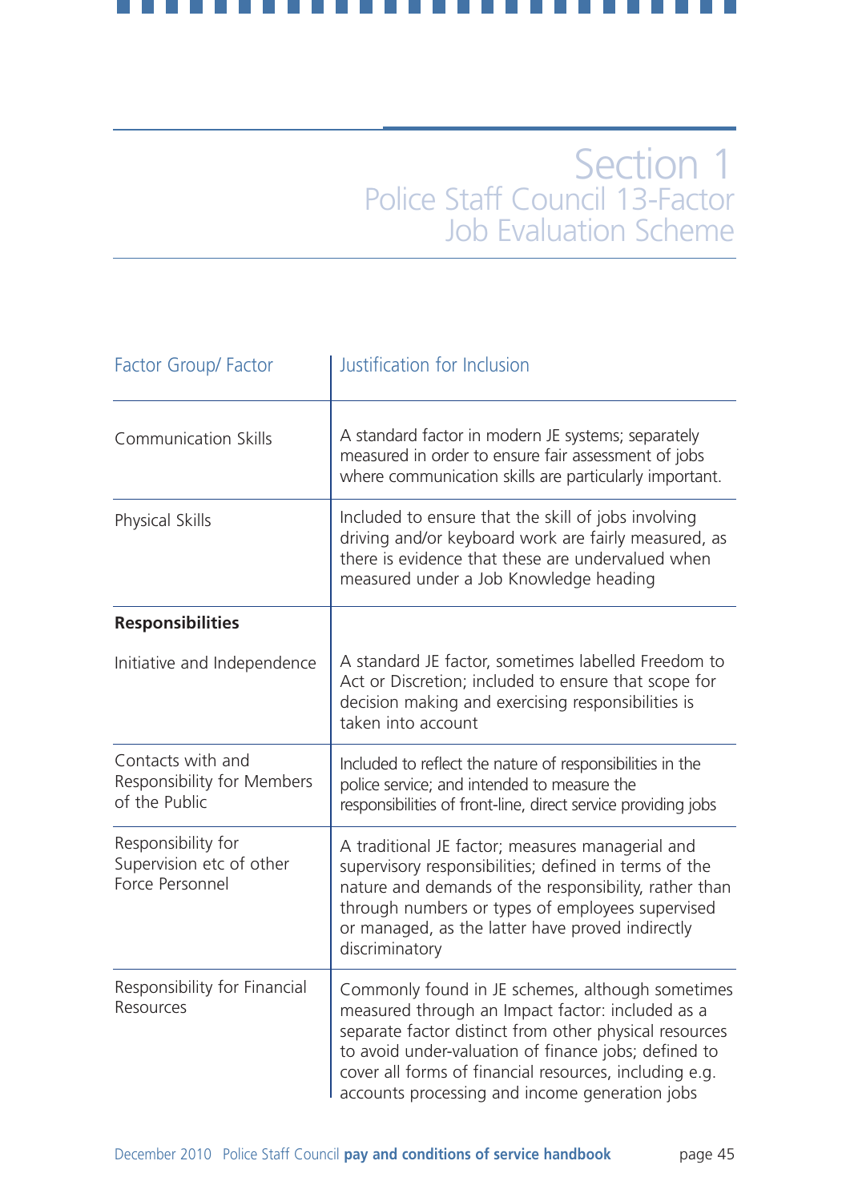# Section 1
## Police Staff Council 13-Factor Job Evaluation Scheme

| Factor Group/ Factor | Justification for Inclusion |
|---|---|
| Communication Skills | A standard factor in modern JE systems; separately measured in order to ensure fair assessment of jobs where communication skills are particularly important. |
| Physical Skills | Included to ensure that the skill of jobs involving driving and/or keyboard work are fairly measured, as there is evidence that these are undervalued when measured under a Job Knowledge heading |
| **Responsibilities** | |
| Initiative and Independence | A standard JE factor, sometimes labelled Freedom to Act or Discretion; included to ensure that scope for decision making and exercising responsibilities is taken into account |
| Contacts with and Responsibility for Members of the Public | Included to reflect the nature of responsibilities in the police service; and intended to measure the responsibilities of front-line, direct service providing jobs |
| Responsibility for Supervision etc of other Force Personnel | A traditional JE factor; measures managerial and supervisory responsibilities; defined in terms of the nature and demands of the responsibility, rather than through numbers or types of employees supervised or managed, as the latter have proved indirectly discriminatory |
| Responsibility for Financial Resources | Commonly found in JE schemes, although sometimes measured through an Impact factor: included as a separate factor distinct from other physical resources to avoid under-valuation of finance jobs; defined to cover all forms of financial resources, including e.g. accounts processing and income generation jobs |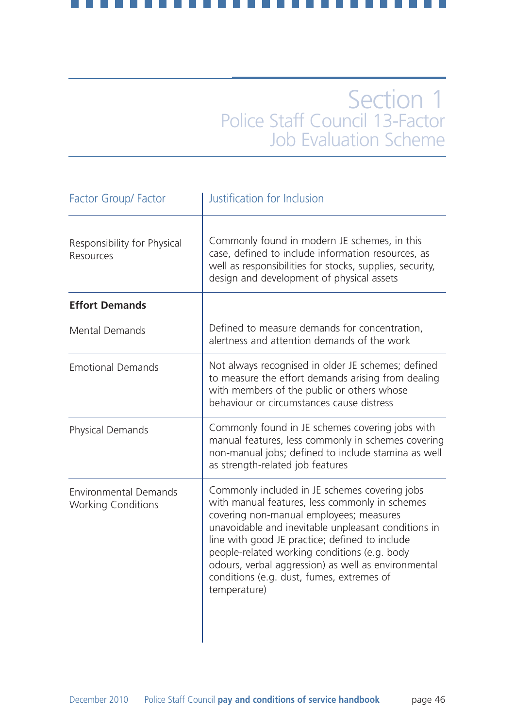# Section 1
## Police Staff Council 13-Factor Job Evaluation Scheme

| Factor Group/ Factor | Justification for Inclusion |
|---|---|
| Responsibility for Physical Resources | Commonly found in modern JE schemes, in this case, defined to include information resources, as well as responsibilities for stocks, supplies, security, design and development of physical assets |
| **Effort Demands** | |
| Mental Demands | Defined to measure demands for concentration, alertness and attention demands of the work |
| Emotional Demands | Not always recognised in older JE schemes; defined to measure the effort demands arising from dealing with members of the public or others whose behaviour or circumstances cause distress |
| Physical Demands | Commonly found in JE schemes covering jobs with manual features, less commonly in schemes covering non-manual jobs; defined to include stamina as well as strength-related job features |
| Environmental Demands Working Conditions | Commonly included in JE schemes covering jobs with manual features, less commonly in schemes covering non-manual employees; measures unavoidable and inevitable unpleasant conditions in line with good JE practice; defined to include people-related working conditions (e.g. body odours, verbal aggression) as well as environmental conditions (e.g. dust, fumes, extremes of temperature) |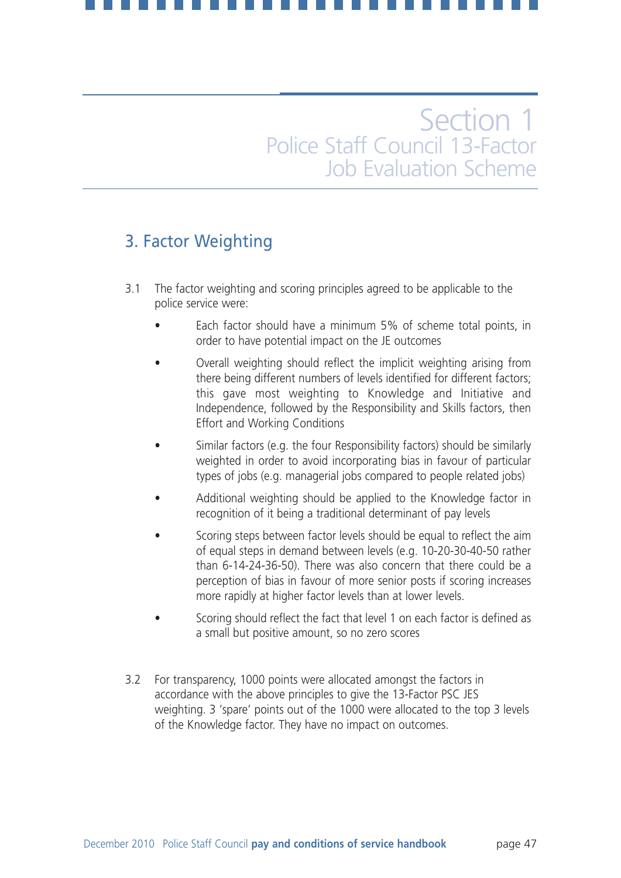# Section 1
## Police Staff Council 13-Factor Job Evaluation Scheme

## 3. Factor Weighting

3.1 The factor weighting and scoring principles agreed to be applicable to the police service were:

- Each factor should have a minimum 5% of scheme total points, in order to have potential impact on the JE outcomes
- Overall weighting should reflect the implicit weighting arising from there being different numbers of levels identified for different factors; this gave most weighting to Knowledge and Initiative and Independence, followed by the Responsibility and Skills factors, then Effort and Working Conditions
- Similar factors (e.g. the four Responsibility factors) should be similarly weighted in order to avoid incorporating bias in favour of particular types of jobs (e.g. managerial jobs compared to people related jobs)
- Additional weighting should be applied to the Knowledge factor in recognition of it being a traditional determinant of pay levels
- Scoring steps between factor levels should be equal to reflect the aim of equal steps in demand between levels (e.g. 10-20-30-40-50 rather than 6-14-24-36-50). There was also concern that there could be a perception of bias in favour of more senior posts if scoring increases more rapidly at higher factor levels than at lower levels.
- Scoring should reflect the fact that level 1 on each factor is defined as a small but positive amount, so no zero scores

3.2 For transparency, 1000 points were allocated amongst the factors in accordance with the above principles to give the 13-Factor PSC JES weighting. 3 'spare' points out of the 1000 were allocated to the top 3 levels of the Knowledge factor. They have no impact on outcomes.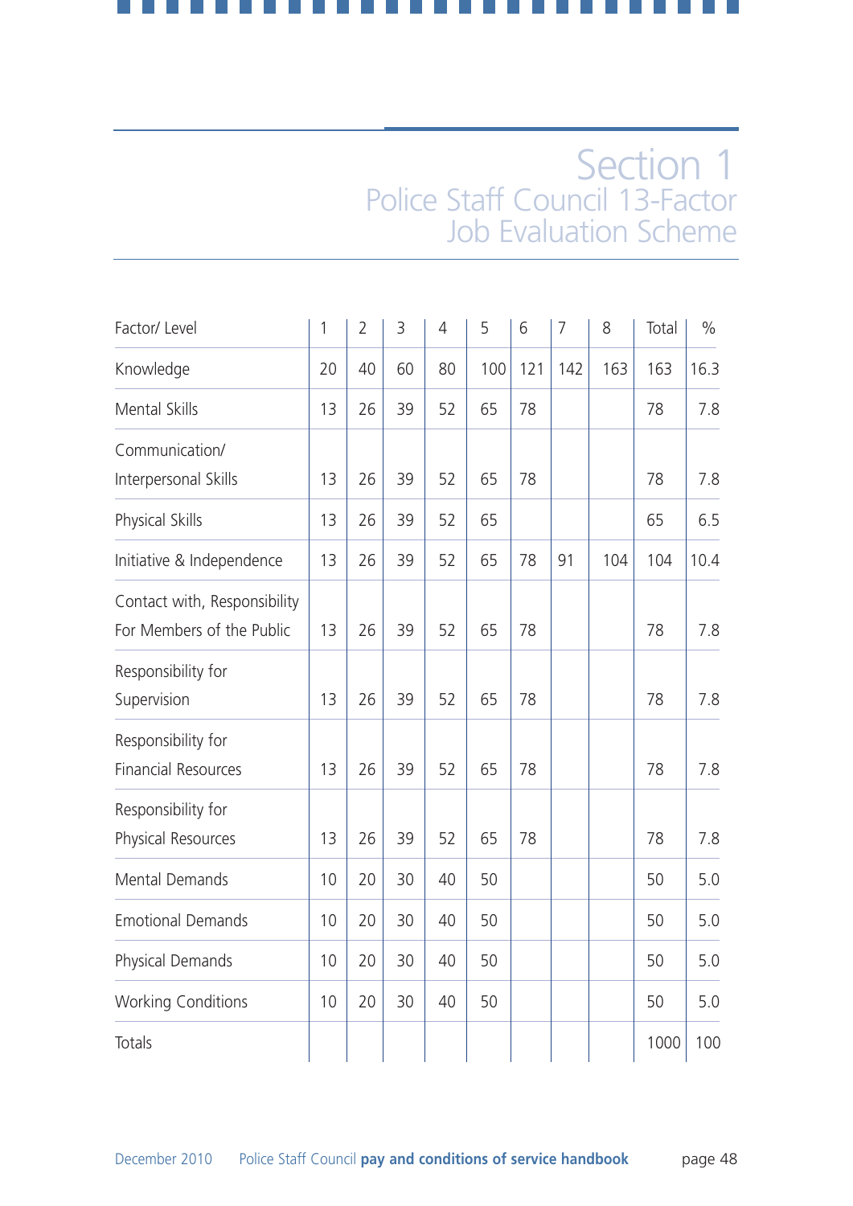# Section 1
## Police Staff Council 13-Factor Job Evaluation Scheme

| Factor/ Level | 1 | 2 | 3 | 4 | 5 | 6 | 7 | 8 | Total | % |
|---|---|---|---|---|---|---|---|---|---|---|
| Knowledge | 20 | 40 | 60 | 80 | 100 | 121 | 142 | 163 | 163 | 16.3 |
| Mental Skills | 13 | 26 | 39 | 52 | 65 | 78 | | | 78 | 7.8 |
| Communication/ Interpersonal Skills | 13 | 26 | 39 | 52 | 65 | 78 | | | 78 | 7.8 |
| Physical Skills | 13 | 26 | 39 | 52 | 65 | | | | 65 | 6.5 |
| Initiative & Independence | 13 | 26 | 39 | 52 | 65 | 78 | 91 | 104 | 104 | 10.4 |
| Contact with, Responsibility For Members of the Public | 13 | 26 | 39 | 52 | 65 | 78 | | | 78 | 7.8 |
| Responsibility for Supervision | 13 | 26 | 39 | 52 | 65 | 78 | | | 78 | 7.8 |
| Responsibility for Financial Resources | 13 | 26 | 39 | 52 | 65 | 78 | | | 78 | 7.8 |
| Responsibility for Physical Resources | 13 | 26 | 39 | 52 | 65 | 78 | | | 78 | 7.8 |
| Mental Demands | 10 | 20 | 30 | 40 | 50 | | | | 50 | 5.0 |
| Emotional Demands | 10 | 20 | 30 | 40 | 50 | | | | 50 | 5.0 |
| Physical Demands | 10 | 20 | 30 | 40 | 50 | | | | 50 | 5.0 |
| Working Conditions | 10 | 20 | 30 | 40 | 50 | | | | 50 | 5.0 |
| Totals | | | | | | | | | 1000 | 100 |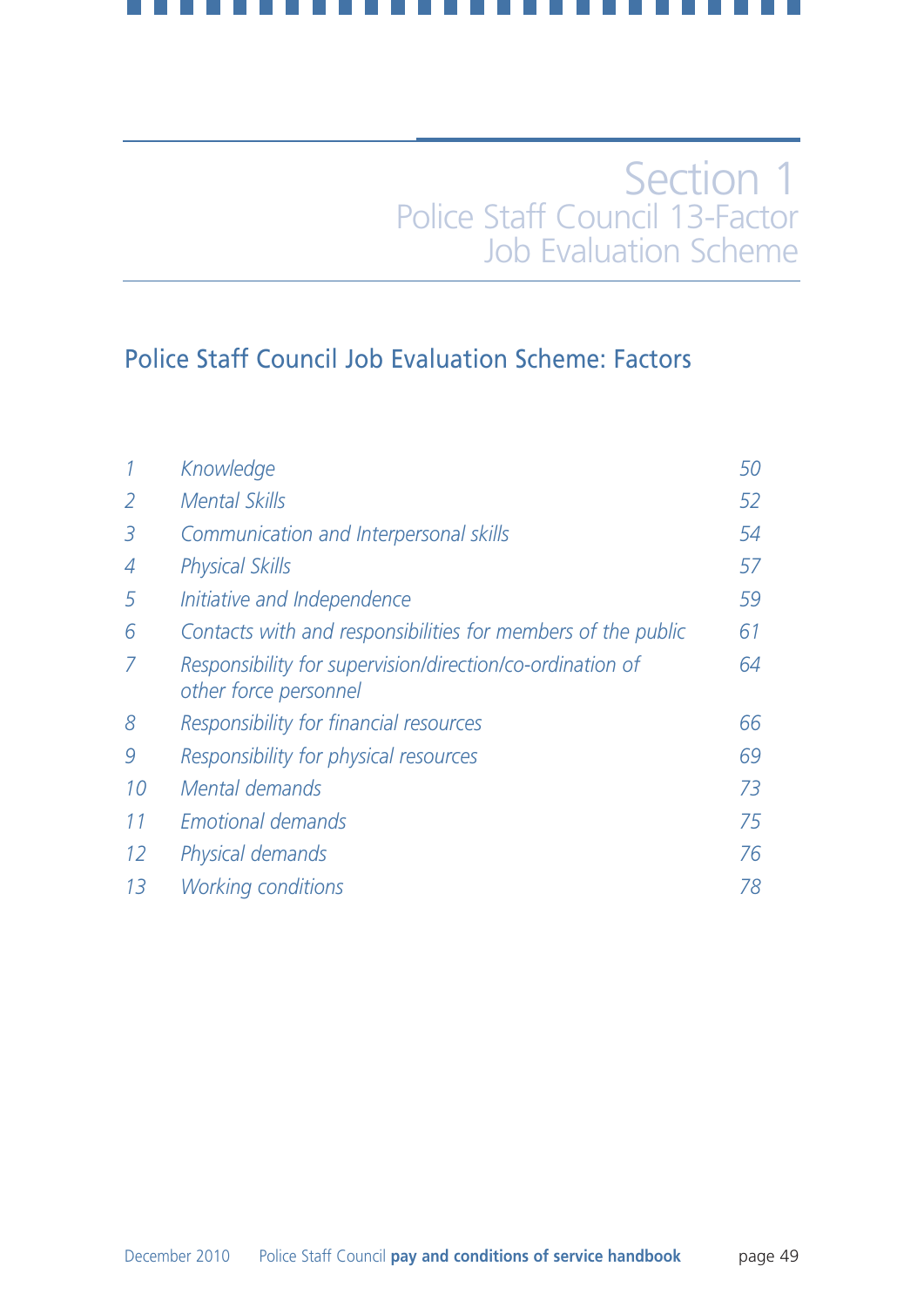# Section 1
## Police Staff Council 13-Factor Job Evaluation Scheme

## Police Staff Council Job Evaluation Scheme: Factors

| | | |
|---|---|---|
| *1* | *Knowledge* | *50* |
| *2* | *Mental Skills* | *52* |
| *3* | *Communication and Interpersonal skills* | *54* |
| *4* | *Physical Skills* | *57* |
| *5* | *Initiative and Independence* | *59* |
| *6* | *Contacts with and responsibilities for members of the public* | *61* |
| *7* | *Responsibility for supervision/direction/co-ordination of other force personnel* | *64* |
| *8* | *Responsibility for financial resources* | *66* |
| *9* | *Responsibility for physical resources* | *69* |
| *10* | *Mental demands* | *73* |
| *11* | *Emotional demands* | *75* |
| *12* | *Physical demands* | *76* |
| *13* | *Working conditions* | *78* |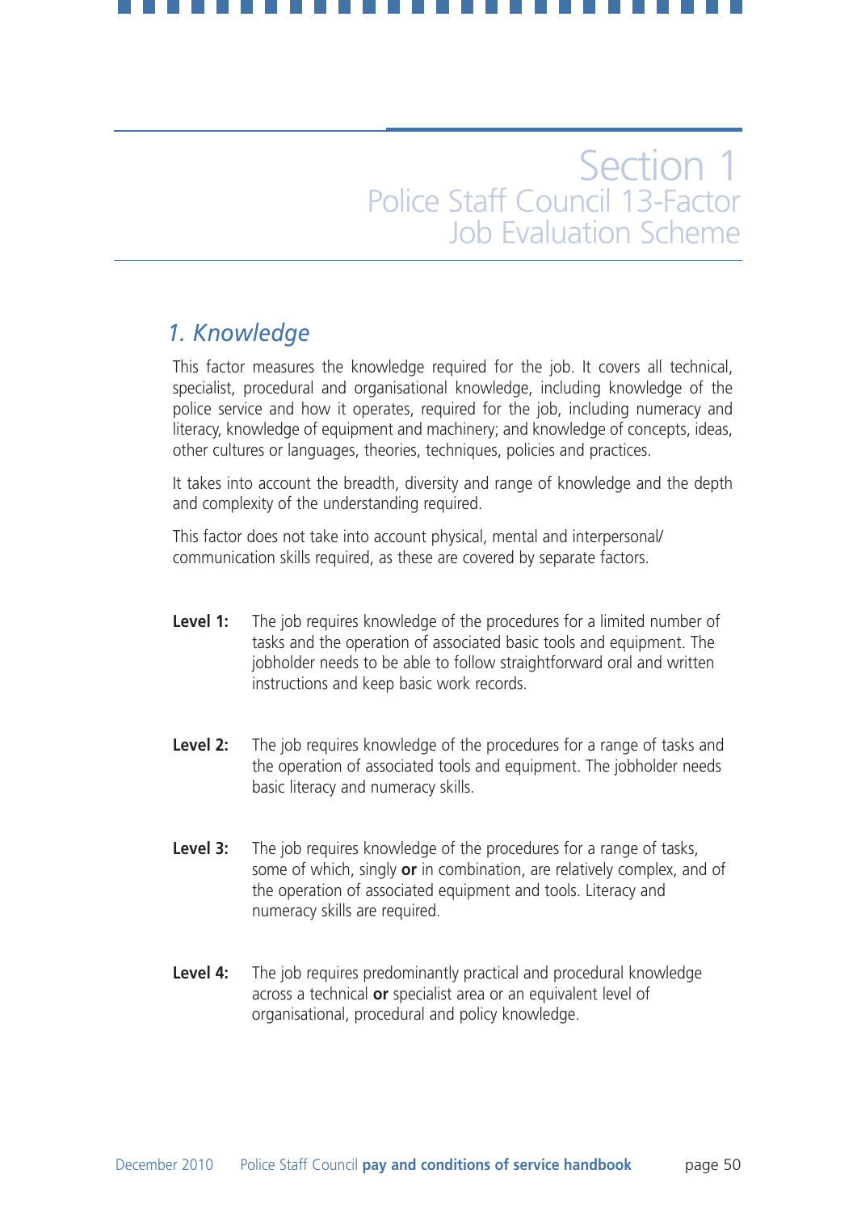# Section 1
## Police Staff Council 13-Factor Job Evaluation Scheme

### *1. Knowledge*

This factor measures the knowledge required for the job. It covers all technical, specialist, procedural and organisational knowledge, including knowledge of the police service and how it operates, required for the job, including numeracy and literacy, knowledge of equipment and machinery; and knowledge of concepts, ideas, other cultures or languages, theories, techniques, policies and practices.

It takes into account the breadth, diversity and range of knowledge and the depth and complexity of the understanding required.

This factor does not take into account physical, mental and interpersonal/ communication skills required, as these are covered by separate factors.

**Level 1:** The job requires knowledge of the procedures for a limited number of tasks and the operation of associated basic tools and equipment. The jobholder needs to be able to follow straightforward oral and written instructions and keep basic work records.

**Level 2:** The job requires knowledge of the procedures for a range of tasks and the operation of associated tools and equipment. The jobholder needs basic literacy and numeracy skills.

**Level 3:** The job requires knowledge of the procedures for a range of tasks, some of which, singly **or** in combination, are relatively complex, and of the operation of associated equipment and tools. Literacy and numeracy skills are required.

**Level 4:** The job requires predominantly practical and procedural knowledge across a technical **or** specialist area or an equivalent level of organisational, procedural and policy knowledge.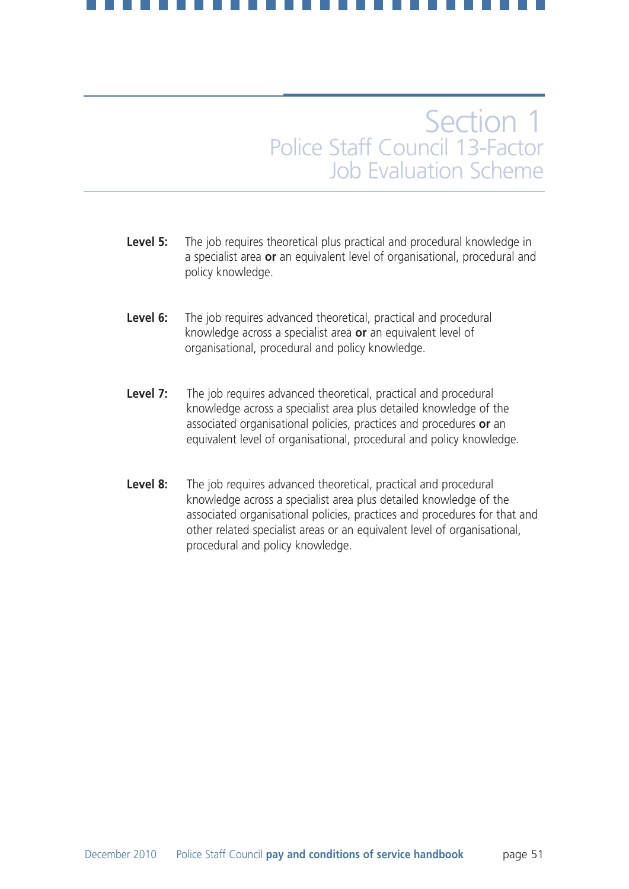**Level 5:** The job requires theoretical plus practical and procedural knowledge in a specialist area **or** an equivalent level of organisational, procedural and policy knowledge.

**Level 6:** The job requires advanced theoretical, practical and procedural knowledge across a specialist area **or** an equivalent level of organisational, procedural and policy knowledge.

**Level 7:** The job requires advanced theoretical, practical and procedural knowledge across a specialist area plus detailed knowledge of the associated organisational policies, practices and procedures **or** an equivalent level of organisational, procedural and policy knowledge.

**Level 8:** The job requires advanced theoretical, practical and procedural knowledge across a specialist area plus detailed knowledge of the associated organisational policies, practices and procedures for that and other related specialist areas or an equivalent level of organisational, procedural and policy knowledge.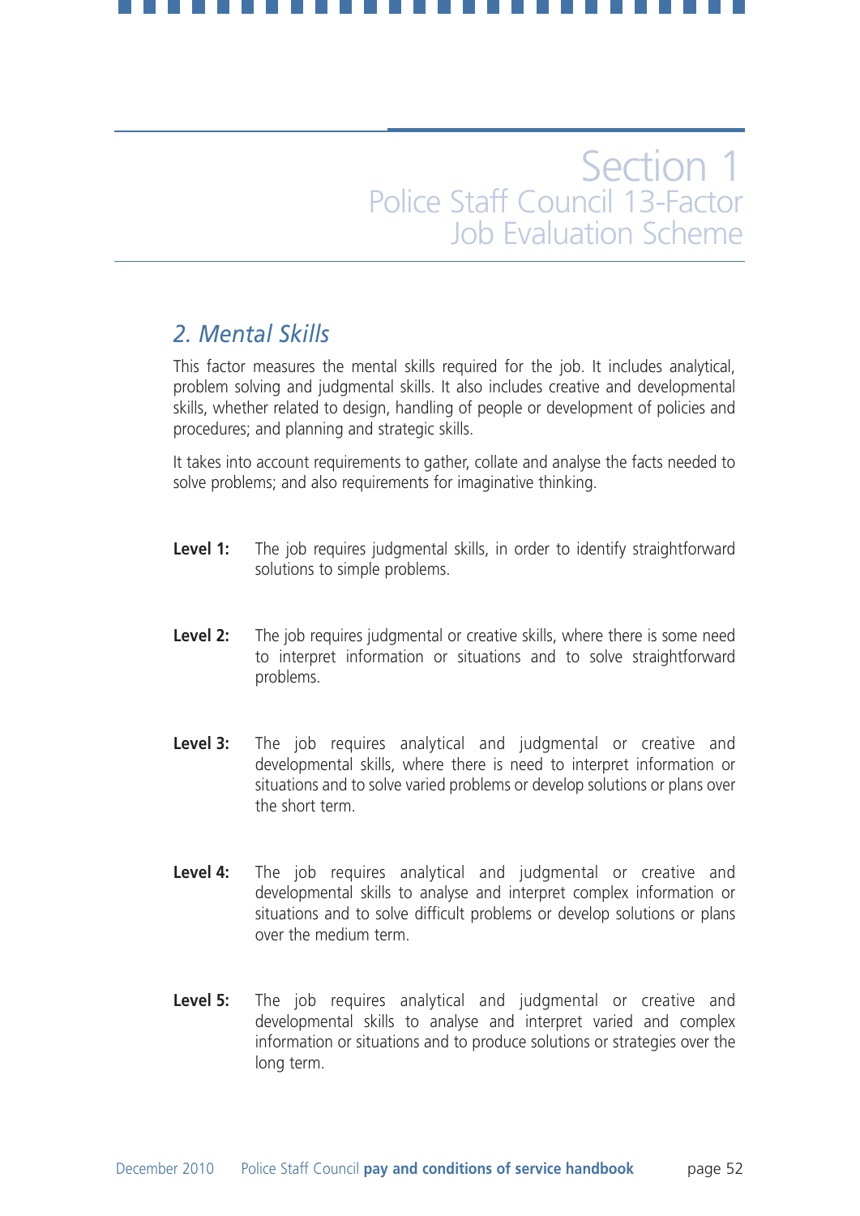# Section 1
## Police Staff Council 13-Factor Job Evaluation Scheme

### *2. Mental Skills*

This factor measures the mental skills required for the job. It includes analytical, problem solving and judgmental skills. It also includes creative and developmental skills, whether related to design, handling of people or development of policies and procedures; and planning and strategic skills.

It takes into account requirements to gather, collate and analyse the facts needed to solve problems; and also requirements for imaginative thinking.

**Level 1:** The job requires judgmental skills, in order to identify straightforward solutions to simple problems.

**Level 2:** The job requires judgmental or creative skills, where there is some need to interpret information or situations and to solve straightforward problems.

**Level 3:** The job requires analytical and judgmental or creative and developmental skills, where there is need to interpret information or situations and to solve varied problems or develop solutions or plans over the short term.

**Level 4:** The job requires analytical and judgmental or creative and developmental skills to analyse and interpret complex information or situations and to solve difficult problems or develop solutions or plans over the medium term.

**Level 5:** The job requires analytical and judgmental or creative and developmental skills to analyse and interpret varied and complex information or situations and to produce solutions or strategies over the long term.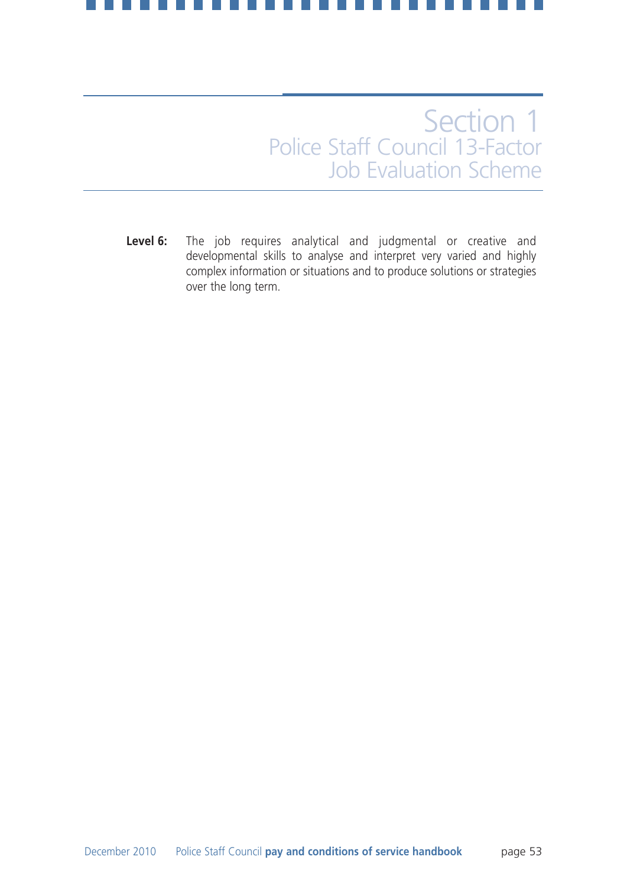**Level 6:** The job requires analytical and judgmental or creative and developmental skills to analyse and interpret very varied and highly complex information or situations and to produce solutions or strategies over the long term.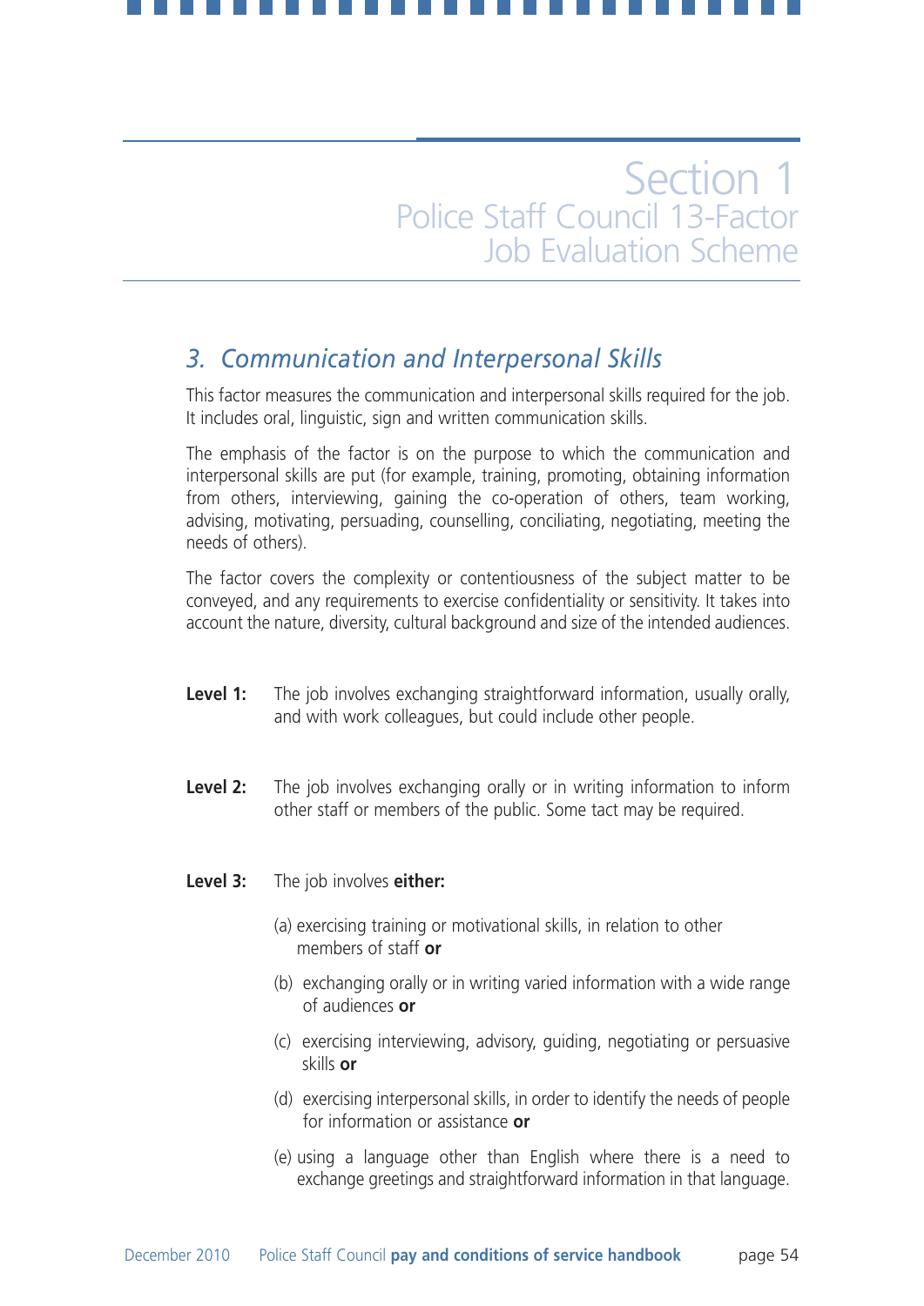## 3. Communication and Interpersonal Skills

This factor measures the communication and interpersonal skills required for the job. It includes oral, linguistic, sign and written communication skills.

The emphasis of the factor is on the purpose to which the communication and interpersonal skills are put (for example, training, promoting, obtaining information from others, interviewing, gaining the co-operation of others, team working, advising, motivating, persuading, counselling, conciliating, negotiating, meeting the needs of others).

The factor covers the complexity or contentiousness of the subject matter to be conveyed, and any requirements to exercise confidentiality or sensitivity. It takes into account the nature, diversity, cultural background and size of the intended audiences.

**Level 1:** The job involves exchanging straightforward information, usually orally, and with work colleagues, but could include other people.

**Level 2:** The job involves exchanging orally or in writing information to inform other staff or members of the public. Some tact may be required.

**Level 3:** The job involves **either:**

(a) exercising training or motivational skills, in relation to other members of staff **or**

(b) exchanging orally or in writing varied information with a wide range of audiences **or**

(c) exercising interviewing, advisory, guiding, negotiating or persuasive skills **or**

(d) exercising interpersonal skills, in order to identify the needs of people for information or assistance **or**

(e) using a language other than English where there is a need to exchange greetings and straightforward information in that language.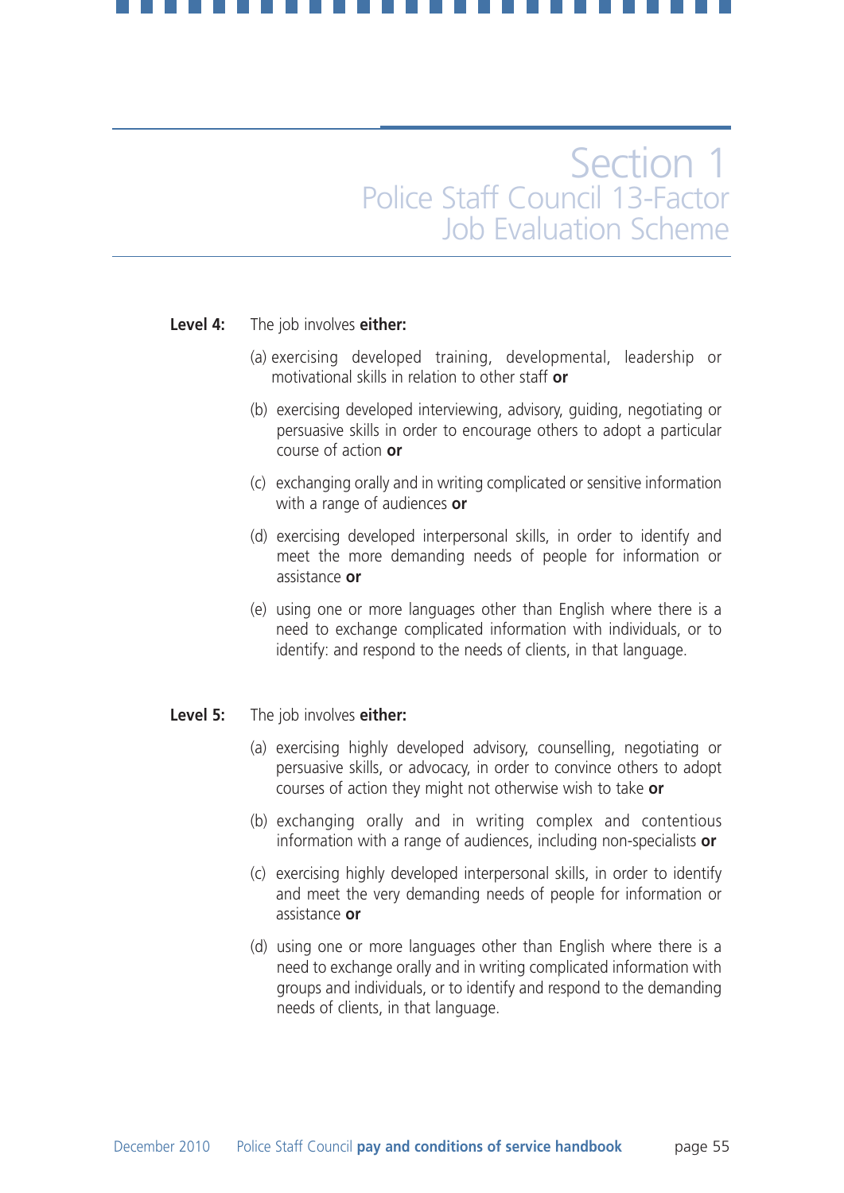**Level 4:** The job involves **either:**

(a) exercising developed training, developmental, leadership or motivational skills in relation to other staff **or**

(b) exercising developed interviewing, advisory, guiding, negotiating or persuasive skills in order to encourage others to adopt a particular course of action **or**

(c) exchanging orally and in writing complicated or sensitive information with a range of audiences **or**

(d) exercising developed interpersonal skills, in order to identify and meet the more demanding needs of people for information or assistance **or**

(e) using one or more languages other than English where there is a need to exchange complicated information with individuals, or to identify: and respond to the needs of clients, in that language.

**Level 5:** The job involves **either:**

(a) exercising highly developed advisory, counselling, negotiating or persuasive skills, or advocacy, in order to convince others to adopt courses of action they might not otherwise wish to take **or**

(b) exchanging orally and in writing complex and contentious information with a range of audiences, including non-specialists **or**

(c) exercising highly developed interpersonal skills, in order to identify and meet the very demanding needs of people for information or assistance **or**

(d) using one or more languages other than English where there is a need to exchange orally and in writing complicated information with groups and individuals, or to identify and respond to the demanding needs of clients, in that language.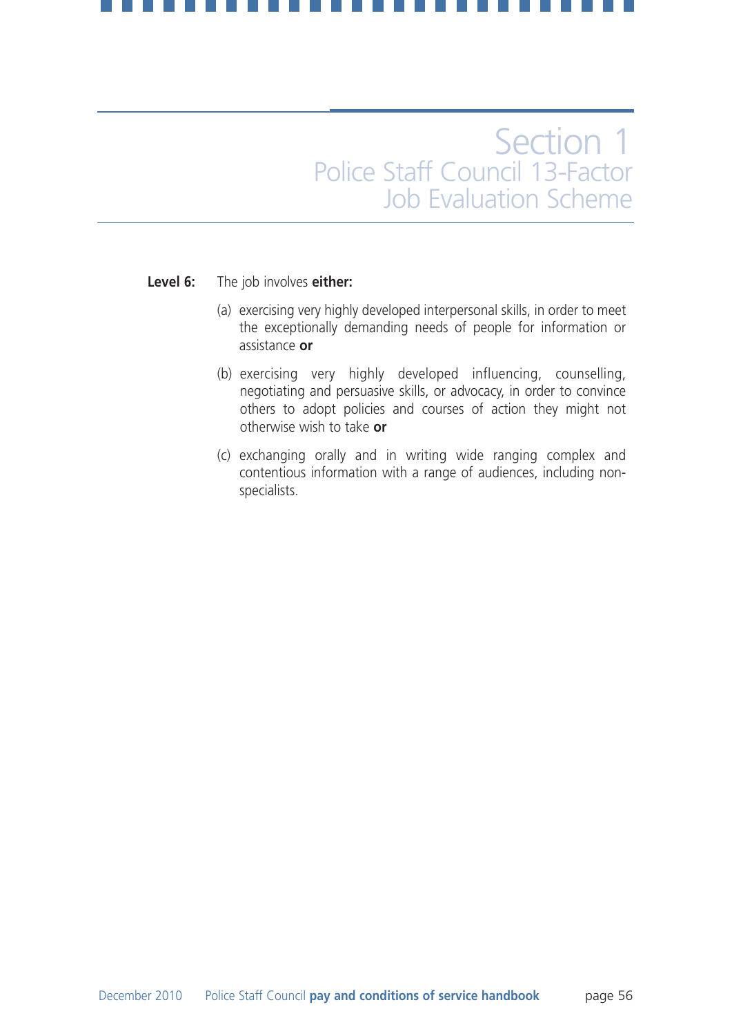**Level 6:** The job involves **either:**

(a) exercising very highly developed interpersonal skills, in order to meet the exceptionally demanding needs of people for information or assistance **or**

(b) exercising very highly developed influencing, counselling, negotiating and persuasive skills, or advocacy, in order to convince others to adopt policies and courses of action they might not otherwise wish to take **or**

(c) exchanging orally and in writing wide ranging complex and contentious information with a range of audiences, including non-specialists.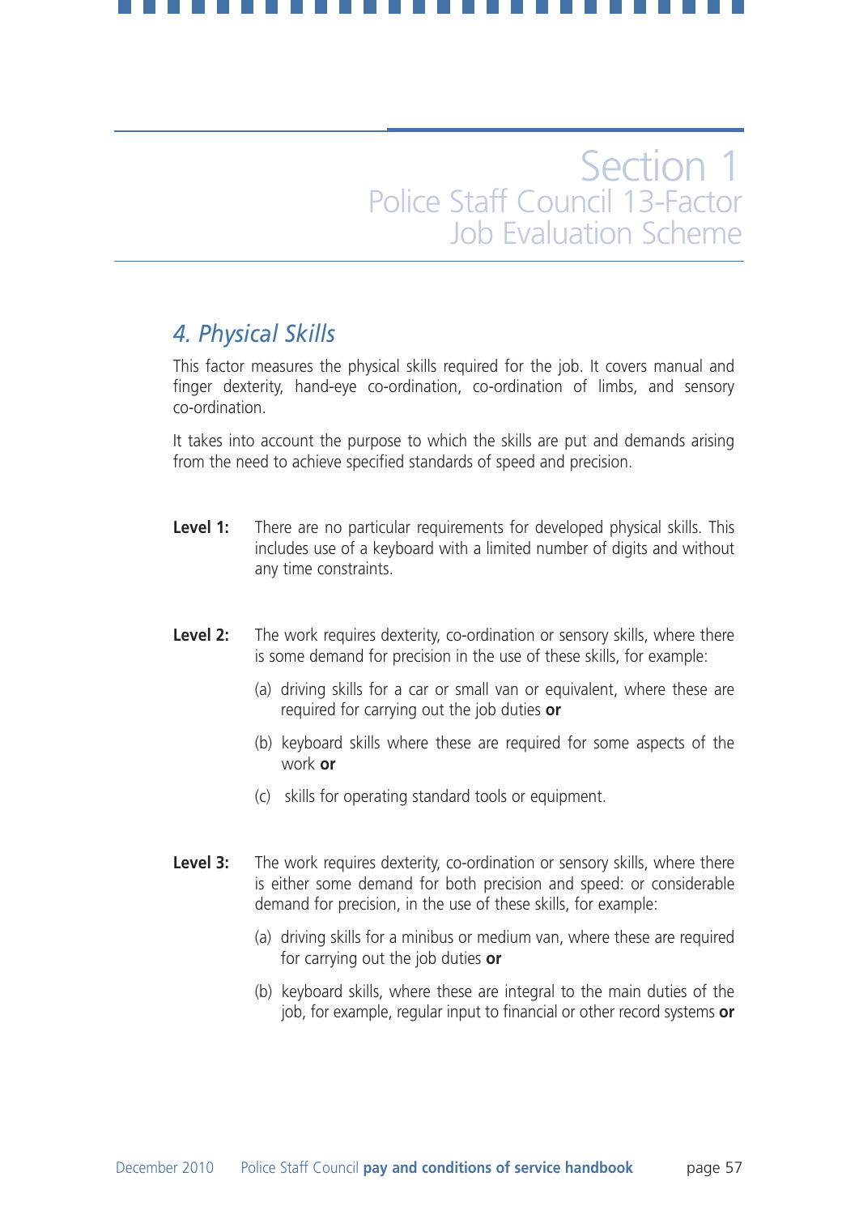# Section 1
## Police Staff Council 13-Factor Job Evaluation Scheme

### *4. Physical Skills*

This factor measures the physical skills required for the job. It covers manual and finger dexterity, hand-eye co-ordination, co-ordination of limbs, and sensory co-ordination.

It takes into account the purpose to which the skills are put and demands arising from the need to achieve specified standards of speed and precision.

**Level 1:** There are no particular requirements for developed physical skills. This includes use of a keyboard with a limited number of digits and without any time constraints.

**Level 2:** The work requires dexterity, co-ordination or sensory skills, where there is some demand for precision in the use of these skills, for example:

(a) driving skills for a car or small van or equivalent, where these are required for carrying out the job duties **or**

(b) keyboard skills where these are required for some aspects of the work **or**

(c) skills for operating standard tools or equipment.

**Level 3:** The work requires dexterity, co-ordination or sensory skills, where there is either some demand for both precision and speed: or considerable demand for precision, in the use of these skills, for example:

(a) driving skills for a minibus or medium van, where these are required for carrying out the job duties **or**

(b) keyboard skills, where these are integral to the main duties of the job, for example, regular input to financial or other record systems **or**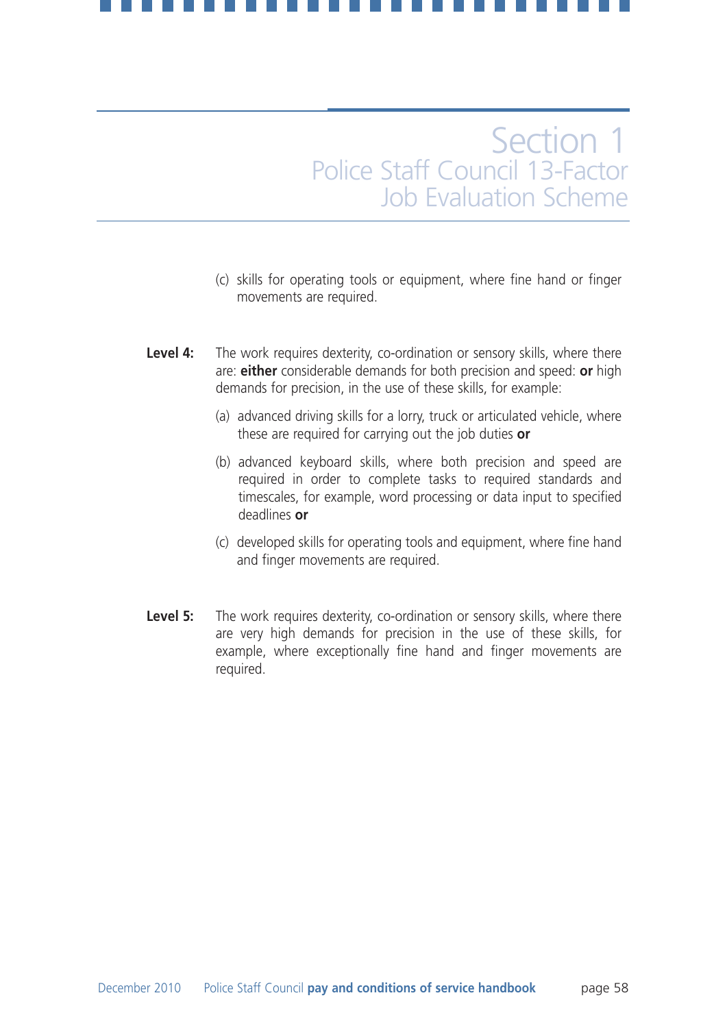(c) skills for operating tools or equipment, where fine hand or finger movements are required.

**Level 4:** The work requires dexterity, co-ordination or sensory skills, where there are: **either** considerable demands for both precision and speed: **or** high demands for precision, in the use of these skills, for example:

(a) advanced driving skills for a lorry, truck or articulated vehicle, where these are required for carrying out the job duties **or**

(b) advanced keyboard skills, where both precision and speed are required in order to complete tasks to required standards and timescales, for example, word processing or data input to specified deadlines **or**

(c) developed skills for operating tools and equipment, where fine hand and finger movements are required.

**Level 5:** The work requires dexterity, co-ordination or sensory skills, where there are very high demands for precision in the use of these skills, for example, where exceptionally fine hand and finger movements are required.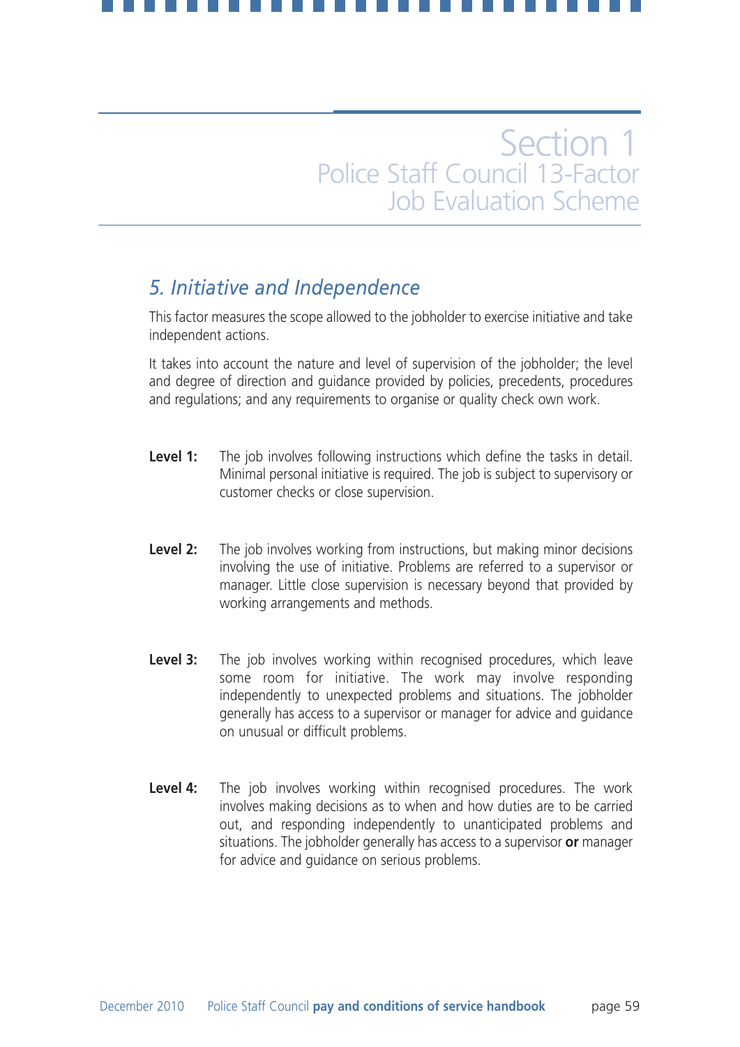## 5. Initiative and Independence

This factor measures the scope allowed to the jobholder to exercise initiative and take independent actions.

It takes into account the nature and level of supervision of the jobholder; the level and degree of direction and guidance provided by policies, precedents, procedures and regulations; and any requirements to organise or quality check own work.

**Level 1:** The job involves following instructions which define the tasks in detail. Minimal personal initiative is required. The job is subject to supervisory or customer checks or close supervision.

**Level 2:** The job involves working from instructions, but making minor decisions involving the use of initiative. Problems are referred to a supervisor or manager. Little close supervision is necessary beyond that provided by working arrangements and methods.

**Level 3:** The job involves working within recognised procedures, which leave some room for initiative. The work may involve responding independently to unexpected problems and situations. The jobholder generally has access to a supervisor or manager for advice and guidance on unusual or difficult problems.

**Level 4:** The job involves working within recognised procedures. The work involves making decisions as to when and how duties are to be carried out, and responding independently to unanticipated problems and situations. The jobholder generally has access to a supervisor **or** manager for advice and guidance on serious problems.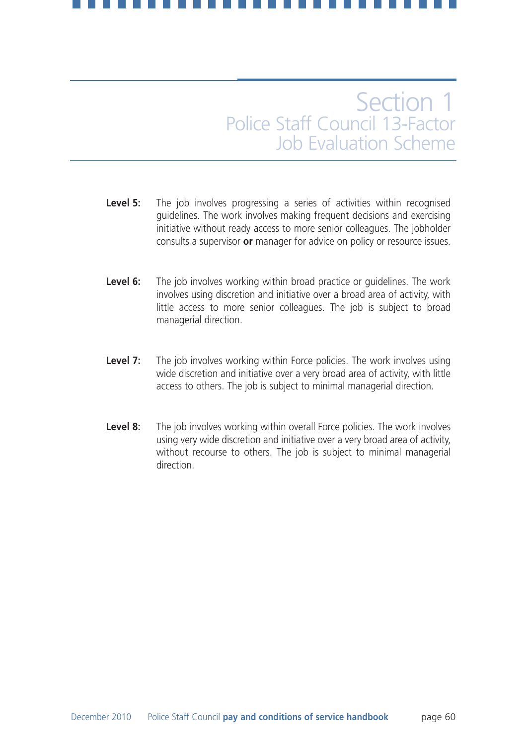**Level 5:** The job involves progressing a series of activities within recognised guidelines. The work involves making frequent decisions and exercising initiative without ready access to more senior colleagues. The jobholder consults a supervisor **or** manager for advice on policy or resource issues.

**Level 6:** The job involves working within broad practice or guidelines. The work involves using discretion and initiative over a broad area of activity, with little access to more senior colleagues. The job is subject to broad managerial direction.

**Level 7:** The job involves working within Force policies. The work involves using wide discretion and initiative over a very broad area of activity, with little access to others. The job is subject to minimal managerial direction.

**Level 8:** The job involves working within overall Force policies. The work involves using very wide discretion and initiative over a very broad area of activity, without recourse to others. The job is subject to minimal managerial direction.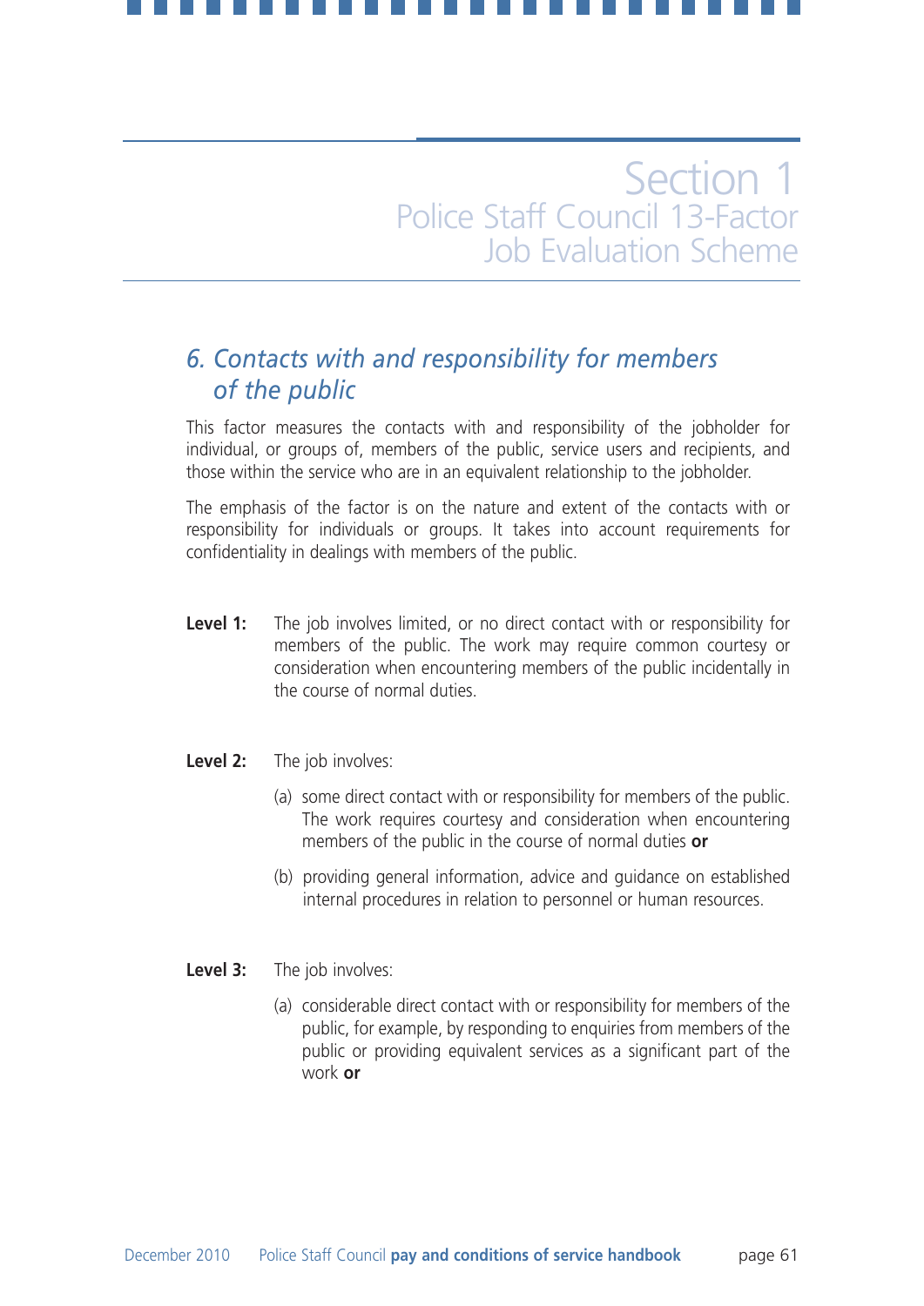## 6. Contacts with and responsibility for members of the public

This factor measures the contacts with and responsibility of the jobholder for individual, or groups of, members of the public, service users and recipients, and those within the service who are in an equivalent relationship to the jobholder.

The emphasis of the factor is on the nature and extent of the contacts with or responsibility for individuals or groups. It takes into account requirements for confidentiality in dealings with members of the public.

**Level 1:** The job involves limited, or no direct contact with or responsibility for members of the public. The work may require common courtesy or consideration when encountering members of the public incidentally in the course of normal duties.

**Level 2:** The job involves:

(a) some direct contact with or responsibility for members of the public. The work requires courtesy and consideration when encountering members of the public in the course of normal duties **or**

(b) providing general information, advice and guidance on established internal procedures in relation to personnel or human resources.

**Level 3:** The job involves:

(a) considerable direct contact with or responsibility for members of the public, for example, by responding to enquiries from members of the public or providing equivalent services as a significant part of the work **or**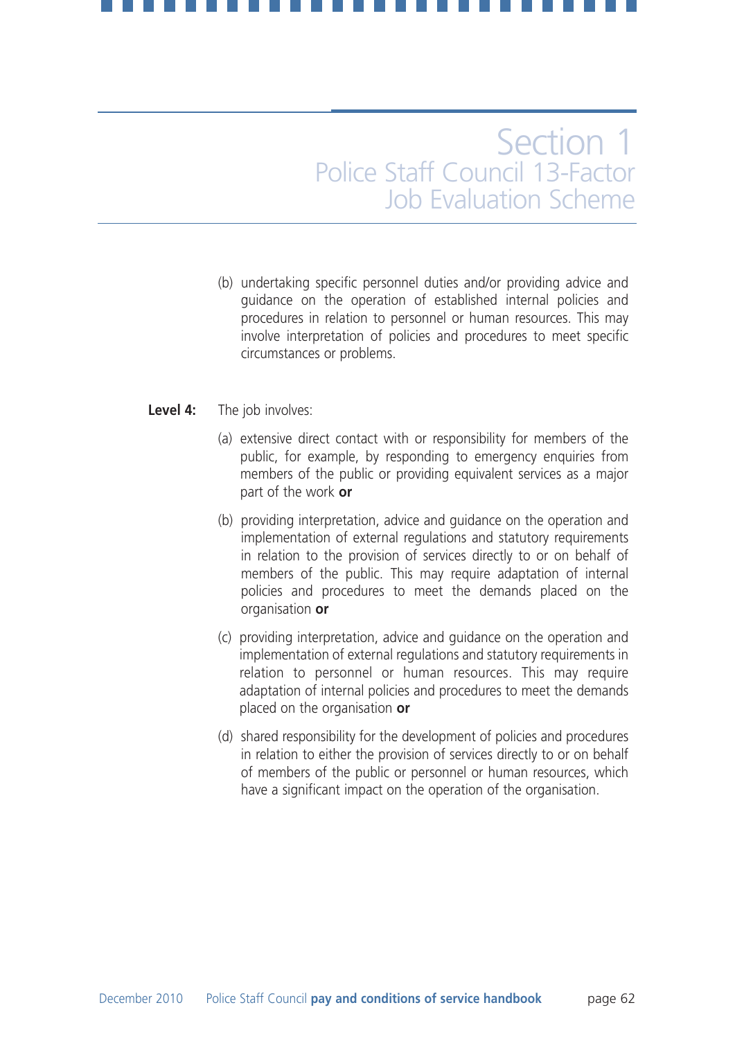(b) undertaking specific personnel duties and/or providing advice and guidance on the operation of established internal policies and procedures in relation to personnel or human resources. This may involve interpretation of policies and procedures to meet specific circumstances or problems.

**Level 4:** The job involves:

(a) extensive direct contact with or responsibility for members of the public, for example, by responding to emergency enquiries from members of the public or providing equivalent services as a major part of the work **or**

(b) providing interpretation, advice and guidance on the operation and implementation of external regulations and statutory requirements in relation to the provision of services directly to or on behalf of members of the public. This may require adaptation of internal policies and procedures to meet the demands placed on the organisation **or**

(c) providing interpretation, advice and guidance on the operation and implementation of external regulations and statutory requirements in relation to personnel or human resources. This may require adaptation of internal policies and procedures to meet the demands placed on the organisation **or**

(d) shared responsibility for the development of policies and procedures in relation to either the provision of services directly to or on behalf of members of the public or personnel or human resources, which have a significant impact on the operation of the organisation.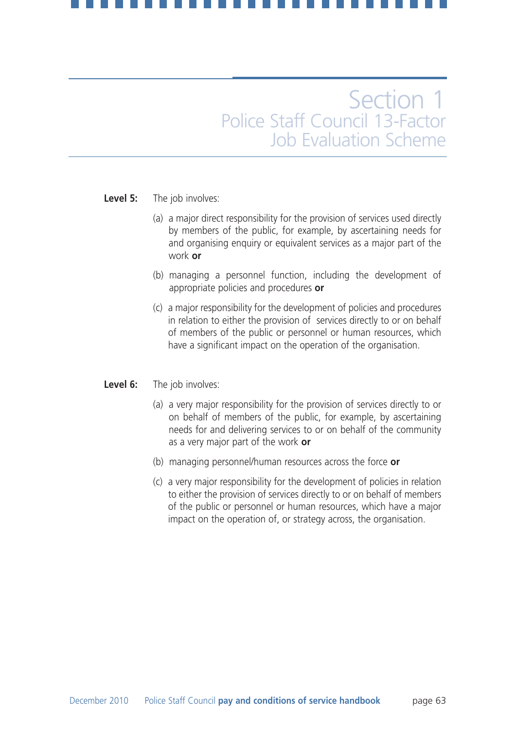**Level 5:** The job involves:

(a) a major direct responsibility for the provision of services used directly by members of the public, for example, by ascertaining needs for and organising enquiry or equivalent services as a major part of the work **or**

(b) managing a personnel function, including the development of appropriate policies and procedures **or**

(c) a major responsibility for the development of policies and procedures in relation to either the provision of services directly to or on behalf of members of the public or personnel or human resources, which have a significant impact on the operation of the organisation.

**Level 6:** The job involves:

(a) a very major responsibility for the provision of services directly to or on behalf of members of the public, for example, by ascertaining needs for and delivering services to or on behalf of the community as a very major part of the work **or**

(b) managing personnel/human resources across the force **or**

(c) a very major responsibility for the development of policies in relation to either the provision of services directly to or on behalf of members of the public or personnel or human resources, which have a major impact on the operation of, or strategy across, the organisation.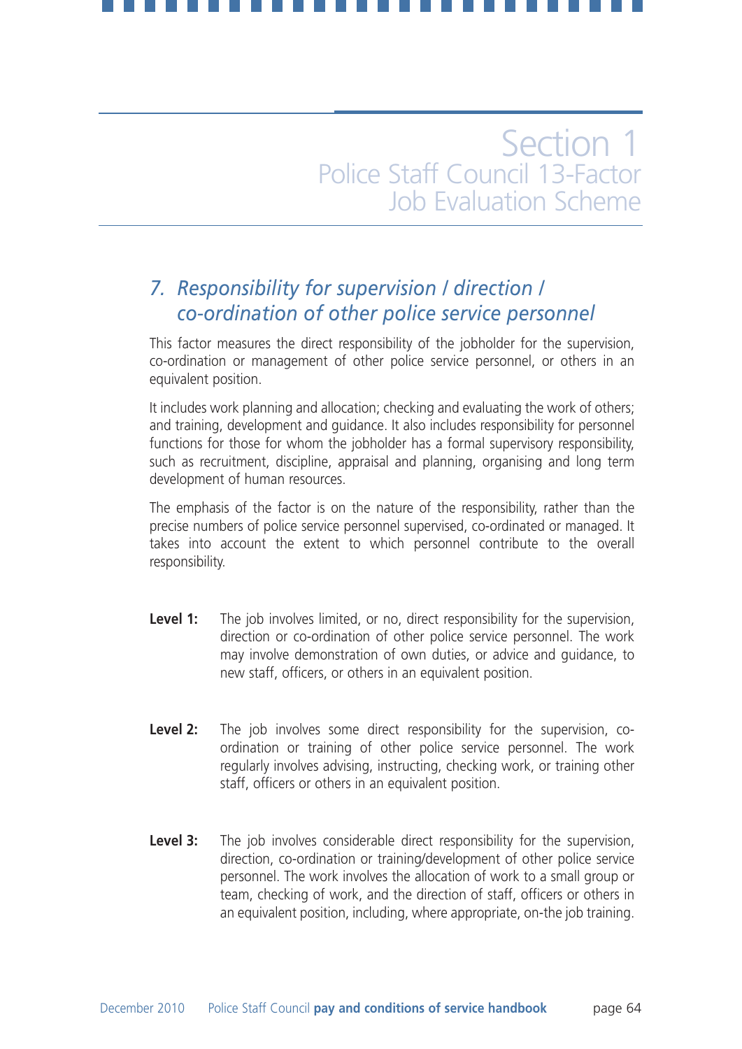# Section 1
## Police Staff Council 13-Factor Job Evaluation Scheme

### *7. Responsibility for supervision / direction / co-ordination of other police service personnel*

This factor measures the direct responsibility of the jobholder for the supervision, co-ordination or management of other police service personnel, or others in an equivalent position.

It includes work planning and allocation; checking and evaluating the work of others; and training, development and guidance. It also includes responsibility for personnel functions for those for whom the jobholder has a formal supervisory responsibility, such as recruitment, discipline, appraisal and planning, organising and long term development of human resources.

The emphasis of the factor is on the nature of the responsibility, rather than the precise numbers of police service personnel supervised, co-ordinated or managed. It takes into account the extent to which personnel contribute to the overall responsibility.

**Level 1:** The job involves limited, or no, direct responsibility for the supervision, direction or co-ordination of other police service personnel. The work may involve demonstration of own duties, or advice and guidance, to new staff, officers, or others in an equivalent position.

**Level 2:** The job involves some direct responsibility for the supervision, co-ordination or training of other police service personnel. The work regularly involves advising, instructing, checking work, or training other staff, officers or others in an equivalent position.

**Level 3:** The job involves considerable direct responsibility for the supervision, direction, co-ordination or training/development of other police service personnel. The work involves the allocation of work to a small group or team, checking of work, and the direction of staff, officers or others in an equivalent position, including, where appropriate, on-the job training.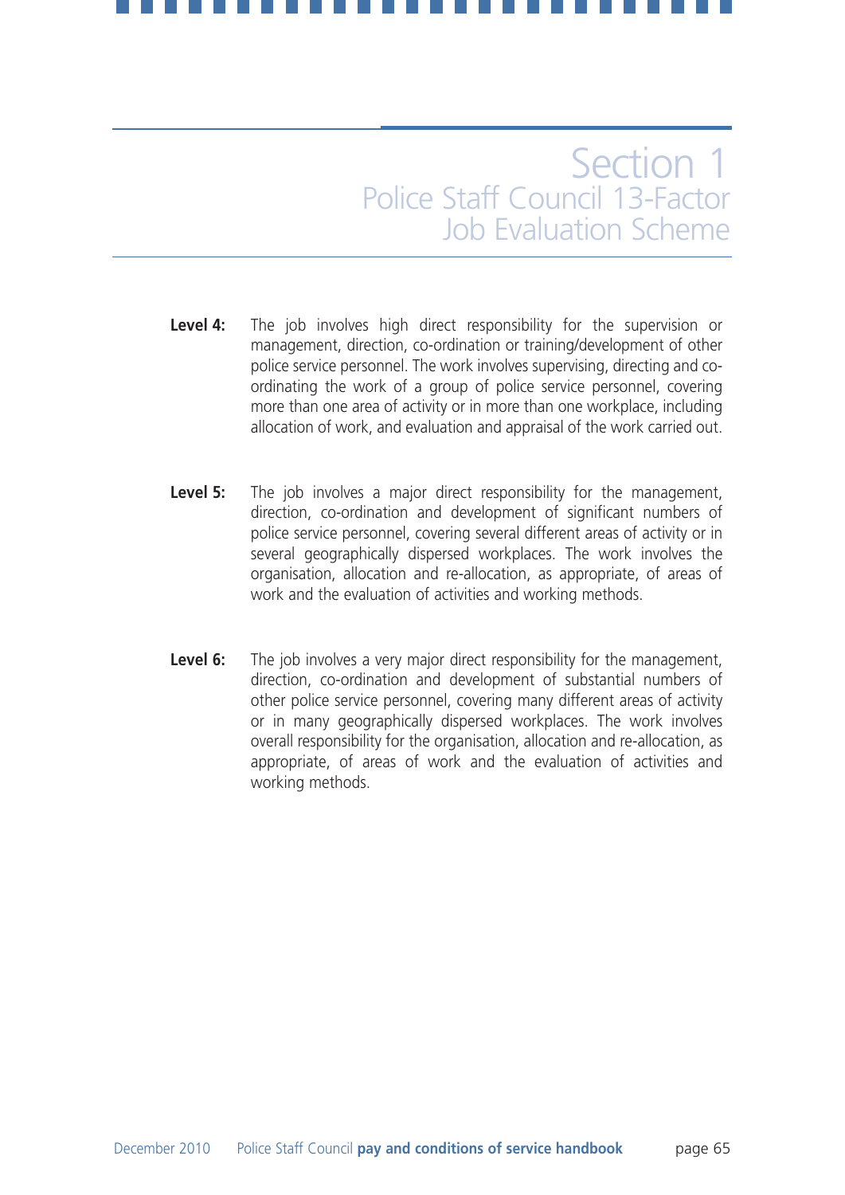**Level 4:** The job involves high direct responsibility for the supervision or management, direction, co-ordination or training/development of other police service personnel. The work involves supervising, directing and co-ordinating the work of a group of police service personnel, covering more than one area of activity or in more than one workplace, including allocation of work, and evaluation and appraisal of the work carried out.

**Level 5:** The job involves a major direct responsibility for the management, direction, co-ordination and development of significant numbers of police service personnel, covering several different areas of activity or in several geographically dispersed workplaces. The work involves the organisation, allocation and re-allocation, as appropriate, of areas of work and the evaluation of activities and working methods.

**Level 6:** The job involves a very major direct responsibility for the management, direction, co-ordination and development of substantial numbers of other police service personnel, covering many different areas of activity or in many geographically dispersed workplaces. The work involves overall responsibility for the organisation, allocation and re-allocation, as appropriate, of areas of work and the evaluation of activities and working methods.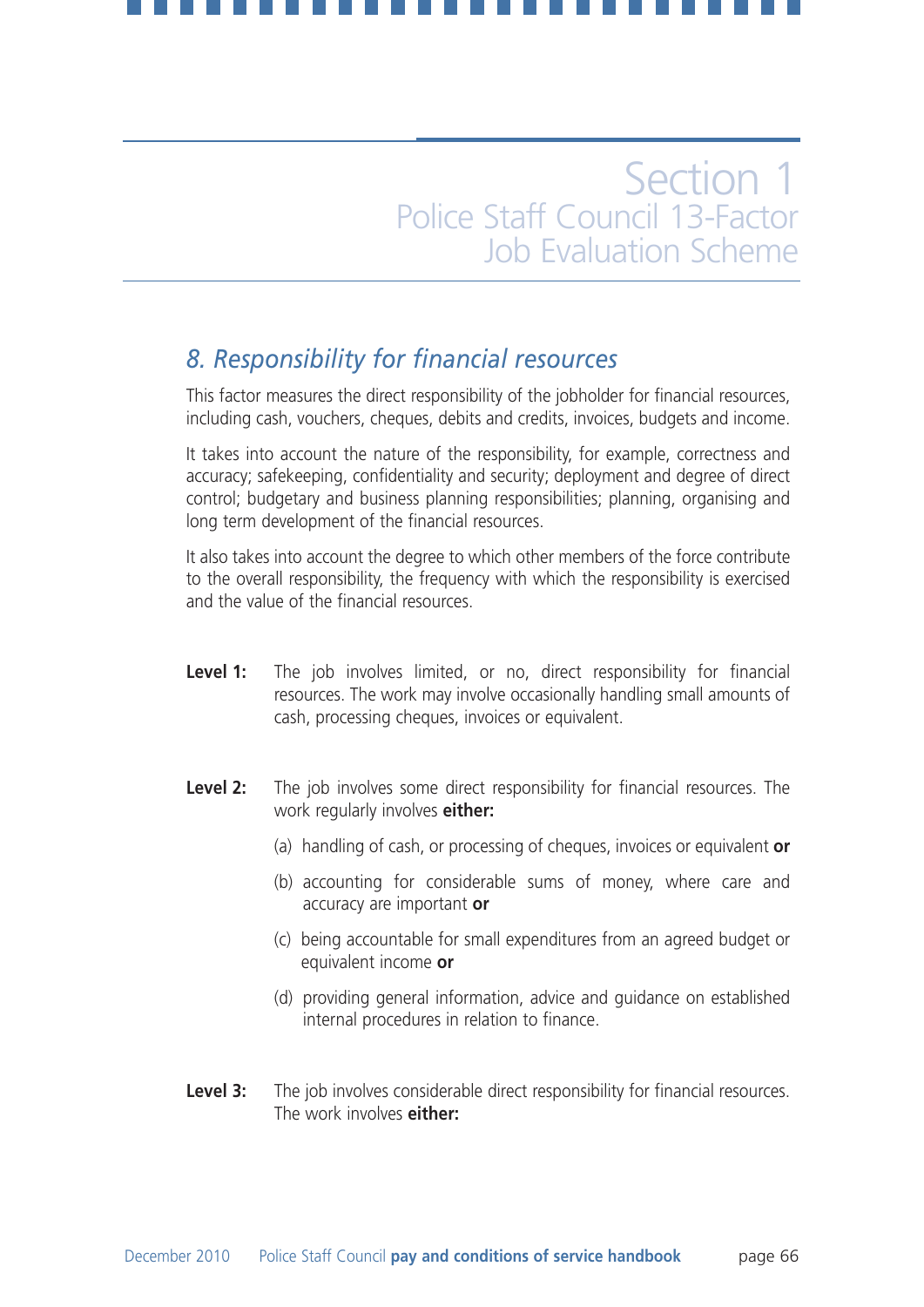## 8. Responsibility for financial resources

This factor measures the direct responsibility of the jobholder for financial resources, including cash, vouchers, cheques, debits and credits, invoices, budgets and income.

It takes into account the nature of the responsibility, for example, correctness and accuracy; safekeeping, confidentiality and security; deployment and degree of direct control; budgetary and business planning responsibilities; planning, organising and long term development of the financial resources.

It also takes into account the degree to which other members of the force contribute to the overall responsibility, the frequency with which the responsibility is exercised and the value of the financial resources.

**Level 1:** The job involves limited, or no, direct responsibility for financial resources. The work may involve occasionally handling small amounts of cash, processing cheques, invoices or equivalent.

**Level 2:** The job involves some direct responsibility for financial resources. The work regularly involves **either:**

(a) handling of cash, or processing of cheques, invoices or equivalent **or**

(b) accounting for considerable sums of money, where care and accuracy are important **or**

(c) being accountable for small expenditures from an agreed budget or equivalent income **or**

(d) providing general information, advice and guidance on established internal procedures in relation to finance.

**Level 3:** The job involves considerable direct responsibility for financial resources. The work involves **either:**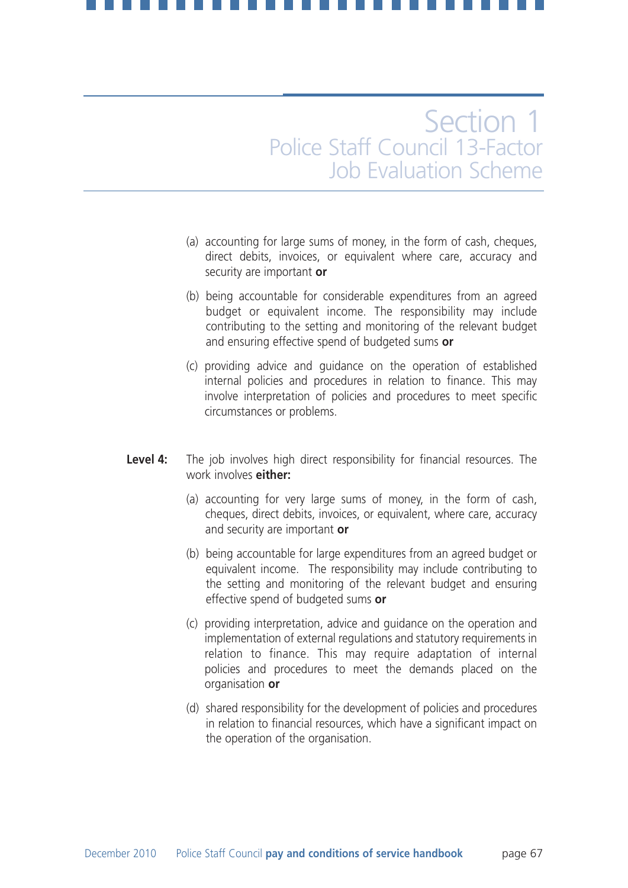(a) accounting for large sums of money, in the form of cash, cheques, direct debits, invoices, or equivalent where care, accuracy and security are important **or**

(b) being accountable for considerable expenditures from an agreed budget or equivalent income. The responsibility may include contributing to the setting and monitoring of the relevant budget and ensuring effective spend of budgeted sums **or**

(c) providing advice and guidance on the operation of established internal policies and procedures in relation to finance. This may involve interpretation of policies and procedures to meet specific circumstances or problems.

**Level 4:** The job involves high direct responsibility for financial resources. The work involves **either:**

(a) accounting for very large sums of money, in the form of cash, cheques, direct debits, invoices, or equivalent, where care, accuracy and security are important **or**

(b) being accountable for large expenditures from an agreed budget or equivalent income. The responsibility may include contributing to the setting and monitoring of the relevant budget and ensuring effective spend of budgeted sums **or**

(c) providing interpretation, advice and guidance on the operation and implementation of external regulations and statutory requirements in relation to finance. This may require adaptation of internal policies and procedures to meet the demands placed on the organisation **or**

(d) shared responsibility for the development of policies and procedures in relation to financial resources, which have a significant impact on the operation of the organisation.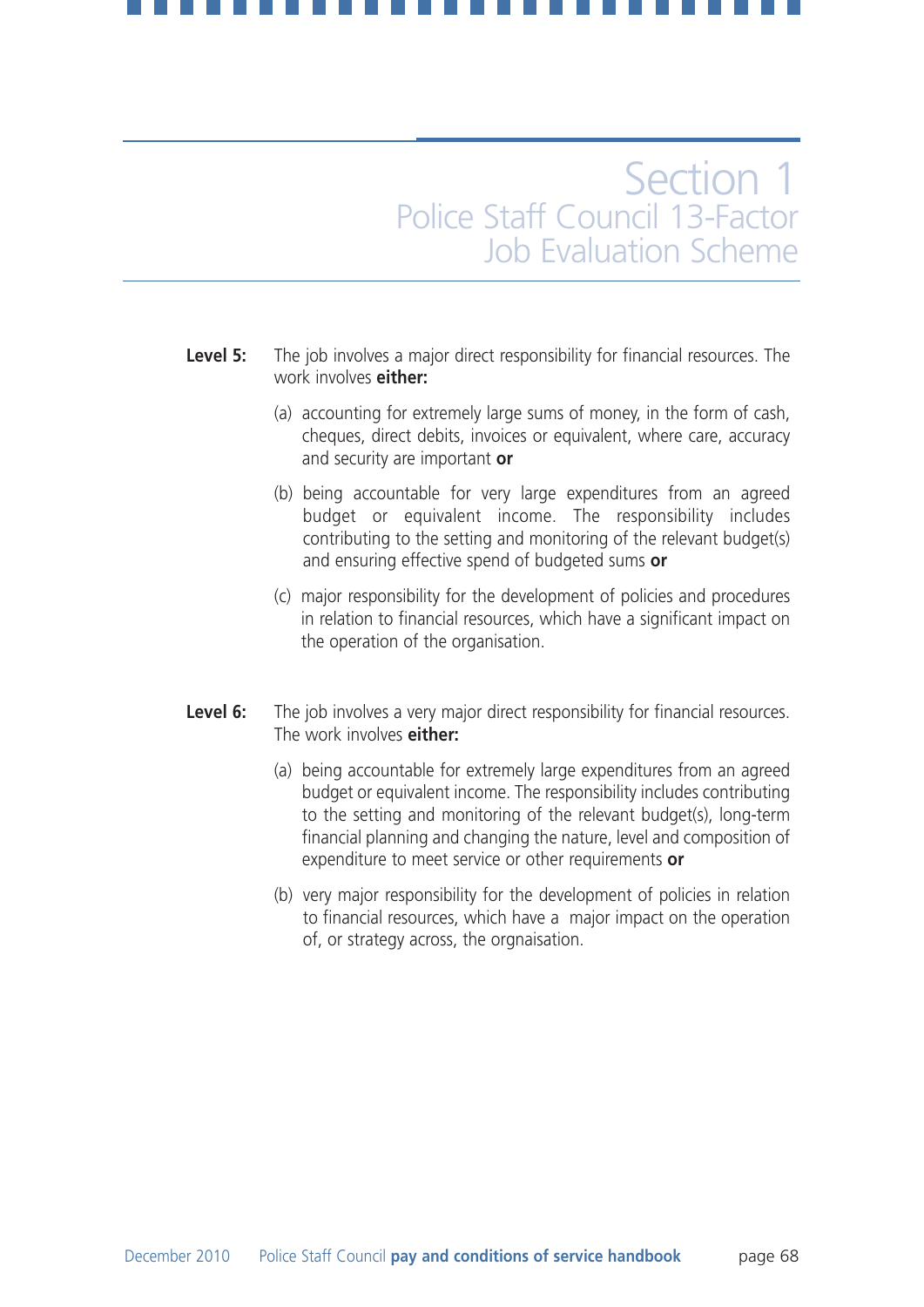**Level 5:** The job involves a major direct responsibility for financial resources. The work involves **either:**

(a) accounting for extremely large sums of money, in the form of cash, cheques, direct debits, invoices or equivalent, where care, accuracy and security are important **or**

(b) being accountable for very large expenditures from an agreed budget or equivalent income. The responsibility includes contributing to the setting and monitoring of the relevant budget(s) and ensuring effective spend of budgeted sums **or**

(c) major responsibility for the development of policies and procedures in relation to financial resources, which have a significant impact on the operation of the organisation.

**Level 6:** The job involves a very major direct responsibility for financial resources. The work involves **either:**

(a) being accountable for extremely large expenditures from an agreed budget or equivalent income. The responsibility includes contributing to the setting and monitoring of the relevant budget(s), long-term financial planning and changing the nature, level and composition of expenditure to meet service or other requirements **or**

(b) very major responsibility for the development of policies in relation to financial resources, which have a major impact on the operation of, or strategy across, the orgnaisation.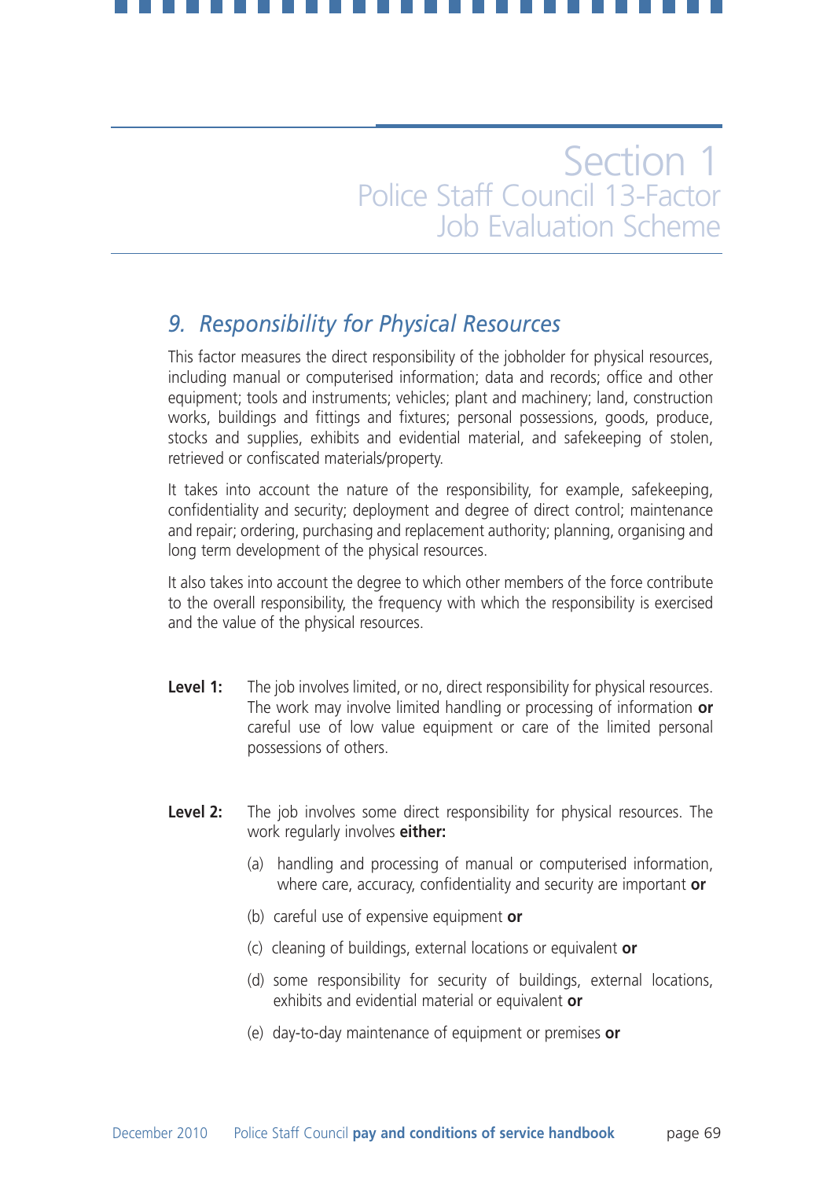# Section 1
## Police Staff Council 13-Factor Job Evaluation Scheme

### *9. Responsibility for Physical Resources*

This factor measures the direct responsibility of the jobholder for physical resources, including manual or computerised information; data and records; office and other equipment; tools and instruments; vehicles; plant and machinery; land, construction works, buildings and fittings and fixtures; personal possessions, goods, produce, stocks and supplies, exhibits and evidential material, and safekeeping of stolen, retrieved or confiscated materials/property.

It takes into account the nature of the responsibility, for example, safekeeping, confidentiality and security; deployment and degree of direct control; maintenance and repair; ordering, purchasing and replacement authority; planning, organising and long term development of the physical resources.

It also takes into account the degree to which other members of the force contribute to the overall responsibility, the frequency with which the responsibility is exercised and the value of the physical resources.

**Level 1:** The job involves limited, or no, direct responsibility for physical resources. The work may involve limited handling or processing of information **or** careful use of low value equipment or care of the limited personal possessions of others.

**Level 2:** The job involves some direct responsibility for physical resources. The work regularly involves **either:**

(a) handling and processing of manual or computerised information, where care, accuracy, confidentiality and security are important **or**

(b) careful use of expensive equipment **or**

(c) cleaning of buildings, external locations or equivalent **or**

(d) some responsibility for security of buildings, external locations, exhibits and evidential material or equivalent **or**

(e) day-to-day maintenance of equipment or premises **or**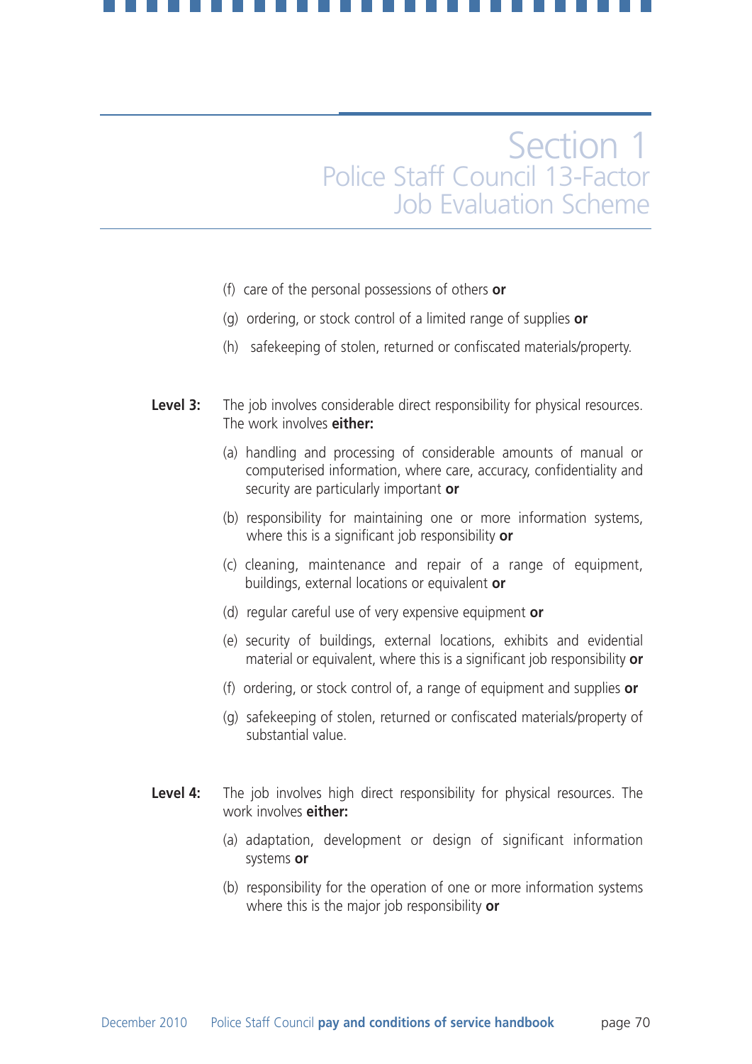(f) care of the personal possessions of others **or**

(g) ordering, or stock control of a limited range of supplies **or**

(h) safekeeping of stolen, returned or confiscated materials/property.

**Level 3:** The job involves considerable direct responsibility for physical resources. The work involves **either:**

(a) handling and processing of considerable amounts of manual or computerised information, where care, accuracy, confidentiality and security are particularly important **or**

(b) responsibility for maintaining one or more information systems, where this is a significant job responsibility **or**

(c) cleaning, maintenance and repair of a range of equipment, buildings, external locations or equivalent **or**

(d) regular careful use of very expensive equipment **or**

(e) security of buildings, external locations, exhibits and evidential material or equivalent, where this is a significant job responsibility **or**

(f) ordering, or stock control of, a range of equipment and supplies **or**

(g) safekeeping of stolen, returned or confiscated materials/property of substantial value.

**Level 4:** The job involves high direct responsibility for physical resources. The work involves **either:**

(a) adaptation, development or design of significant information systems **or**

(b) responsibility for the operation of one or more information systems where this is the major job responsibility **or**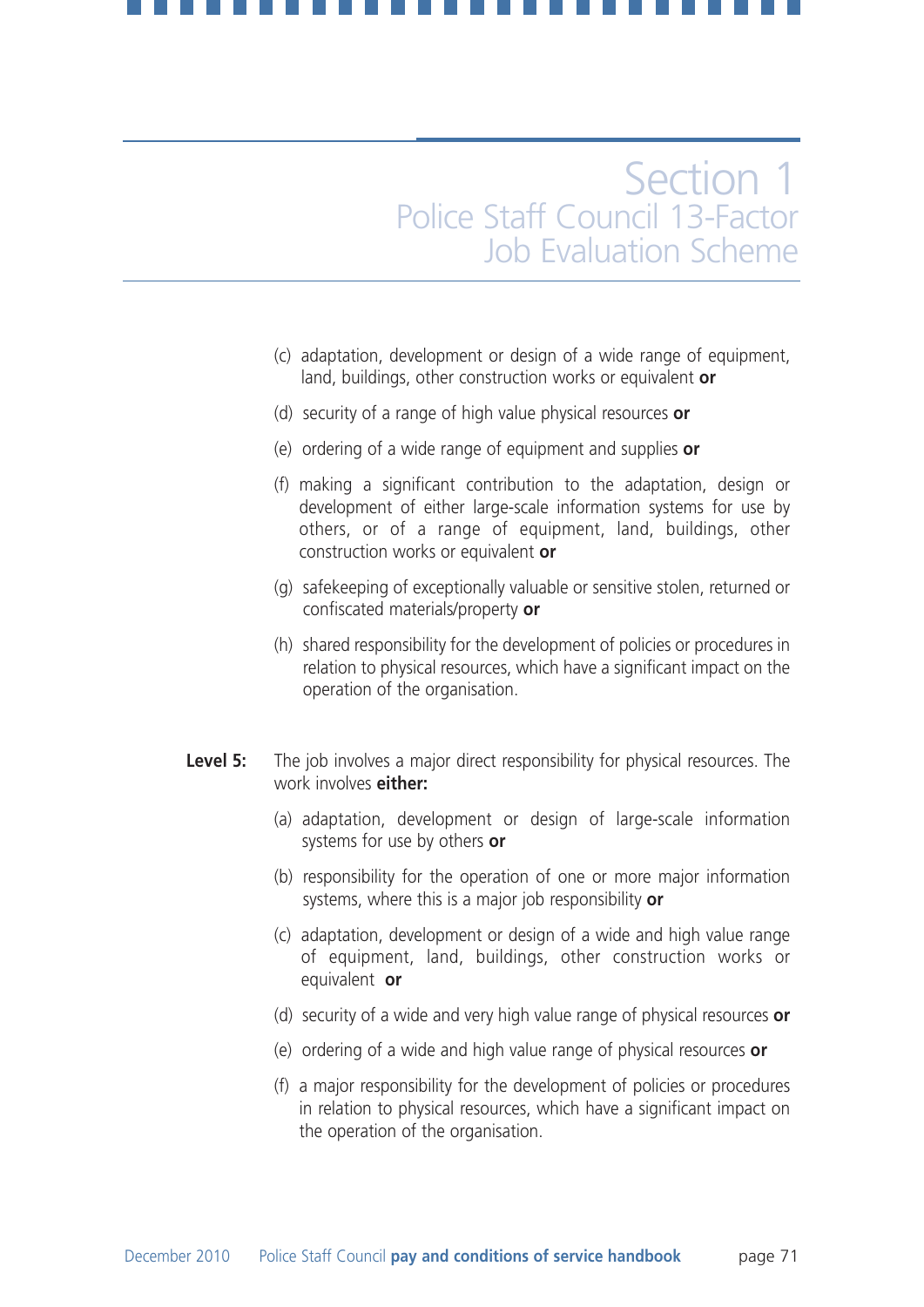(c) adaptation, development or design of a wide range of equipment, land, buildings, other construction works or equivalent **or**

(d) security of a range of high value physical resources **or**

(e) ordering of a wide range of equipment and supplies **or**

(f) making a significant contribution to the adaptation, design or development of either large-scale information systems for use by others, or of a range of equipment, land, buildings, other construction works or equivalent **or**

(g) safekeeping of exceptionally valuable or sensitive stolen, returned or confiscated materials/property **or**

(h) shared responsibility for the development of policies or procedures in relation to physical resources, which have a significant impact on the operation of the organisation.

**Level 5:** The job involves a major direct responsibility for physical resources. The work involves **either:**

(a) adaptation, development or design of large-scale information systems for use by others **or**

(b) responsibility for the operation of one or more major information systems, where this is a major job responsibility **or**

(c) adaptation, development or design of a wide and high value range of equipment, land, buildings, other construction works or equivalent **or**

(d) security of a wide and very high value range of physical resources **or**

(e) ordering of a wide and high value range of physical resources **or**

(f) a major responsibility for the development of policies or procedures in relation to physical resources, which have a significant impact on the operation of the organisation.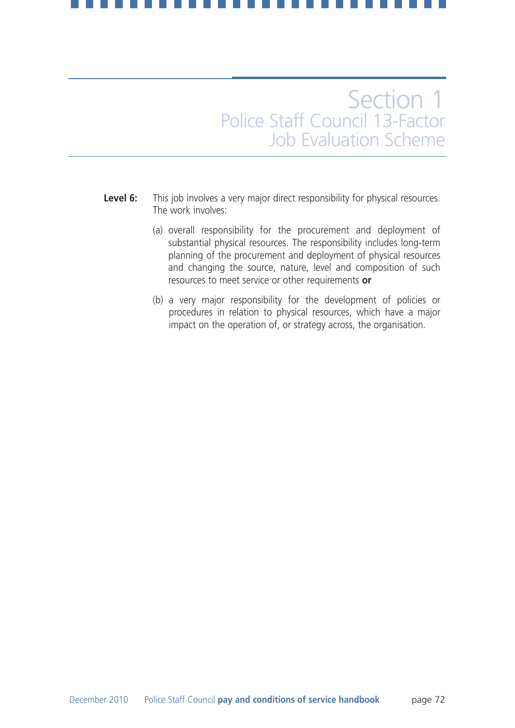**Level 6:** This job involves a very major direct responsibility for physical resources. The work involves:

(a) overall responsibility for the procurement and deployment of substantial physical resources. The responsibility includes long-term planning of the procurement and deployment of physical resources and changing the source, nature, level and composition of such resources to meet service or other requirements **or**

(b) a very major responsibility for the development of policies or procedures in relation to physical resources, which have a major impact on the operation of, or strategy across, the organisation.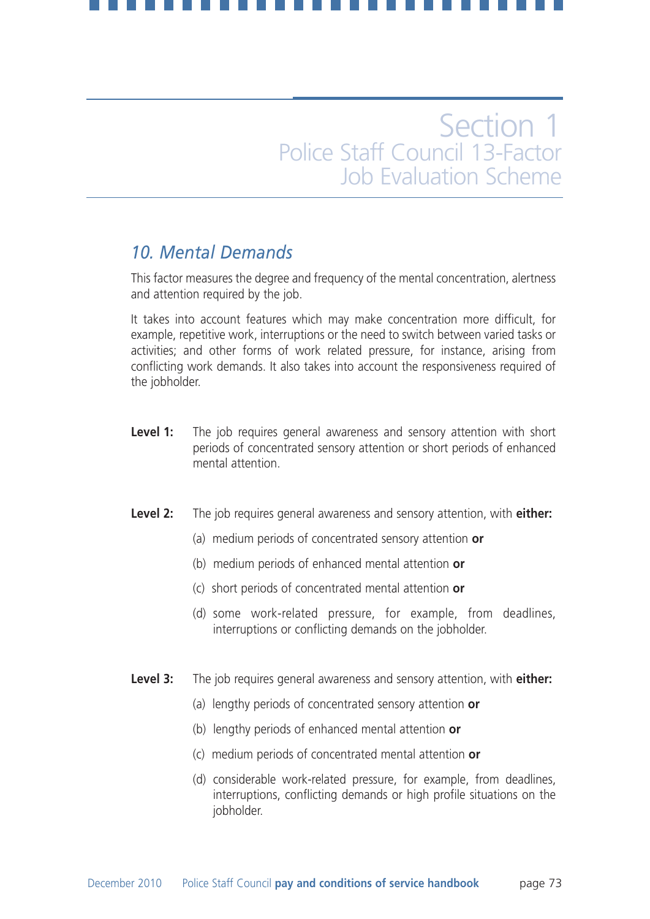# Section 1
## Police Staff Council 13-Factor Job Evaluation Scheme

### *10. Mental Demands*

This factor measures the degree and frequency of the mental concentration, alertness and attention required by the job.

It takes into account features which may make concentration more difficult, for example, repetitive work, interruptions or the need to switch between varied tasks or activities; and other forms of work related pressure, for instance, arising from conflicting work demands. It also takes into account the responsiveness required of the jobholder.

**Level 1:** The job requires general awareness and sensory attention with short periods of concentrated sensory attention or short periods of enhanced mental attention.

**Level 2:** The job requires general awareness and sensory attention, with **either:**

(a) medium periods of concentrated sensory attention **or**

(b) medium periods of enhanced mental attention **or**

(c) short periods of concentrated mental attention **or**

(d) some work-related pressure, for example, from deadlines, interruptions or conflicting demands on the jobholder.

**Level 3:** The job requires general awareness and sensory attention, with **either:**

(a) lengthy periods of concentrated sensory attention **or**

(b) lengthy periods of enhanced mental attention **or**

(c) medium periods of concentrated mental attention **or**

(d) considerable work-related pressure, for example, from deadlines, interruptions, conflicting demands or high profile situations on the jobholder.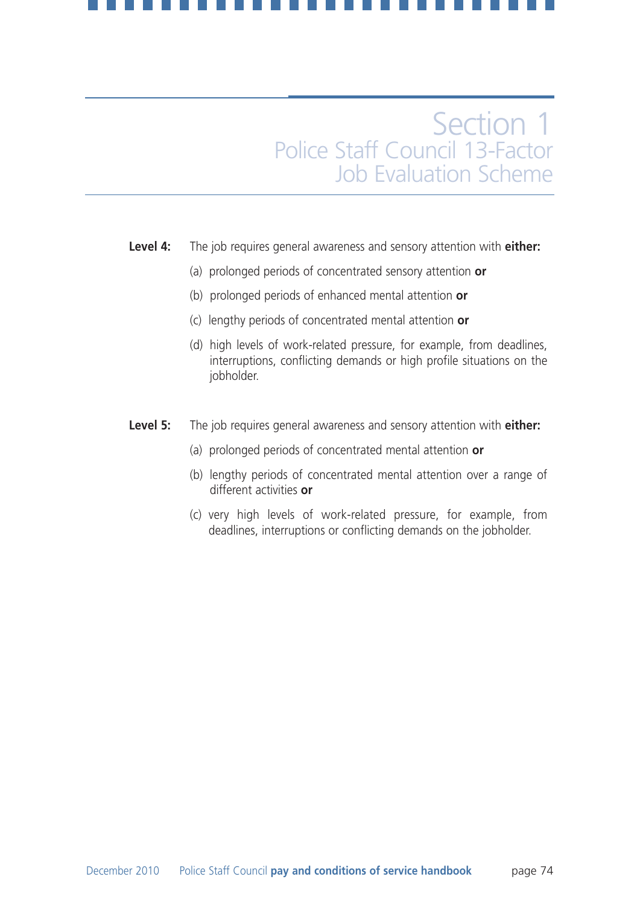**Level 4:** The job requires general awareness and sensory attention with **either:**

(a) prolonged periods of concentrated sensory attention **or**

(b) prolonged periods of enhanced mental attention **or**

(c) lengthy periods of concentrated mental attention **or**

(d) high levels of work-related pressure, for example, from deadlines, interruptions, conflicting demands or high profile situations on the jobholder.

**Level 5:** The job requires general awareness and sensory attention with **either:**

(a) prolonged periods of concentrated mental attention **or**

(b) lengthy periods of concentrated mental attention over a range of different activities **or**

(c) very high levels of work-related pressure, for example, from deadlines, interruptions or conflicting demands on the jobholder.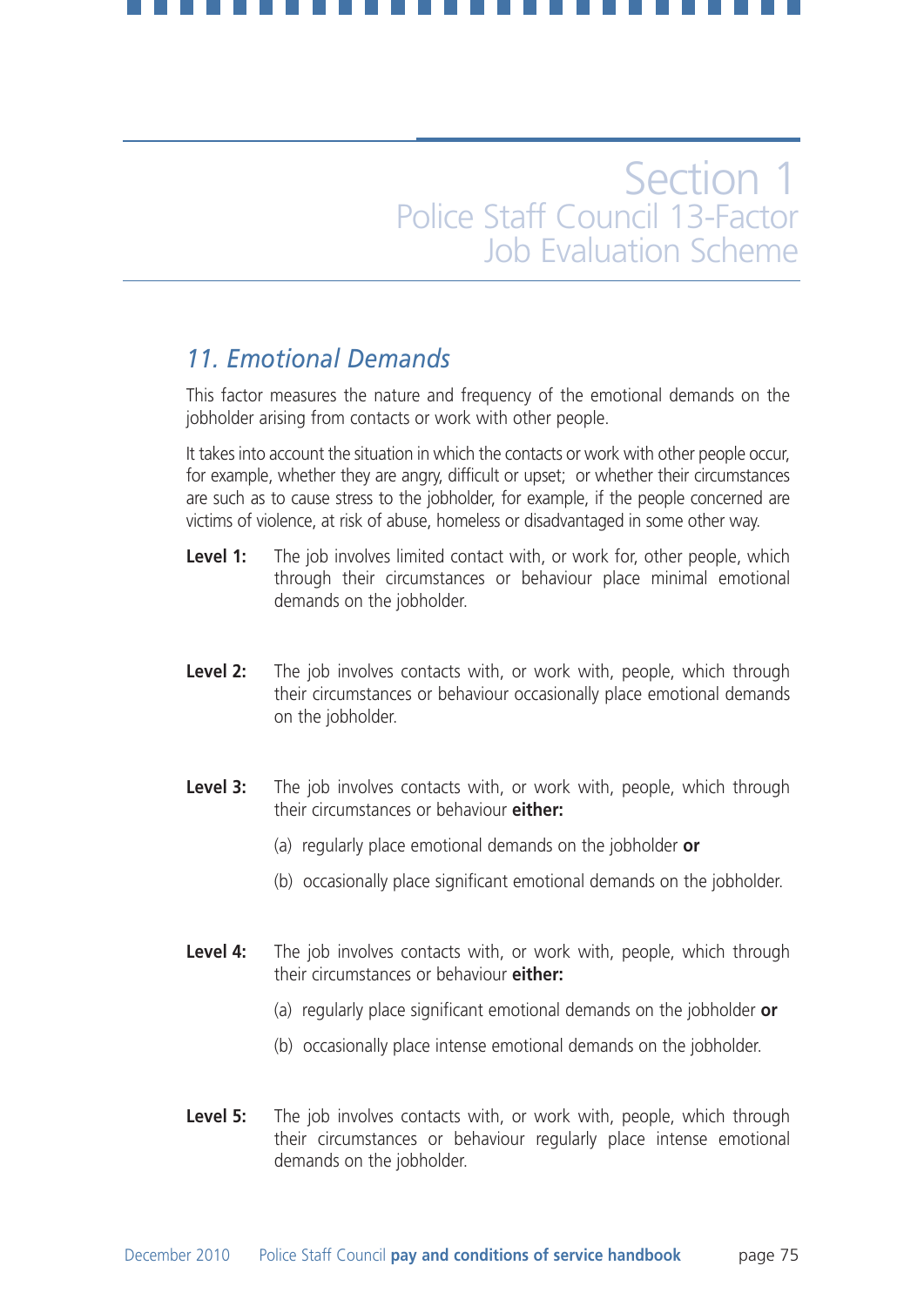## 11. Emotional Demands

This factor measures the nature and frequency of the emotional demands on the jobholder arising from contacts or work with other people.

It takes into account the situation in which the contacts or work with other people occur, for example, whether they are angry, difficult or upset; or whether their circumstances are such as to cause stress to the jobholder, for example, if the people concerned are victims of violence, at risk of abuse, homeless or disadvantaged in some other way.

**Level 1:** The job involves limited contact with, or work for, other people, which through their circumstances or behaviour place minimal emotional demands on the jobholder.

**Level 2:** The job involves contacts with, or work with, people, which through their circumstances or behaviour occasionally place emotional demands on the jobholder.

**Level 3:** The job involves contacts with, or work with, people, which through their circumstances or behaviour **either:**

(a) regularly place emotional demands on the jobholder **or**

(b) occasionally place significant emotional demands on the jobholder.

**Level 4:** The job involves contacts with, or work with, people, which through their circumstances or behaviour **either:**

(a) regularly place significant emotional demands on the jobholder **or**

(b) occasionally place intense emotional demands on the jobholder.

**Level 5:** The job involves contacts with, or work with, people, which through their circumstances or behaviour regularly place intense emotional demands on the jobholder.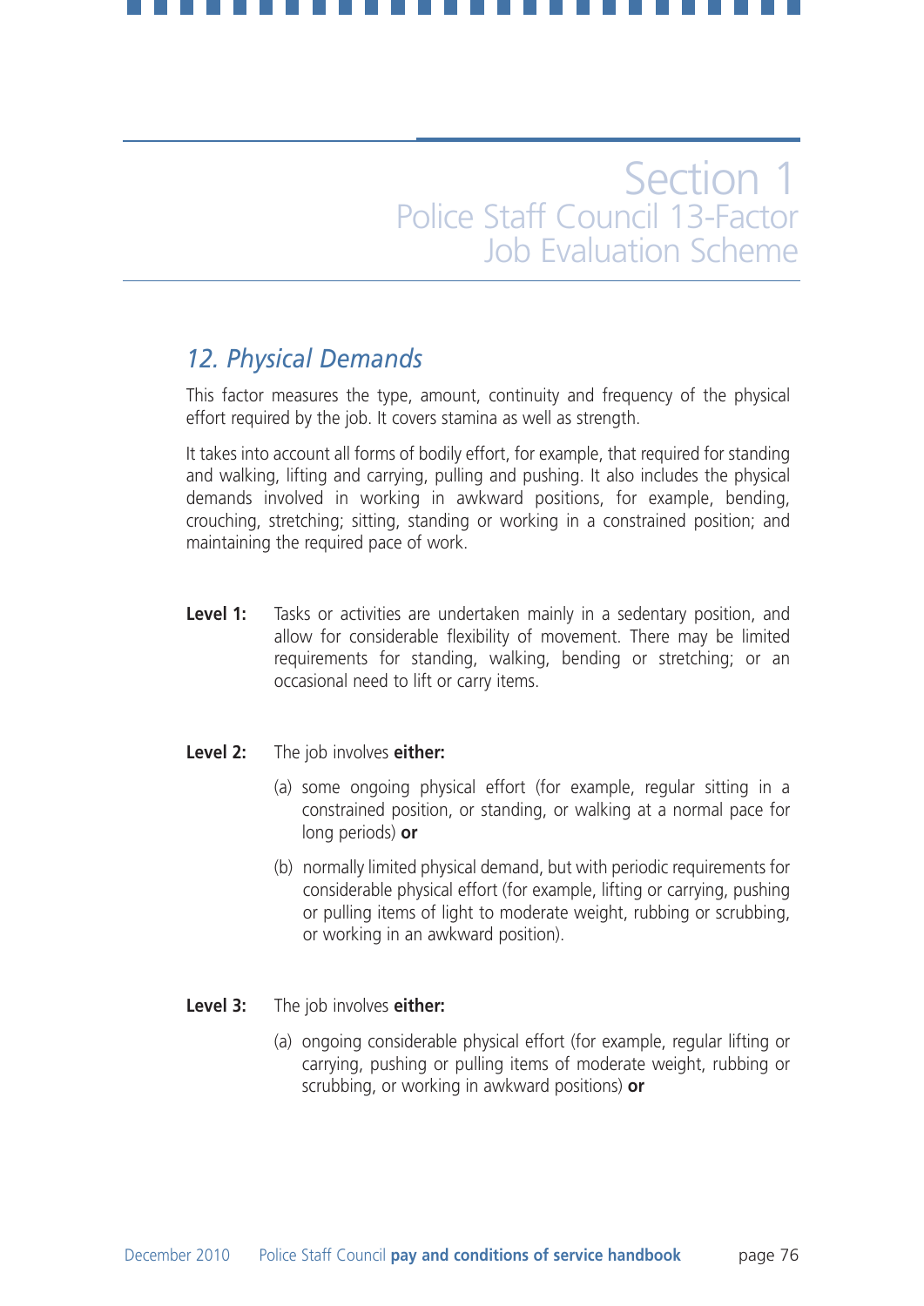## 12. Physical Demands

This factor measures the type, amount, continuity and frequency of the physical effort required by the job. It covers stamina as well as strength.

It takes into account all forms of bodily effort, for example, that required for standing and walking, lifting and carrying, pulling and pushing. It also includes the physical demands involved in working in awkward positions, for example, bending, crouching, stretching; sitting, standing or working in a constrained position; and maintaining the required pace of work.

**Level 1:** Tasks or activities are undertaken mainly in a sedentary position, and allow for considerable flexibility of movement. There may be limited requirements for standing, walking, bending or stretching; or an occasional need to lift or carry items.

**Level 2:** The job involves **either:**

(a) some ongoing physical effort (for example, regular sitting in a constrained position, or standing, or walking at a normal pace for long periods) **or**

(b) normally limited physical demand, but with periodic requirements for considerable physical effort (for example, lifting or carrying, pushing or pulling items of light to moderate weight, rubbing or scrubbing, or working in an awkward position).

**Level 3:** The job involves **either:**

(a) ongoing considerable physical effort (for example, regular lifting or carrying, pushing or pulling items of moderate weight, rubbing or scrubbing, or working in awkward positions) **or**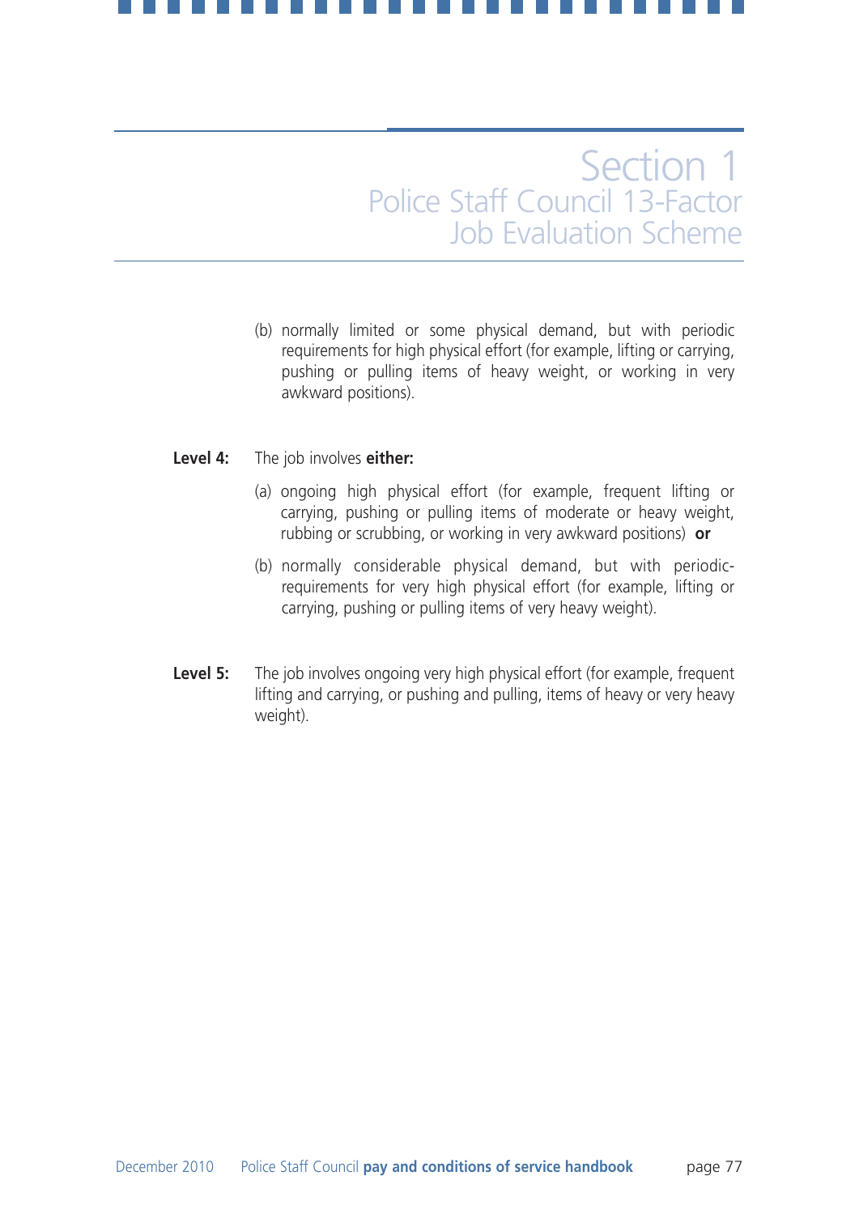(b) normally limited or some physical demand, but with periodic requirements for high physical effort (for example, lifting or carrying, pushing or pulling items of heavy weight, or working in very awkward positions).

**Level 4:** The job involves **either:**

(a) ongoing high physical effort (for example, frequent lifting or carrying, pushing or pulling items of moderate or heavy weight, rubbing or scrubbing, or working in very awkward positions) **or**

(b) normally considerable physical demand, but with periodic-requirements for very high physical effort (for example, lifting or carrying, pushing or pulling items of very heavy weight).

**Level 5:** The job involves ongoing very high physical effort (for example, frequent lifting and carrying, or pushing and pulling, items of heavy or very heavy weight).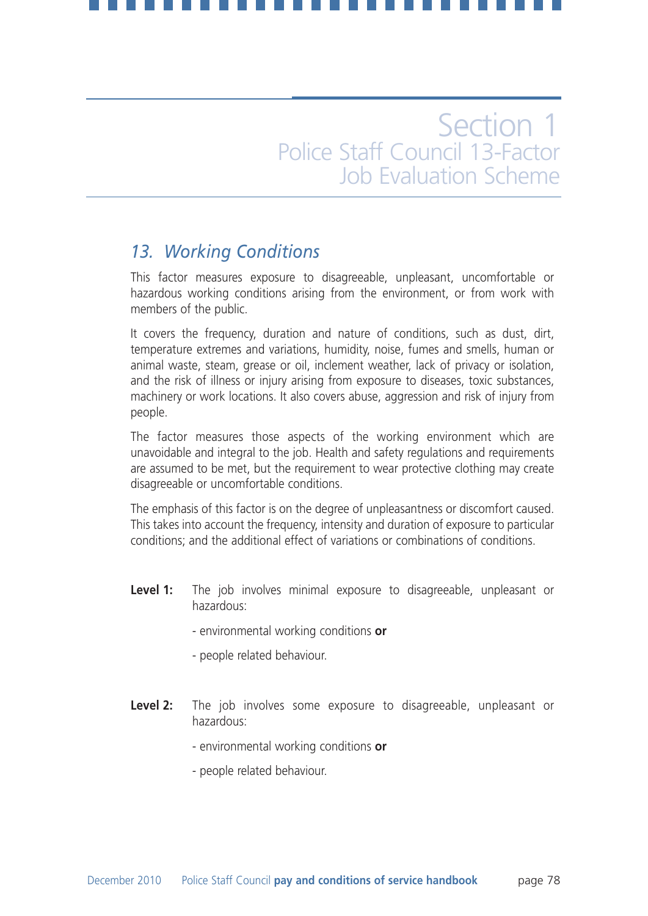## 13. *Working Conditions*

This factor measures exposure to disagreeable, unpleasant, uncomfortable or hazardous working conditions arising from the environment, or from work with members of the public.

It covers the frequency, duration and nature of conditions, such as dust, dirt, temperature extremes and variations, humidity, noise, fumes and smells, human or animal waste, steam, grease or oil, inclement weather, lack of privacy or isolation, and the risk of illness or injury arising from exposure to diseases, toxic substances, machinery or work locations. It also covers abuse, aggression and risk of injury from people.

The factor measures those aspects of the working environment which are unavoidable and integral to the job. Health and safety regulations and requirements are assumed to be met, but the requirement to wear protective clothing may create disagreeable or uncomfortable conditions.

The emphasis of this factor is on the degree of unpleasantness or discomfort caused. This takes into account the frequency, intensity and duration of exposure to particular conditions; and the additional effect of variations or combinations of conditions.

**Level 1:** The job involves minimal exposure to disagreeable, unpleasant or hazardous:

- environmental working conditions **or**

- people related behaviour.

**Level 2:** The job involves some exposure to disagreeable, unpleasant or hazardous:

- environmental working conditions **or**

- people related behaviour.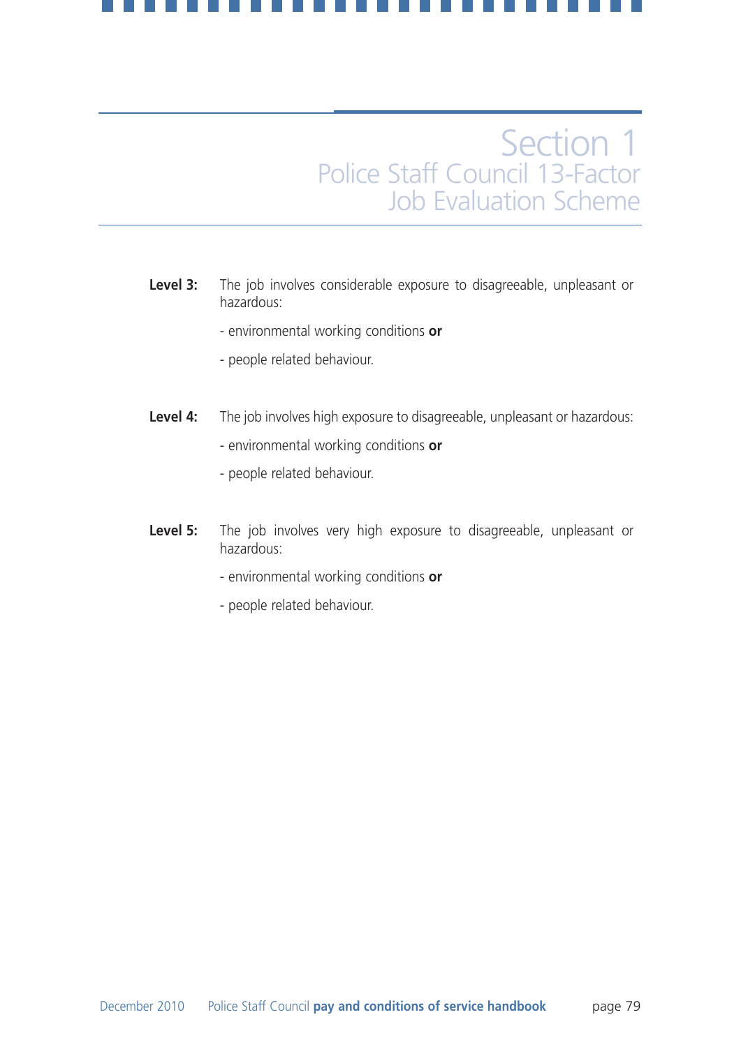**Level 3:** The job involves considerable exposure to disagreeable, unpleasant or hazardous:

- environmental working conditions **or**
- people related behaviour.

**Level 4:** The job involves high exposure to disagreeable, unpleasant or hazardous:

- environmental working conditions **or**
- people related behaviour.

**Level 5:** The job involves very high exposure to disagreeable, unpleasant or hazardous:

- environmental working conditions **or**
- people related behaviour.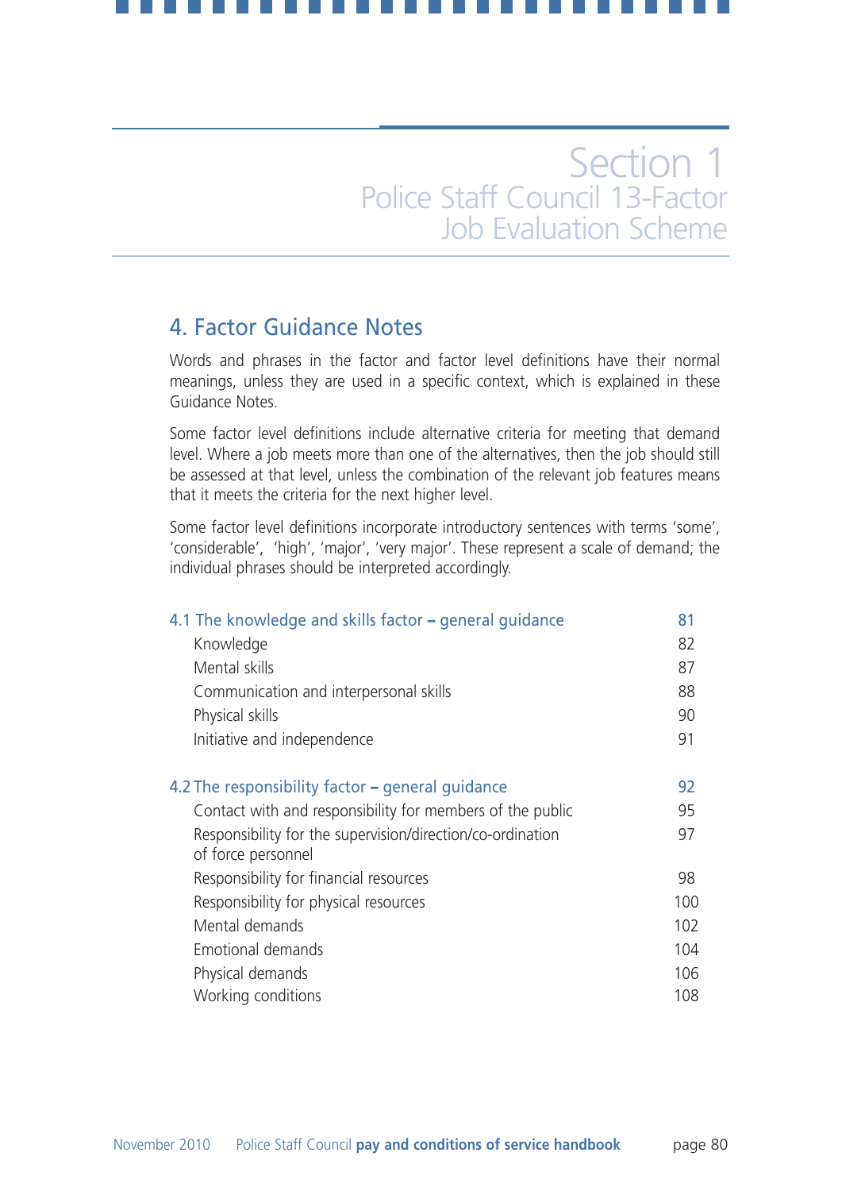# Section 1
## Police Staff Council 13-Factor Job Evaluation Scheme

## 4. Factor Guidance Notes

Words and phrases in the factor and factor level definitions have their normal meanings, unless they are used in a specific context, which is explained in these Guidance Notes.

Some factor level definitions include alternative criteria for meeting that demand level. Where a job meets more than one of the alternatives, then the job should still be assessed at that level, unless the combination of the relevant job features means that it meets the criteria for the next higher level.

Some factor level definitions incorporate introductory sentences with terms 'some', 'considerable', 'high', 'major', 'very major'. These represent a scale of demand; the individual phrases should be interpreted accordingly.

| | |
|---|---|
| **4.1 The knowledge and skills factor – general guidance** | **81** |
| Knowledge | 82 |
| Mental skills | 87 |
| Communication and interpersonal skills | 88 |
| Physical skills | 90 |
| Initiative and independence | 91 |
| **4.2 The responsibility factor – general guidance** | **92** |
| Contact with and responsibility for members of the public | 95 |
| Responsibility for the supervision/direction/co-ordination of force personnel | 97 |
| Responsibility for financial resources | 98 |
| Responsibility for physical resources | 100 |
| Mental demands | 102 |
| Emotional demands | 104 |
| Physical demands | 106 |
| Working conditions | 108 |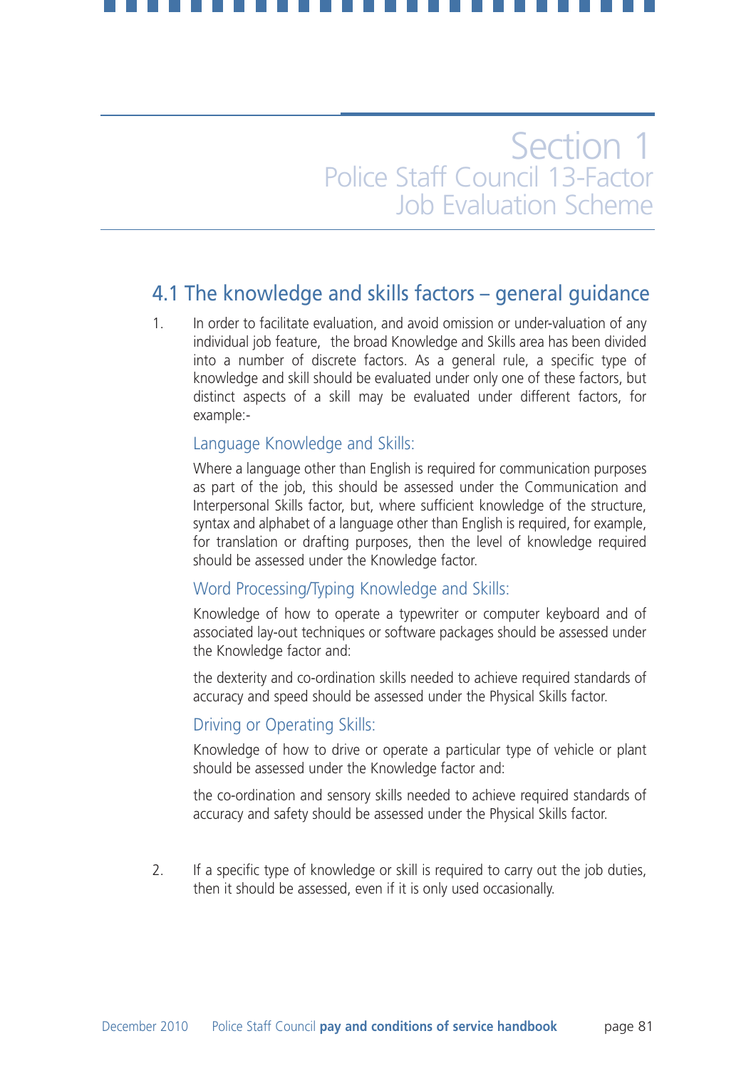# Section 1
## Police Staff Council 13-Factor Job Evaluation Scheme

## 4.1 The knowledge and skills factors – general guidance

1. In order to facilitate evaluation, and avoid omission or under-valuation of any individual job feature, the broad Knowledge and Skills area has been divided into a number of discrete factors. As a general rule, a specific type of knowledge and skill should be evaluated under only one of these factors, but distinct aspects of a skill may be evaluated under different factors, for example:-

   ### Language Knowledge and Skills:

   Where a language other than English is required for communication purposes as part of the job, this should be assessed under the Communication and Interpersonal Skills factor, but, where sufficient knowledge of the structure, syntax and alphabet of a language other than English is required, for example, for translation or drafting purposes, then the level of knowledge required should be assessed under the Knowledge factor.

   ### Word Processing/Typing Knowledge and Skills:

   Knowledge of how to operate a typewriter or computer keyboard and of associated lay-out techniques or software packages should be assessed under the Knowledge factor and:

   the dexterity and co-ordination skills needed to achieve required standards of accuracy and speed should be assessed under the Physical Skills factor.

   ### Driving or Operating Skills:

   Knowledge of how to drive or operate a particular type of vehicle or plant should be assessed under the Knowledge factor and:

   the co-ordination and sensory skills needed to achieve required standards of accuracy and safety should be assessed under the Physical Skills factor.

2. If a specific type of knowledge or skill is required to carry out the job duties, then it should be assessed, even if it is only used occasionally.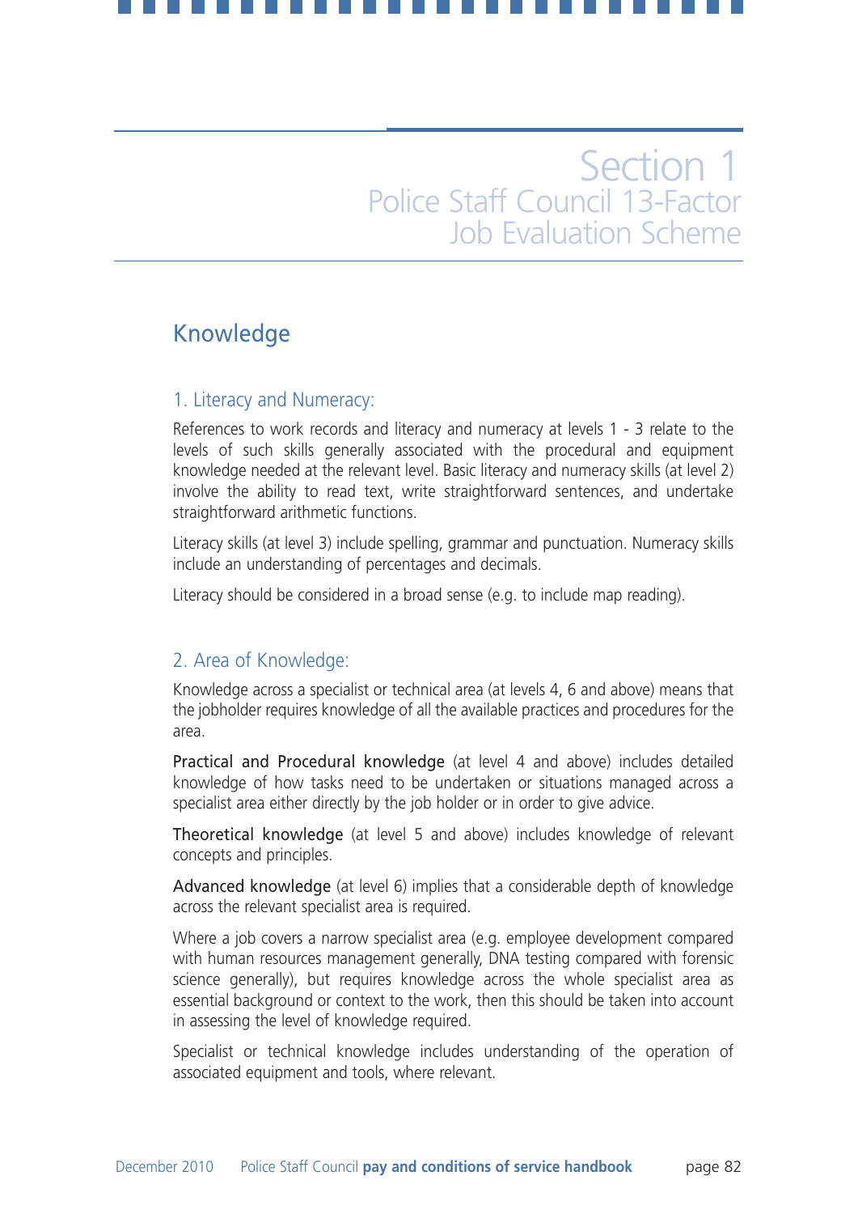# Section 1
## Police Staff Council 13-Factor Job Evaluation Scheme

## Knowledge

### 1. Literacy and Numeracy:

References to work records and literacy and numeracy at levels 1 - 3 relate to the levels of such skills generally associated with the procedural and equipment knowledge needed at the relevant level. Basic literacy and numeracy skills (at level 2) involve the ability to read text, write straightforward sentences, and undertake straightforward arithmetic functions.

Literacy skills (at level 3) include spelling, grammar and punctuation. Numeracy skills include an understanding of percentages and decimals.

Literacy should be considered in a broad sense (e.g. to include map reading).

### 2. Area of Knowledge:

Knowledge across a specialist or technical area (at levels 4, 6 and above) means that the jobholder requires knowledge of all the available practices and procedures for the area.

**Practical and Procedural knowledge** (at level 4 and above) includes detailed knowledge of how tasks need to be undertaken or situations managed across a specialist area either directly by the job holder or in order to give advice.

**Theoretical knowledge** (at level 5 and above) includes knowledge of relevant concepts and principles.

**Advanced knowledge** (at level 6) implies that a considerable depth of knowledge across the relevant specialist area is required.

Where a job covers a narrow specialist area (e.g. employee development compared with human resources management generally, DNA testing compared with forensic science generally), but requires knowledge across the whole specialist area as essential background or context to the work, then this should be taken into account in assessing the level of knowledge required.

Specialist or technical knowledge includes understanding of the operation of associated equipment and tools, where relevant.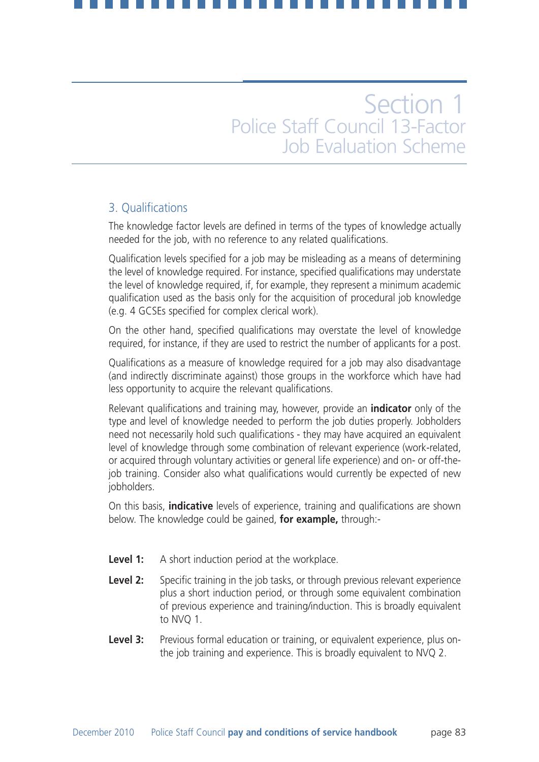# Section 1
## Police Staff Council 13-Factor Job Evaluation Scheme

### 3. Qualifications

The knowledge factor levels are defined in terms of the types of knowledge actually needed for the job, with no reference to any related qualifications.

Qualification levels specified for a job may be misleading as a means of determining the level of knowledge required. For instance, specified qualifications may understate the level of knowledge required, if, for example, they represent a minimum academic qualification used as the basis only for the acquisition of procedural job knowledge (e.g. 4 GCSEs specified for complex clerical work).

On the other hand, specified qualifications may overstate the level of knowledge required, for instance, if they are used to restrict the number of applicants for a post.

Qualifications as a measure of knowledge required for a job may also disadvantage (and indirectly discriminate against) those groups in the workforce which have had less opportunity to acquire the relevant qualifications.

Relevant qualifications and training may, however, provide an **indicator** only of the type and level of knowledge needed to perform the job duties properly. Jobholders need not necessarily hold such qualifications - they may have acquired an equivalent level of knowledge through some combination of relevant experience (work-related, or acquired through voluntary activities or general life experience) and on- or off-the-job training. Consider also what qualifications would currently be expected of new jobholders.

On this basis, **indicative** levels of experience, training and qualifications are shown below. The knowledge could be gained, **for example,** through:-

**Level 1:** A short induction period at the workplace.

**Level 2:** Specific training in the job tasks, or through previous relevant experience plus a short induction period, or through some equivalent combination of previous experience and training/induction. This is broadly equivalent to NVQ 1.

**Level 3:** Previous formal education or training, or equivalent experience, plus on-the job training and experience. This is broadly equivalent to NVQ 2.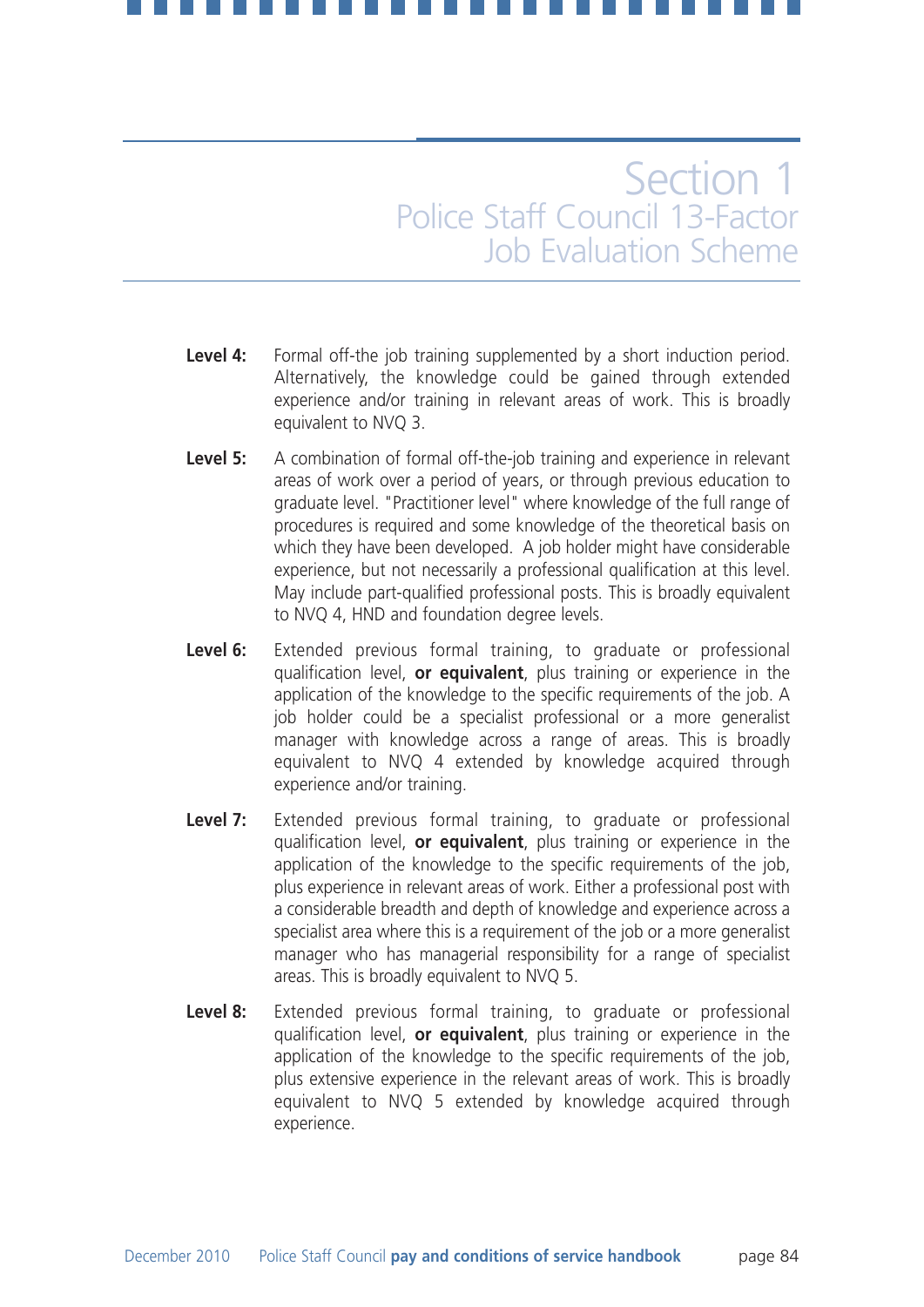**Level 4:** Formal off-the job training supplemented by a short induction period. Alternatively, the knowledge could be gained through extended experience and/or training in relevant areas of work. This is broadly equivalent to NVQ 3.

**Level 5:** A combination of formal off-the-job training and experience in relevant areas of work over a period of years, or through previous education to graduate level. "Practitioner level" where knowledge of the full range of procedures is required and some knowledge of the theoretical basis on which they have been developed. A job holder might have considerable experience, but not necessarily a professional qualification at this level. May include part-qualified professional posts. This is broadly equivalent to NVQ 4, HND and foundation degree levels.

**Level 6:** Extended previous formal training, to graduate or professional qualification level, **or equivalent**, plus training or experience in the application of the knowledge to the specific requirements of the job. A job holder could be a specialist professional or a more generalist manager with knowledge across a range of areas. This is broadly equivalent to NVQ 4 extended by knowledge acquired through experience and/or training.

**Level 7:** Extended previous formal training, to graduate or professional qualification level, **or equivalent**, plus training or experience in the application of the knowledge to the specific requirements of the job, plus experience in relevant areas of work. Either a professional post with a considerable breadth and depth of knowledge and experience across a specialist area where this is a requirement of the job or a more generalist manager who has managerial responsibility for a range of specialist areas. This is broadly equivalent to NVQ 5.

**Level 8:** Extended previous formal training, to graduate or professional qualification level, **or equivalent**, plus training or experience in the application of the knowledge to the specific requirements of the job, plus extensive experience in the relevant areas of work. This is broadly equivalent to NVQ 5 extended by knowledge acquired through experience.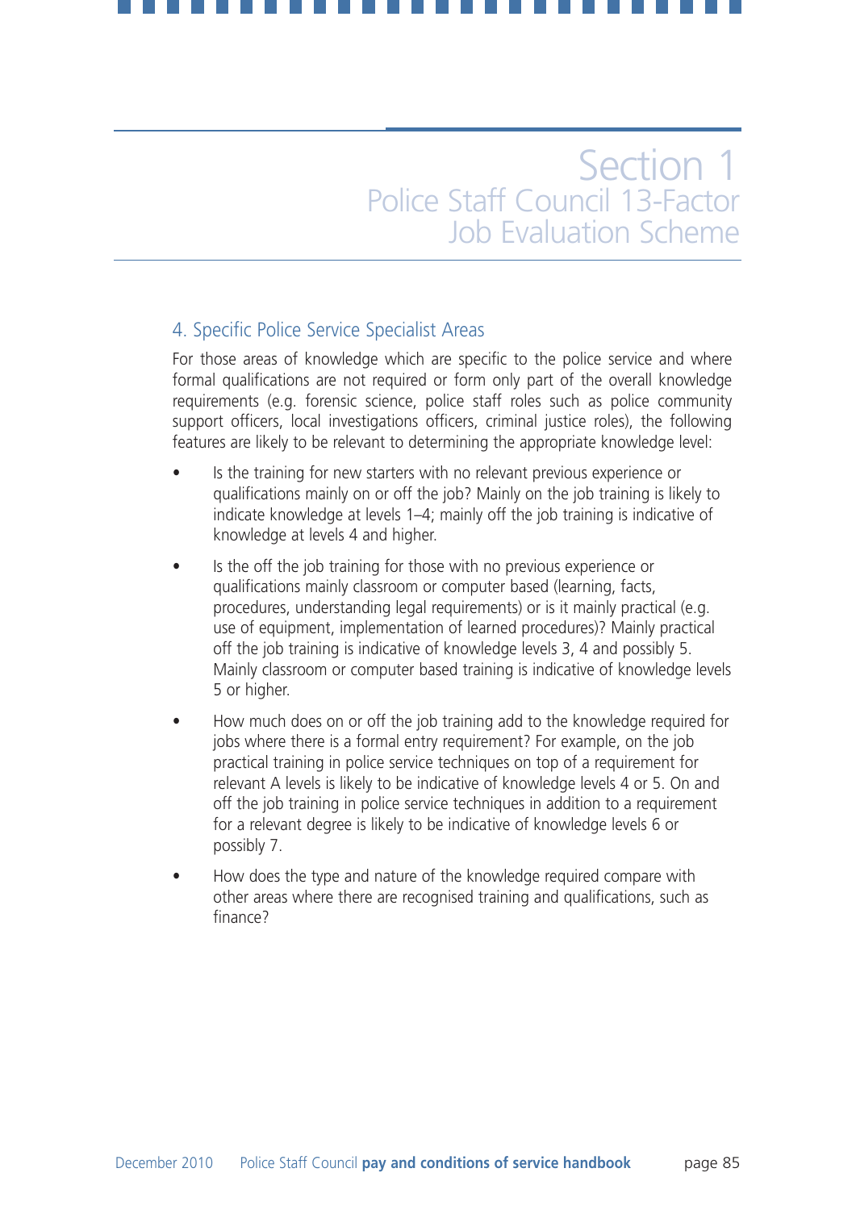## 4. Specific Police Service Specialist Areas

For those areas of knowledge which are specific to the police service and where formal qualifications are not required or form only part of the overall knowledge requirements (e.g. forensic science, police staff roles such as police community support officers, local investigations officers, criminal justice roles), the following features are likely to be relevant to determining the appropriate knowledge level:

- Is the training for new starters with no relevant previous experience or qualifications mainly on or off the job? Mainly on the job training is likely to indicate knowledge at levels 1–4; mainly off the job training is indicative of knowledge at levels 4 and higher.
- Is the off the job training for those with no previous experience or qualifications mainly classroom or computer based (learning, facts, procedures, understanding legal requirements) or is it mainly practical (e.g. use of equipment, implementation of learned procedures)? Mainly practical off the job training is indicative of knowledge levels 3, 4 and possibly 5. Mainly classroom or computer based training is indicative of knowledge levels 5 or higher.
- How much does on or off the job training add to the knowledge required for jobs where there is a formal entry requirement? For example, on the job practical training in police service techniques on top of a requirement for relevant A levels is likely to be indicative of knowledge levels 4 or 5. On and off the job training in police service techniques in addition to a requirement for a relevant degree is likely to be indicative of knowledge levels 6 or possibly 7.
- How does the type and nature of the knowledge required compare with other areas where there are recognised training and qualifications, such as finance?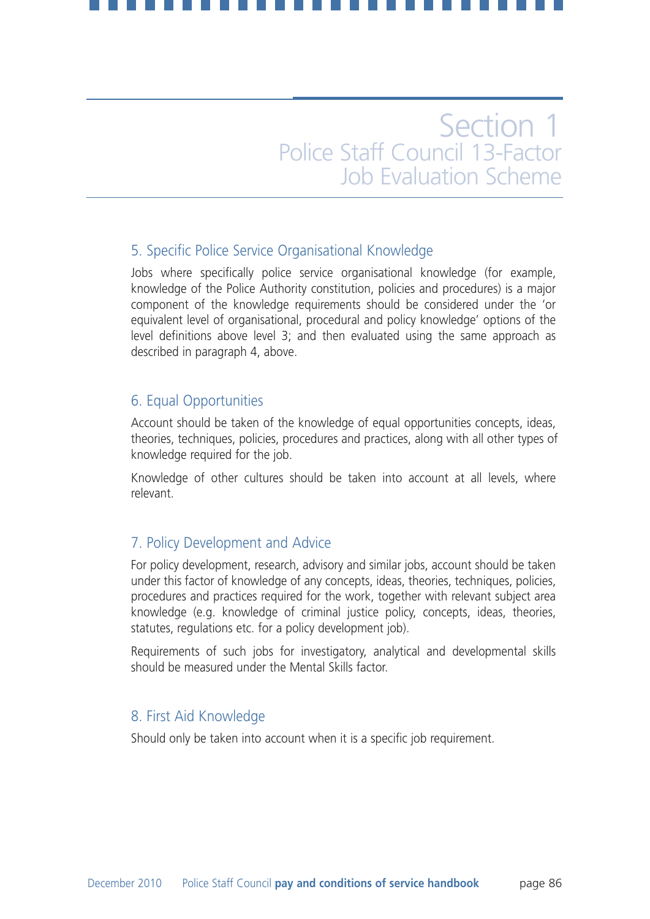## 5. Specific Police Service Organisational Knowledge

Jobs where specifically police service organisational knowledge (for example, knowledge of the Police Authority constitution, policies and procedures) is a major component of the knowledge requirements should be considered under the 'or equivalent level of organisational, procedural and policy knowledge' options of the level definitions above level 3; and then evaluated using the same approach as described in paragraph 4, above.

## 6. Equal Opportunities

Account should be taken of the knowledge of equal opportunities concepts, ideas, theories, techniques, policies, procedures and practices, along with all other types of knowledge required for the job.

Knowledge of other cultures should be taken into account at all levels, where relevant.

## 7. Policy Development and Advice

For policy development, research, advisory and similar jobs, account should be taken under this factor of knowledge of any concepts, ideas, theories, techniques, policies, procedures and practices required for the work, together with relevant subject area knowledge (e.g. knowledge of criminal justice policy, concepts, ideas, theories, statutes, regulations etc. for a policy development job).

Requirements of such jobs for investigatory, analytical and developmental skills should be measured under the Mental Skills factor.

## 8. First Aid Knowledge

Should only be taken into account when it is a specific job requirement.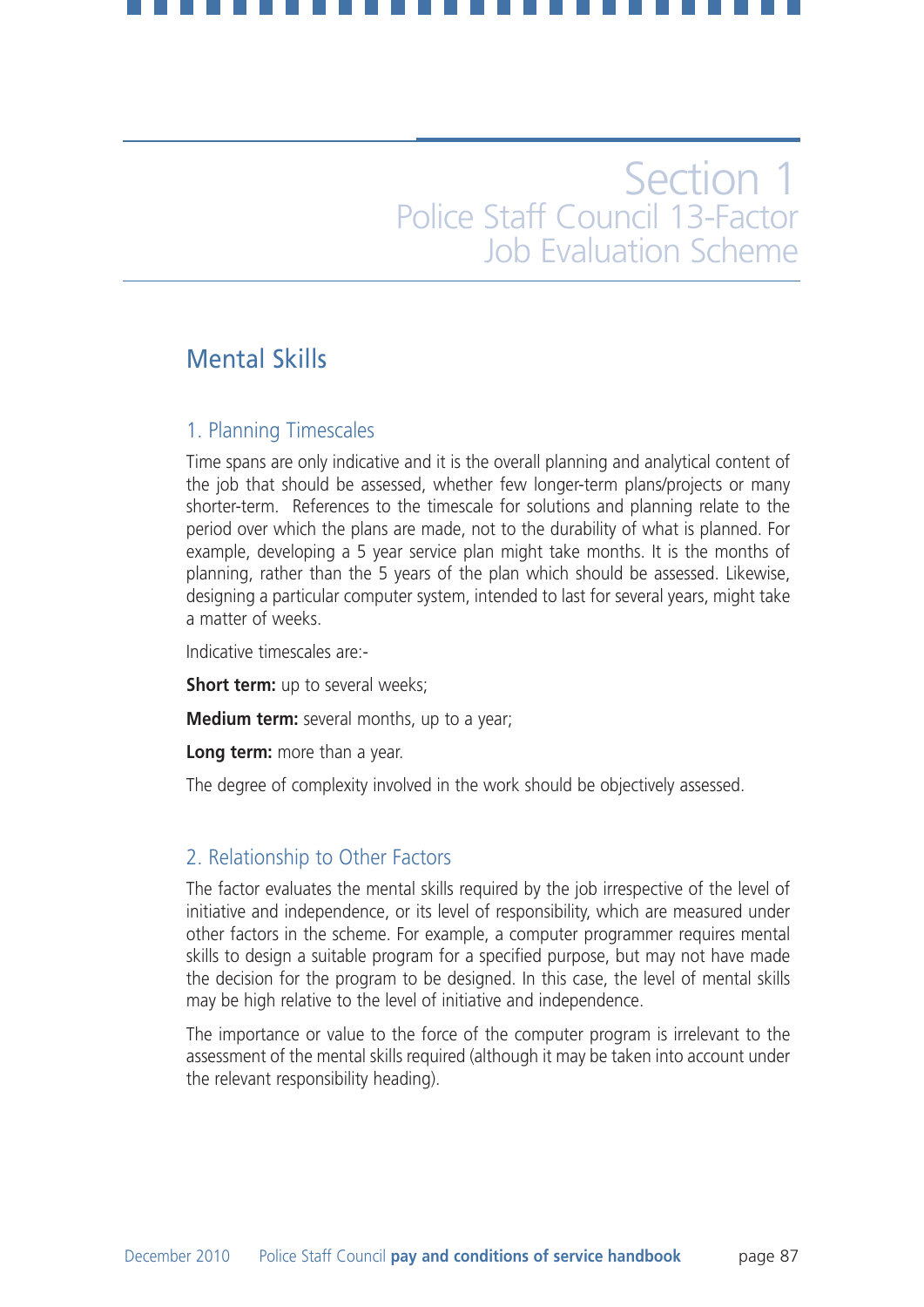# Section 1
## Police Staff Council 13-Factor Job Evaluation Scheme

## Mental Skills

### 1. Planning Timescales

Time spans are only indicative and it is the overall planning and analytical content of the job that should be assessed, whether few longer-term plans/projects or many shorter-term. References to the timescale for solutions and planning relate to the period over which the plans are made, not to the durability of what is planned. For example, developing a 5 year service plan might take months. It is the months of planning, rather than the 5 years of the plan which should be assessed. Likewise, designing a particular computer system, intended to last for several years, might take a matter of weeks.

Indicative timescales are:-

**Short term:** up to several weeks;

**Medium term:** several months, up to a year;

**Long term:** more than a year.

The degree of complexity involved in the work should be objectively assessed.

### 2. Relationship to Other Factors

The factor evaluates the mental skills required by the job irrespective of the level of initiative and independence, or its level of responsibility, which are measured under other factors in the scheme. For example, a computer programmer requires mental skills to design a suitable program for a specified purpose, but may not have made the decision for the program to be designed. In this case, the level of mental skills may be high relative to the level of initiative and independence.

The importance or value to the force of the computer program is irrelevant to the assessment of the mental skills required (although it may be taken into account under the relevant responsibility heading).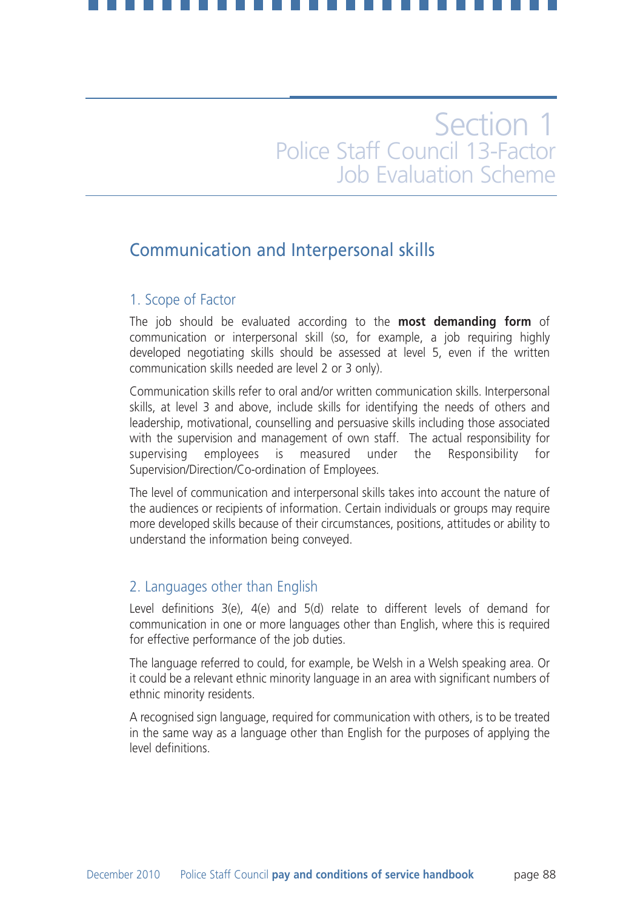# Section 1
## Police Staff Council 13-Factor Job Evaluation Scheme

## Communication and Interpersonal skills

### 1. Scope of Factor

The job should be evaluated according to the **most demanding form** of communication or interpersonal skill (so, for example, a job requiring highly developed negotiating skills should be assessed at level 5, even if the written communication skills needed are level 2 or 3 only).

Communication skills refer to oral and/or written communication skills. Interpersonal skills, at level 3 and above, include skills for identifying the needs of others and leadership, motivational, counselling and persuasive skills including those associated with the supervision and management of own staff. The actual responsibility for supervising employees is measured under the Responsibility for Supervision/Direction/Co-ordination of Employees.

The level of communication and interpersonal skills takes into account the nature of the audiences or recipients of information. Certain individuals or groups may require more developed skills because of their circumstances, positions, attitudes or ability to understand the information being conveyed.

### 2. Languages other than English

Level definitions 3(e), 4(e) and 5(d) relate to different levels of demand for communication in one or more languages other than English, where this is required for effective performance of the job duties.

The language referred to could, for example, be Welsh in a Welsh speaking area. Or it could be a relevant ethnic minority language in an area with significant numbers of ethnic minority residents.

A recognised sign language, required for communication with others, is to be treated in the same way as a language other than English for the purposes of applying the level definitions.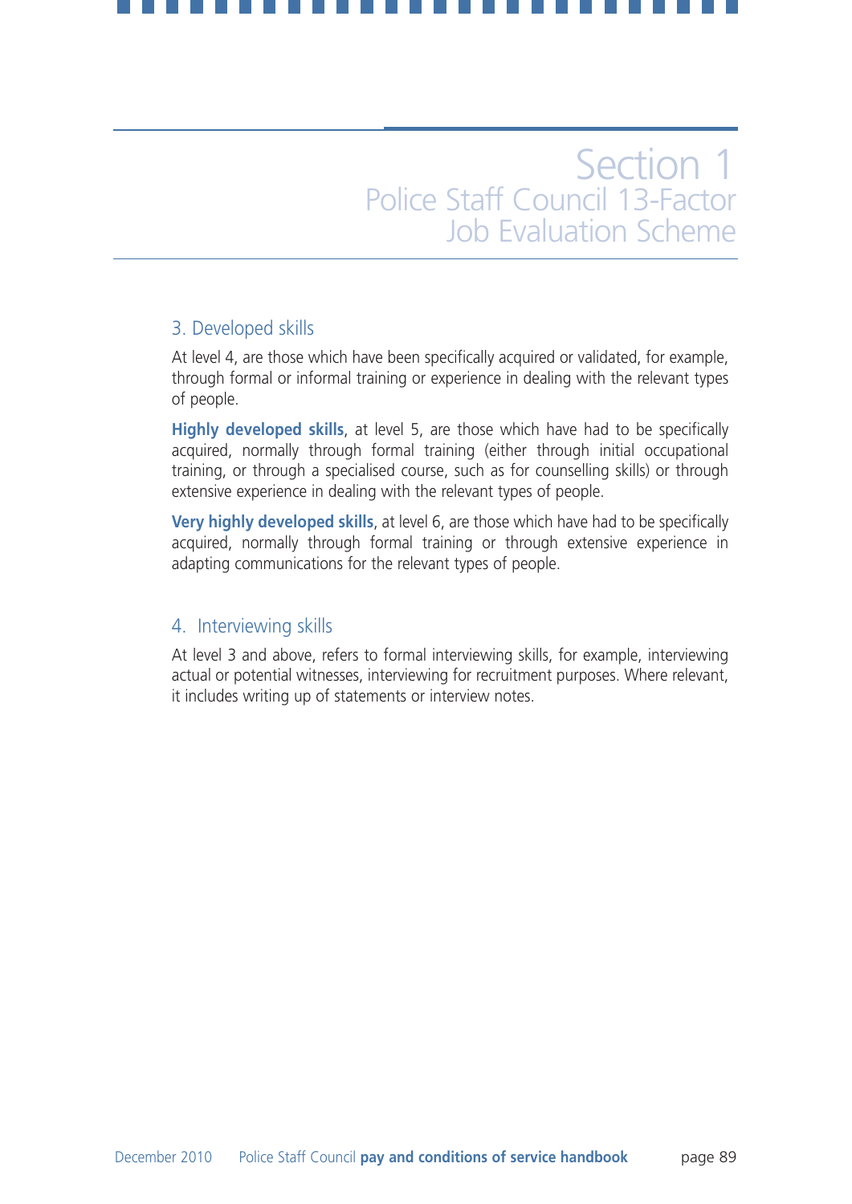### 3. Developed skills

At level 4, are those which have been specifically acquired or validated, for example, through formal or informal training or experience in dealing with the relevant types of people.

**Highly developed skills**, at level 5, are those which have had to be specifically acquired, normally through formal training (either through initial occupational training, or through a specialised course, such as for counselling skills) or through extensive experience in dealing with the relevant types of people.

**Very highly developed skills**, at level 6, are those which have had to be specifically acquired, normally through formal training or through extensive experience in adapting communications for the relevant types of people.

### 4. Interviewing skills

At level 3 and above, refers to formal interviewing skills, for example, interviewing actual or potential witnesses, interviewing for recruitment purposes. Where relevant, it includes writing up of statements or interview notes.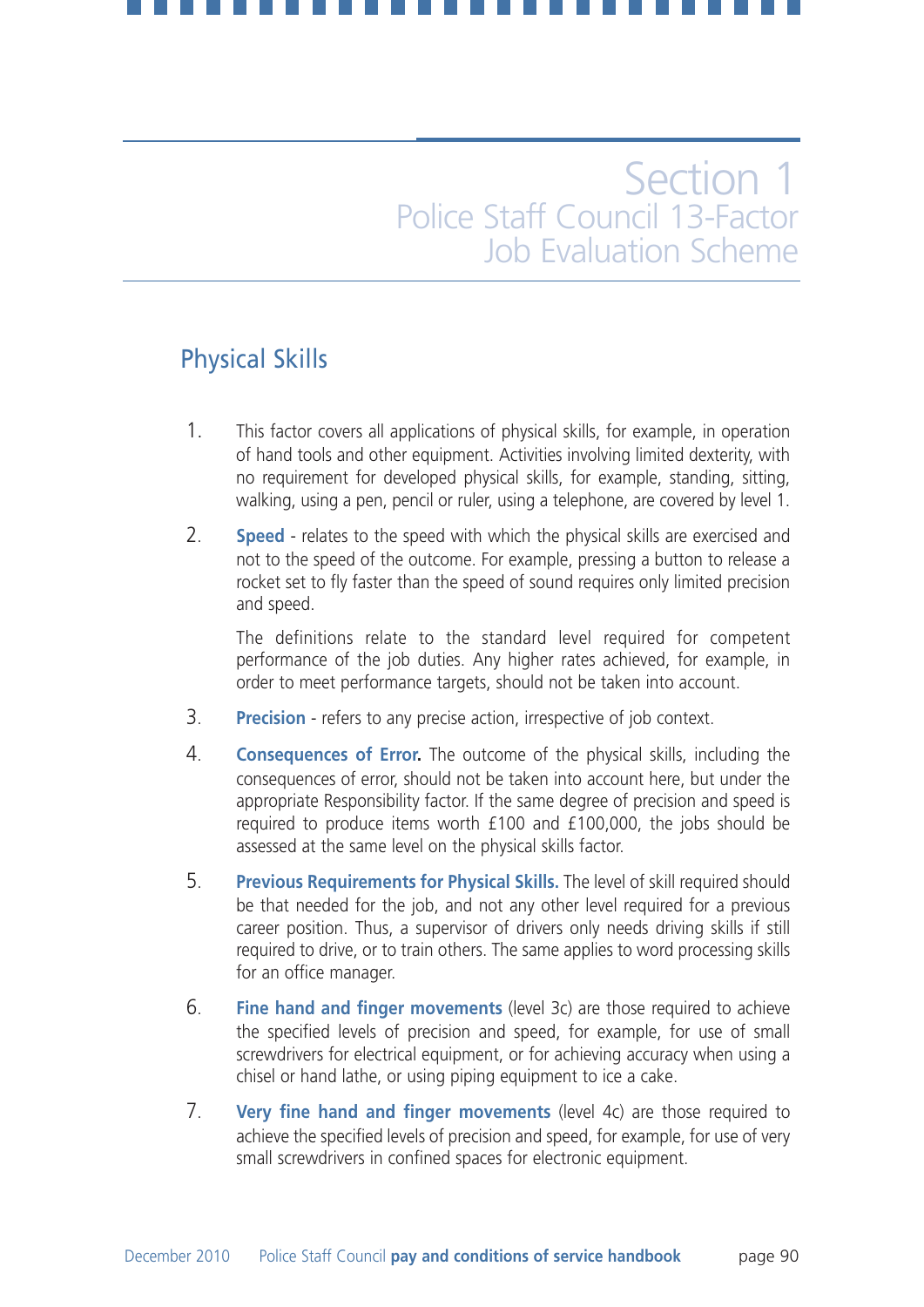# Section 1
## Police Staff Council 13-Factor Job Evaluation Scheme

### Physical Skills

1. This factor covers all applications of physical skills, for example, in operation of hand tools and other equipment. Activities involving limited dexterity, with no requirement for developed physical skills, for example, standing, sitting, walking, using a pen, pencil or ruler, using a telephone, are covered by level 1.

2. **Speed** - relates to the speed with which the physical skills are exercised and not to the speed of the outcome. For example, pressing a button to release a rocket set to fly faster than the speed of sound requires only limited precision and speed.

   The definitions relate to the standard level required for competent performance of the job duties. Any higher rates achieved, for example, in order to meet performance targets, should not be taken into account.

3. **Precision** - refers to any precise action, irrespective of job context.

4. **Consequences of Error.** The outcome of the physical skills, including the consequences of error, should not be taken into account here, but under the appropriate Responsibility factor. If the same degree of precision and speed is required to produce items worth £100 and £100,000, the jobs should be assessed at the same level on the physical skills factor.

5. **Previous Requirements for Physical Skills.** The level of skill required should be that needed for the job, and not any other level required for a previous career position. Thus, a supervisor of drivers only needs driving skills if still required to drive, or to train others. The same applies to word processing skills for an office manager.

6. **Fine hand and finger movements** (level 3c) are those required to achieve the specified levels of precision and speed, for example, for use of small screwdrivers for electrical equipment, or for achieving accuracy when using a chisel or hand lathe, or using piping equipment to ice a cake.

7. **Very fine hand and finger movements** (level 4c) are those required to achieve the specified levels of precision and speed, for example, for use of very small screwdrivers in confined spaces for electronic equipment.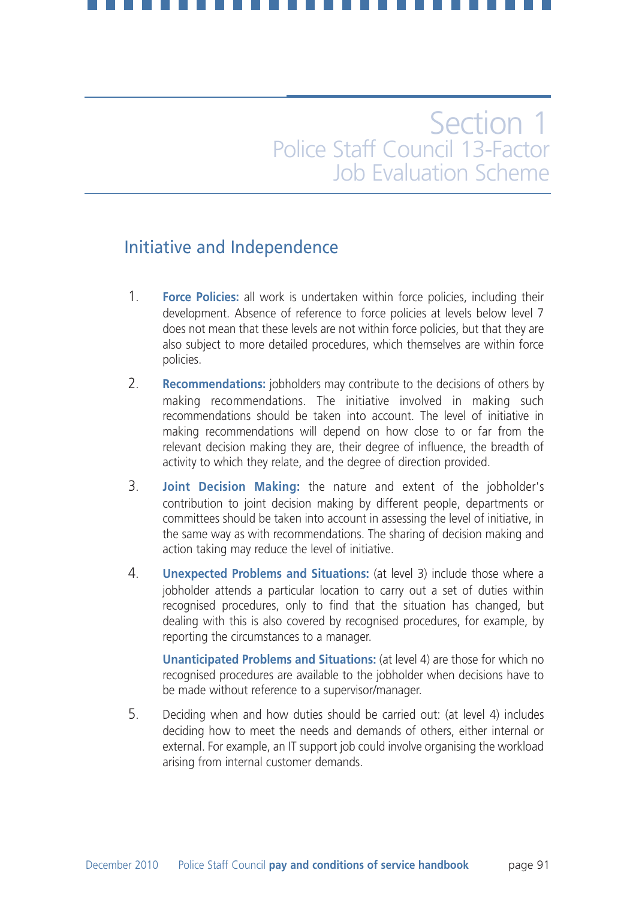# Section 1
## Police Staff Council 13-Factor Job Evaluation Scheme

## Initiative and Independence

1. **Force Policies:** all work is undertaken within force policies, including their development. Absence of reference to force policies at levels below level 7 does not mean that these levels are not within force policies, but that they are also subject to more detailed procedures, which themselves are within force policies.

2. **Recommendations:** jobholders may contribute to the decisions of others by making recommendations. The initiative involved in making such recommendations should be taken into account. The level of initiative in making recommendations will depend on how close to or far from the relevant decision making they are, their degree of influence, the breadth of activity to which they relate, and the degree of direction provided.

3. **Joint Decision Making:** the nature and extent of the jobholder's contribution to joint decision making by different people, departments or committees should be taken into account in assessing the level of initiative, in the same way as with recommendations. The sharing of decision making and action taking may reduce the level of initiative.

4. **Unexpected Problems and Situations:** (at level 3) include those where a jobholder attends a particular location to carry out a set of duties within recognised procedures, only to find that the situation has changed, but dealing with this is also covered by recognised procedures, for example, by reporting the circumstances to a manager.

   **Unanticipated Problems and Situations:** (at level 4) are those for which no recognised procedures are available to the jobholder when decisions have to be made without reference to a supervisor/manager.

5. Deciding when and how duties should be carried out: (at level 4) includes deciding how to meet the needs and demands of others, either internal or external. For example, an IT support job could involve organising the workload arising from internal customer demands.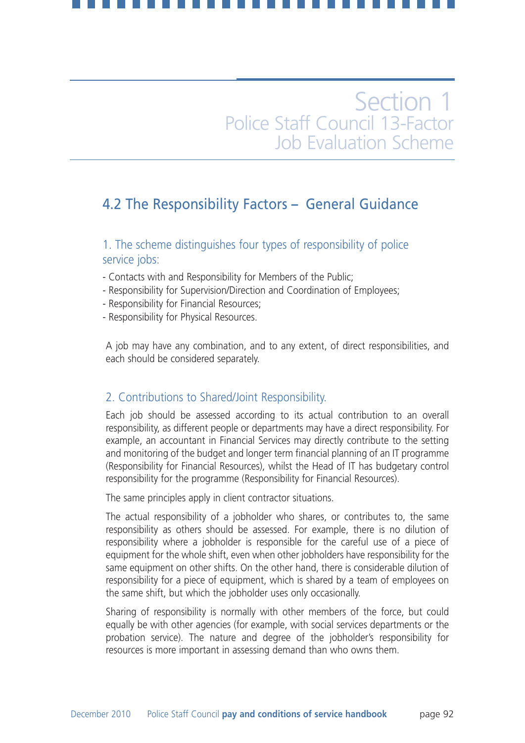# Section 1 Police Staff Council 13-Factor Job Evaluation Scheme

## 4.2 The Responsibility Factors – General Guidance

### 1. The scheme distinguishes four types of responsibility of police service jobs:

- Contacts with and Responsibility for Members of the Public;
- Responsibility for Supervision/Direction and Coordination of Employees;
- Responsibility for Financial Resources;
- Responsibility for Physical Resources.

A job may have any combination, and to any extent, of direct responsibilities, and each should be considered separately.

### 2. Contributions to Shared/Joint Responsibility.

Each job should be assessed according to its actual contribution to an overall responsibility, as different people or departments may have a direct responsibility. For example, an accountant in Financial Services may directly contribute to the setting and monitoring of the budget and longer term financial planning of an IT programme (Responsibility for Financial Resources), whilst the Head of IT has budgetary control responsibility for the programme (Responsibility for Financial Resources).

The same principles apply in client contractor situations.

The actual responsibility of a jobholder who shares, or contributes to, the same responsibility as others should be assessed. For example, there is no dilution of responsibility where a jobholder is responsible for the careful use of a piece of equipment for the whole shift, even when other jobholders have responsibility for the same equipment on other shifts. On the other hand, there is considerable dilution of responsibility for a piece of equipment, which is shared by a team of employees on the same shift, but which the jobholder uses only occasionally.

Sharing of responsibility is normally with other members of the force, but could equally be with other agencies (for example, with social services departments or the probation service). The nature and degree of the jobholder's responsibility for resources is more important in assessing demand than who owns them.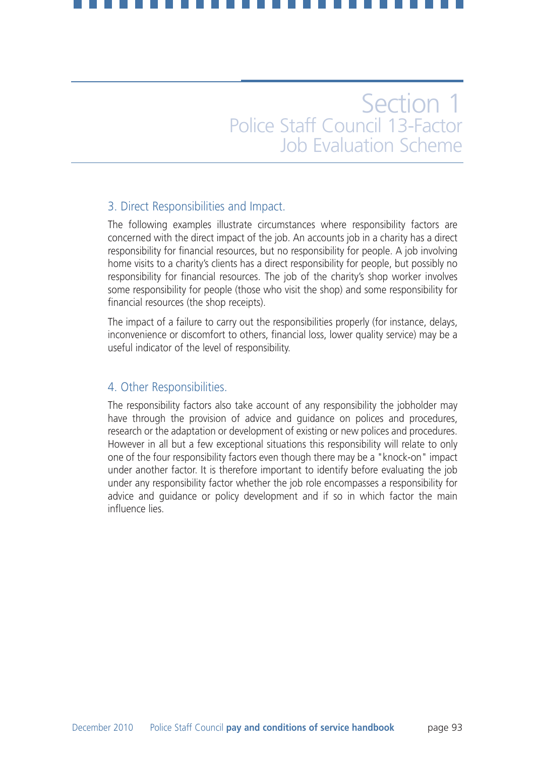### 3. Direct Responsibilities and Impact.

The following examples illustrate circumstances where responsibility factors are concerned with the direct impact of the job. An accounts job in a charity has a direct responsibility for financial resources, but no responsibility for people. A job involving home visits to a charity's clients has a direct responsibility for people, but possibly no responsibility for financial resources. The job of the charity's shop worker involves some responsibility for people (those who visit the shop) and some responsibility for financial resources (the shop receipts).

The impact of a failure to carry out the responsibilities properly (for instance, delays, inconvenience or discomfort to others, financial loss, lower quality service) may be a useful indicator of the level of responsibility.

### 4. Other Responsibilities.

The responsibility factors also take account of any responsibility the jobholder may have through the provision of advice and guidance on polices and procedures, research or the adaptation or development of existing or new polices and procedures. However in all but a few exceptional situations this responsibility will relate to only one of the four responsibility factors even though there may be a "knock-on" impact under another factor. It is therefore important to identify before evaluating the job under any responsibility factor whether the job role encompasses a responsibility for advice and guidance or policy development and if so in which factor the main influence lies.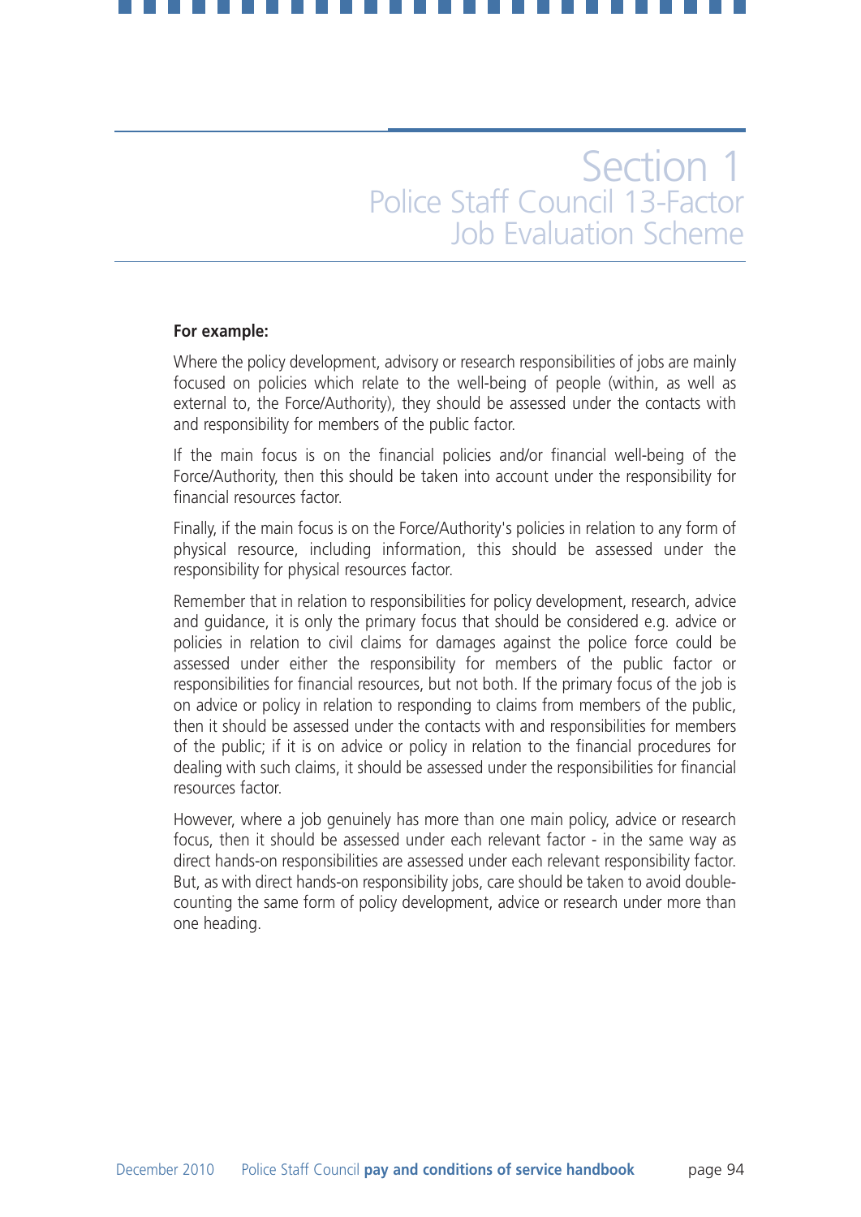**For example:**

Where the policy development, advisory or research responsibilities of jobs are mainly focused on policies which relate to the well-being of people (within, as well as external to, the Force/Authority), they should be assessed under the contacts with and responsibility for members of the public factor.

If the main focus is on the financial policies and/or financial well-being of the Force/Authority, then this should be taken into account under the responsibility for financial resources factor.

Finally, if the main focus is on the Force/Authority's policies in relation to any form of physical resource, including information, this should be assessed under the responsibility for physical resources factor.

Remember that in relation to responsibilities for policy development, research, advice and guidance, it is only the primary focus that should be considered e.g. advice or policies in relation to civil claims for damages against the police force could be assessed under either the responsibility for members of the public factor or responsibilities for financial resources, but not both. If the primary focus of the job is on advice or policy in relation to responding to claims from members of the public, then it should be assessed under the contacts with and responsibilities for members of the public; if it is on advice or policy in relation to the financial procedures for dealing with such claims, it should be assessed under the responsibilities for financial resources factor.

However, where a job genuinely has more than one main policy, advice or research focus, then it should be assessed under each relevant factor - in the same way as direct hands-on responsibilities are assessed under each relevant responsibility factor. But, as with direct hands-on responsibility jobs, care should be taken to avoid double-counting the same form of policy development, advice or research under more than one heading.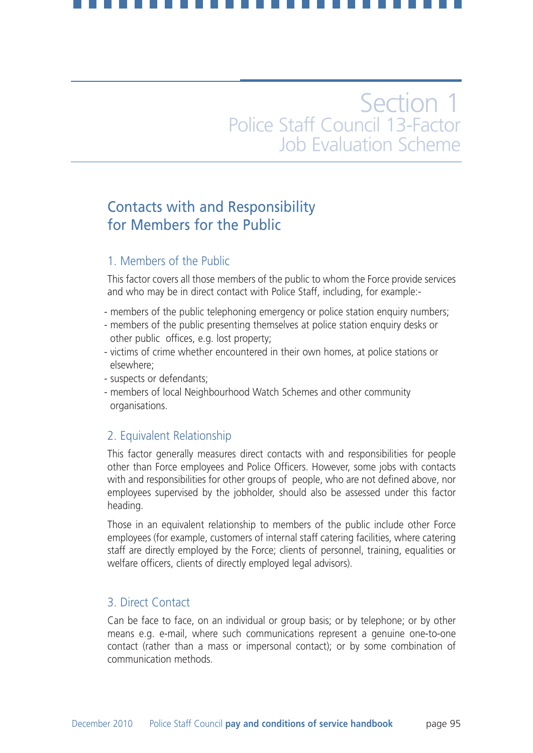# Section 1
## Police Staff Council 13-Factor Job Evaluation Scheme

## Contacts with and Responsibility for Members for the Public

### 1. Members of the Public

This factor covers all those members of the public to whom the Force provide services and who may be in direct contact with Police Staff, including, for example:-

- members of the public telephoning emergency or police station enquiry numbers;
- members of the public presenting themselves at police station enquiry desks or other public offices, e.g. lost property;
- victims of crime whether encountered in their own homes, at police stations or elsewhere;
- suspects or defendants;
- members of local Neighbourhood Watch Schemes and other community organisations.

### 2. Equivalent Relationship

This factor generally measures direct contacts with and responsibilities for people other than Force employees and Police Officers. However, some jobs with contacts with and responsibilities for other groups of people, who are not defined above, nor employees supervised by the jobholder, should also be assessed under this factor heading.

Those in an equivalent relationship to members of the public include other Force employees (for example, customers of internal staff catering facilities, where catering staff are directly employed by the Force; clients of personnel, training, equalities or welfare officers, clients of directly employed legal advisors).

### 3. Direct Contact

Can be face to face, on an individual or group basis; or by telephone; or by other means e.g. e-mail, where such communications represent a genuine one-to-one contact (rather than a mass or impersonal contact); or by some combination of communication methods.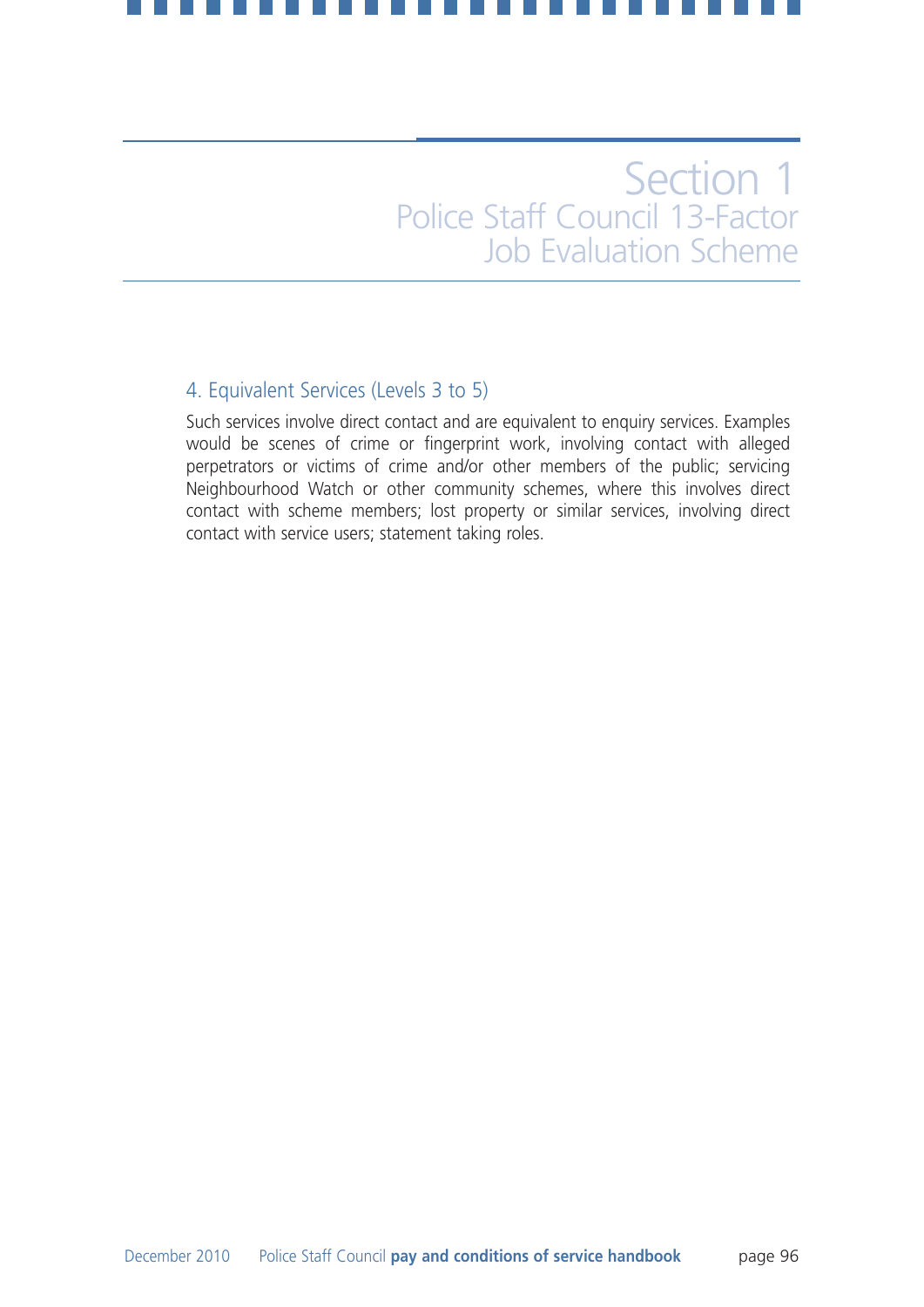## 4. Equivalent Services (Levels 3 to 5)

Such services involve direct contact and are equivalent to enquiry services. Examples would be scenes of crime or fingerprint work, involving contact with alleged perpetrators or victims of crime and/or other members of the public; servicing Neighbourhood Watch or other community schemes, where this involves direct contact with scheme members; lost property or similar services, involving direct contact with service users; statement taking roles.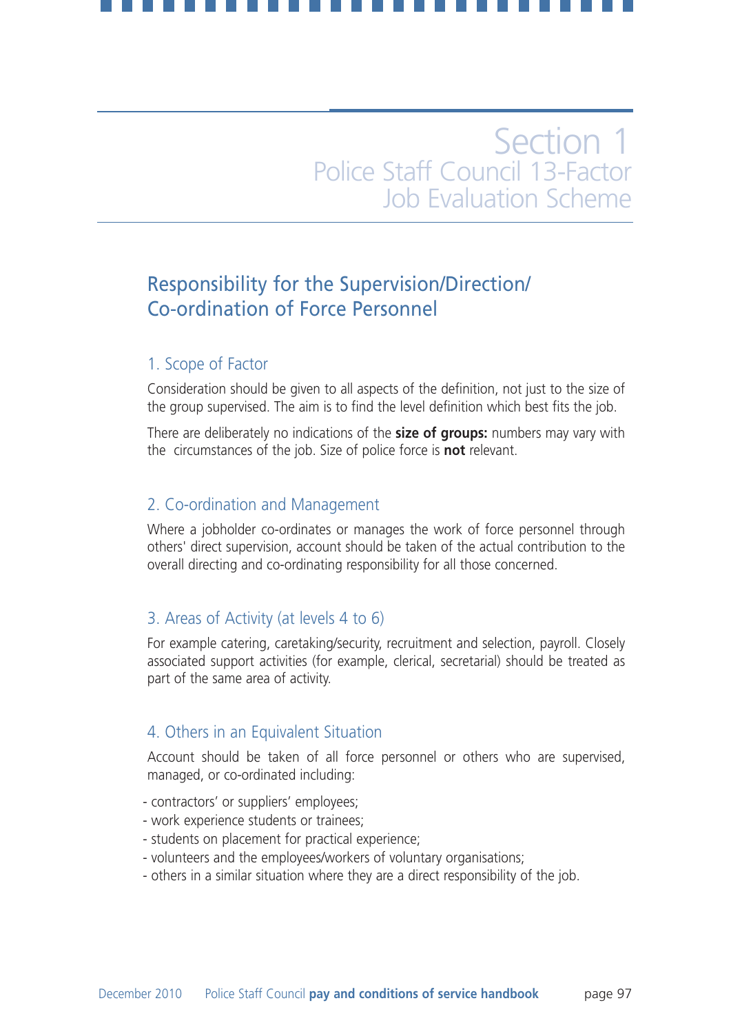# Section 1
## Police Staff Council 13-Factor Job Evaluation Scheme

## Responsibility for the Supervision/Direction/ Co-ordination of Force Personnel

### 1. Scope of Factor

Consideration should be given to all aspects of the definition, not just to the size of the group supervised. The aim is to find the level definition which best fits the job.

There are deliberately no indications of the **size of groups:** numbers may vary with the circumstances of the job. Size of police force is **not** relevant.

### 2. Co-ordination and Management

Where a jobholder co-ordinates or manages the work of force personnel through others' direct supervision, account should be taken of the actual contribution to the overall directing and co-ordinating responsibility for all those concerned.

### 3. Areas of Activity (at levels 4 to 6)

For example catering, caretaking/security, recruitment and selection, payroll. Closely associated support activities (for example, clerical, secretarial) should be treated as part of the same area of activity.

### 4. Others in an Equivalent Situation

Account should be taken of all force personnel or others who are supervised, managed, or co-ordinated including:

- contractors' or suppliers' employees;
- work experience students or trainees;
- students on placement for practical experience;
- volunteers and the employees/workers of voluntary organisations;
- others in a similar situation where they are a direct responsibility of the job.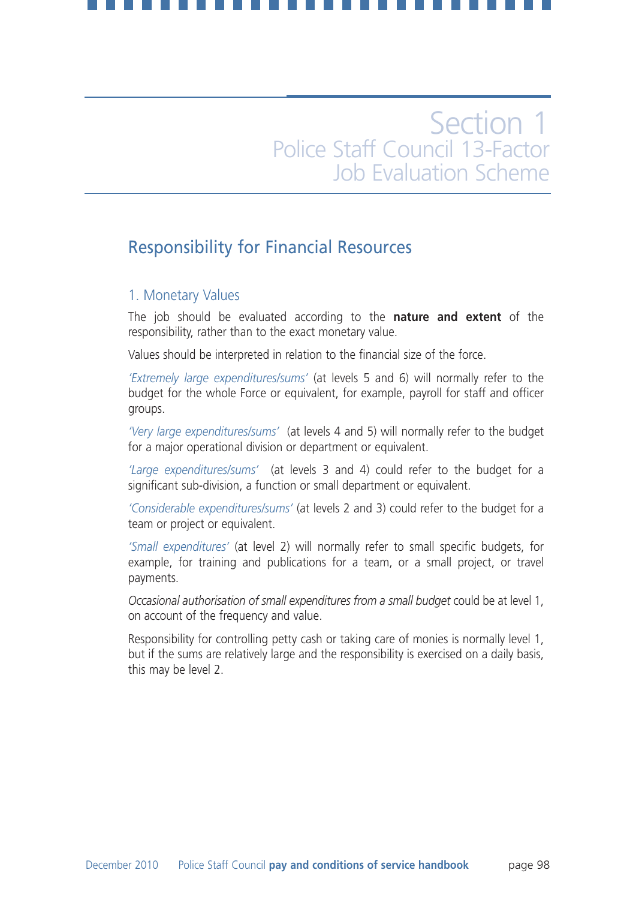# Section 1
## Police Staff Council 13-Factor Job Evaluation Scheme

## Responsibility for Financial Resources

### 1. Monetary Values

The job should be evaluated according to the **nature and extent** of the responsibility, rather than to the exact monetary value.

Values should be interpreted in relation to the financial size of the force.

*'Extremely large expenditures/sums'* (at levels 5 and 6) will normally refer to the budget for the whole Force or equivalent, for example, payroll for staff and officer groups.

*'Very large expenditures/sums'* (at levels 4 and 5) will normally refer to the budget for a major operational division or department or equivalent.

*'Large expenditures/sums'* (at levels 3 and 4) could refer to the budget for a significant sub-division, a function or small department or equivalent.

*'Considerable expenditures/sums'* (at levels 2 and 3) could refer to the budget for a team or project or equivalent.

*'Small expenditures'* (at level 2) will normally refer to small specific budgets, for example, for training and publications for a team, or a small project, or travel payments.

*Occasional authorisation of small expenditures from a small budget* could be at level 1, on account of the frequency and value.

Responsibility for controlling petty cash or taking care of monies is normally level 1, but if the sums are relatively large and the responsibility is exercised on a daily basis, this may be level 2.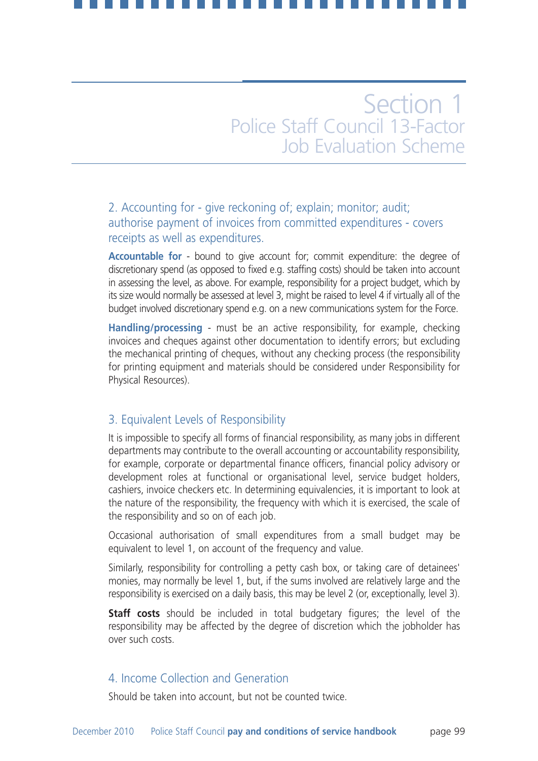# Section 1
## Police Staff Council 13-Factor Job Evaluation Scheme

### 2. Accounting for - give reckoning of; explain; monitor; audit; authorise payment of invoices from committed expenditures - covers receipts as well as expenditures.

**Accountable for** - bound to give account for; commit expenditure: the degree of discretionary spend (as opposed to fixed e.g. staffing costs) should be taken into account in assessing the level, as above. For example, responsibility for a project budget, which by its size would normally be assessed at level 3, might be raised to level 4 if virtually all of the budget involved discretionary spend e.g. on a new communications system for the Force.

**Handling/processing** - must be an active responsibility, for example, checking invoices and cheques against other documentation to identify errors; but excluding the mechanical printing of cheques, without any checking process (the responsibility for printing equipment and materials should be considered under Responsibility for Physical Resources).

### 3. Equivalent Levels of Responsibility

It is impossible to specify all forms of financial responsibility, as many jobs in different departments may contribute to the overall accounting or accountability responsibility, for example, corporate or departmental finance officers, financial policy advisory or development roles at functional or organisational level, service budget holders, cashiers, invoice checkers etc. In determining equivalencies, it is important to look at the nature of the responsibility, the frequency with which it is exercised, the scale of the responsibility and so on of each job.

Occasional authorisation of small expenditures from a small budget may be equivalent to level 1, on account of the frequency and value.

Similarly, responsibility for controlling a petty cash box, or taking care of detainees' monies, may normally be level 1, but, if the sums involved are relatively large and the responsibility is exercised on a daily basis, this may be level 2 (or, exceptionally, level 3).

**Staff costs** should be included in total budgetary figures; the level of the responsibility may be affected by the degree of discretion which the jobholder has over such costs.

### 4. Income Collection and Generation

Should be taken into account, but not be counted twice.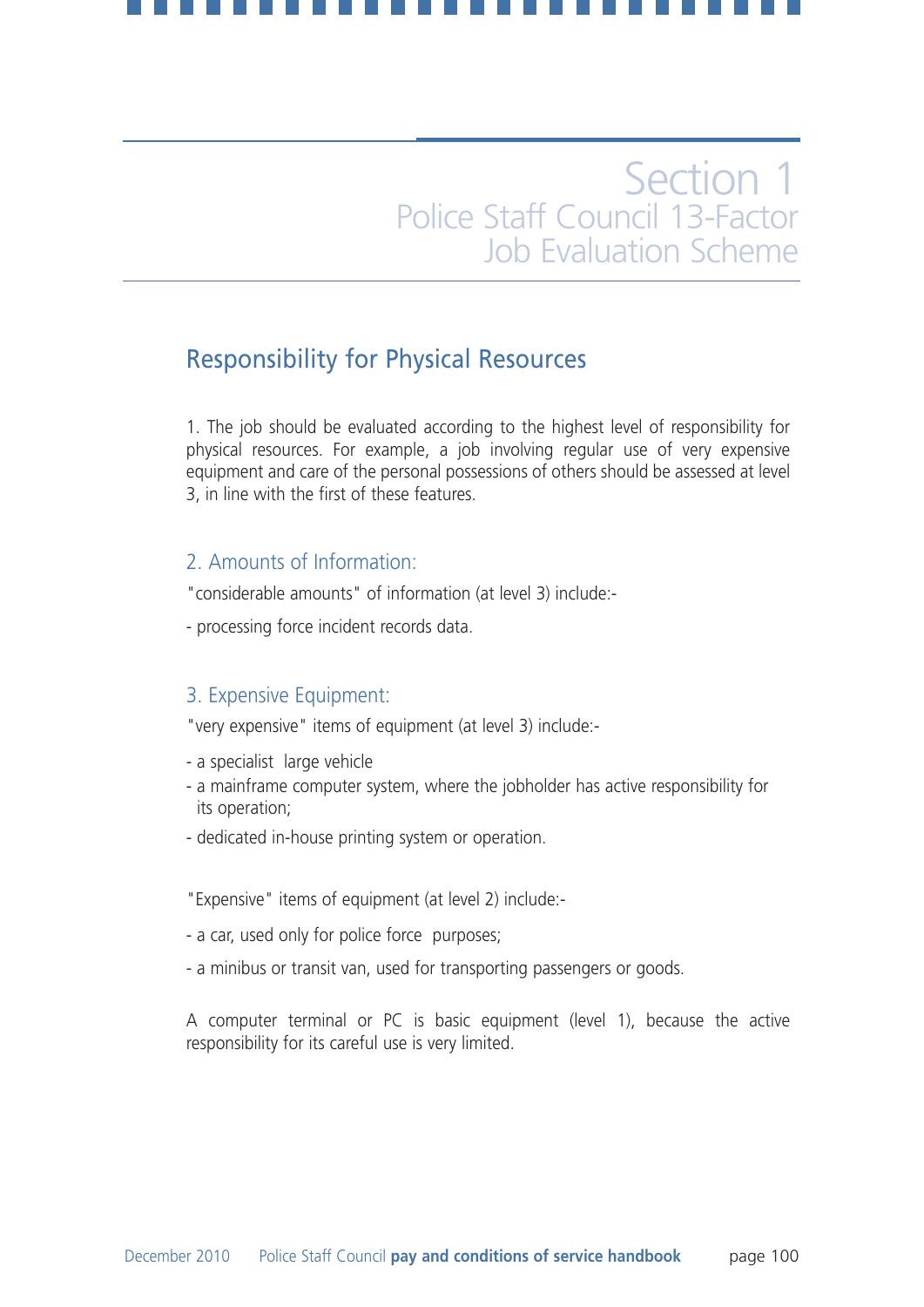# Section 1
## Police Staff Council 13-Factor Job Evaluation Scheme

## Responsibility for Physical Resources

1. The job should be evaluated according to the highest level of responsibility for physical resources. For example, a job involving regular use of very expensive equipment and care of the personal possessions of others should be assessed at level 3, in line with the first of these features.

### 2. Amounts of Information:

"considerable amounts" of information (at level 3) include:-

- processing force incident records data.

### 3. Expensive Equipment:

"very expensive" items of equipment (at level 3) include:-

- a specialist large vehicle
- a mainframe computer system, where the jobholder has active responsibility for its operation;
- dedicated in-house printing system or operation.

"Expensive" items of equipment (at level 2) include:-

- a car, used only for police force purposes;
- a minibus or transit van, used for transporting passengers or goods.

A computer terminal or PC is basic equipment (level 1), because the active responsibility for its careful use is very limited.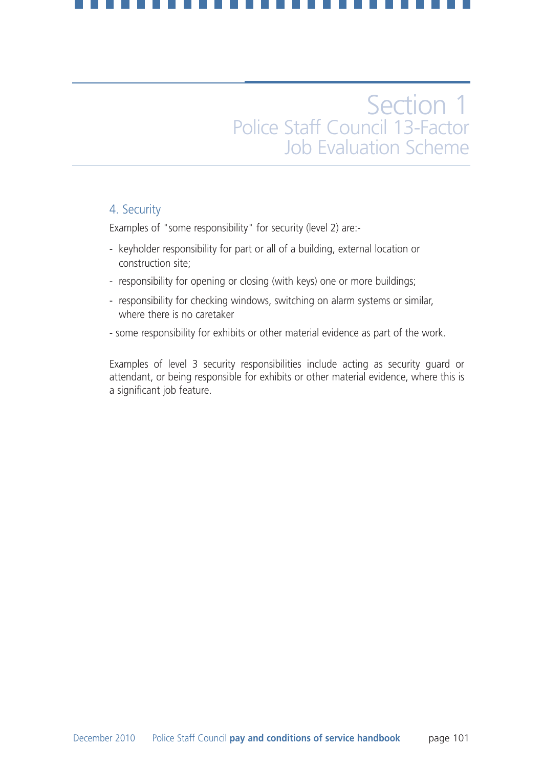# Section 1
## Police Staff Council 13-Factor Job Evaluation Scheme

### 4. Security

Examples of "some responsibility" for security (level 2) are:-

- keyholder responsibility for part or all of a building, external location or construction site;
- responsibility for opening or closing (with keys) one or more buildings;
- responsibility for checking windows, switching on alarm systems or similar, where there is no caretaker
- some responsibility for exhibits or other material evidence as part of the work.

Examples of level 3 security responsibilities include acting as security guard or attendant, or being responsible for exhibits or other material evidence, where this is a significant job feature.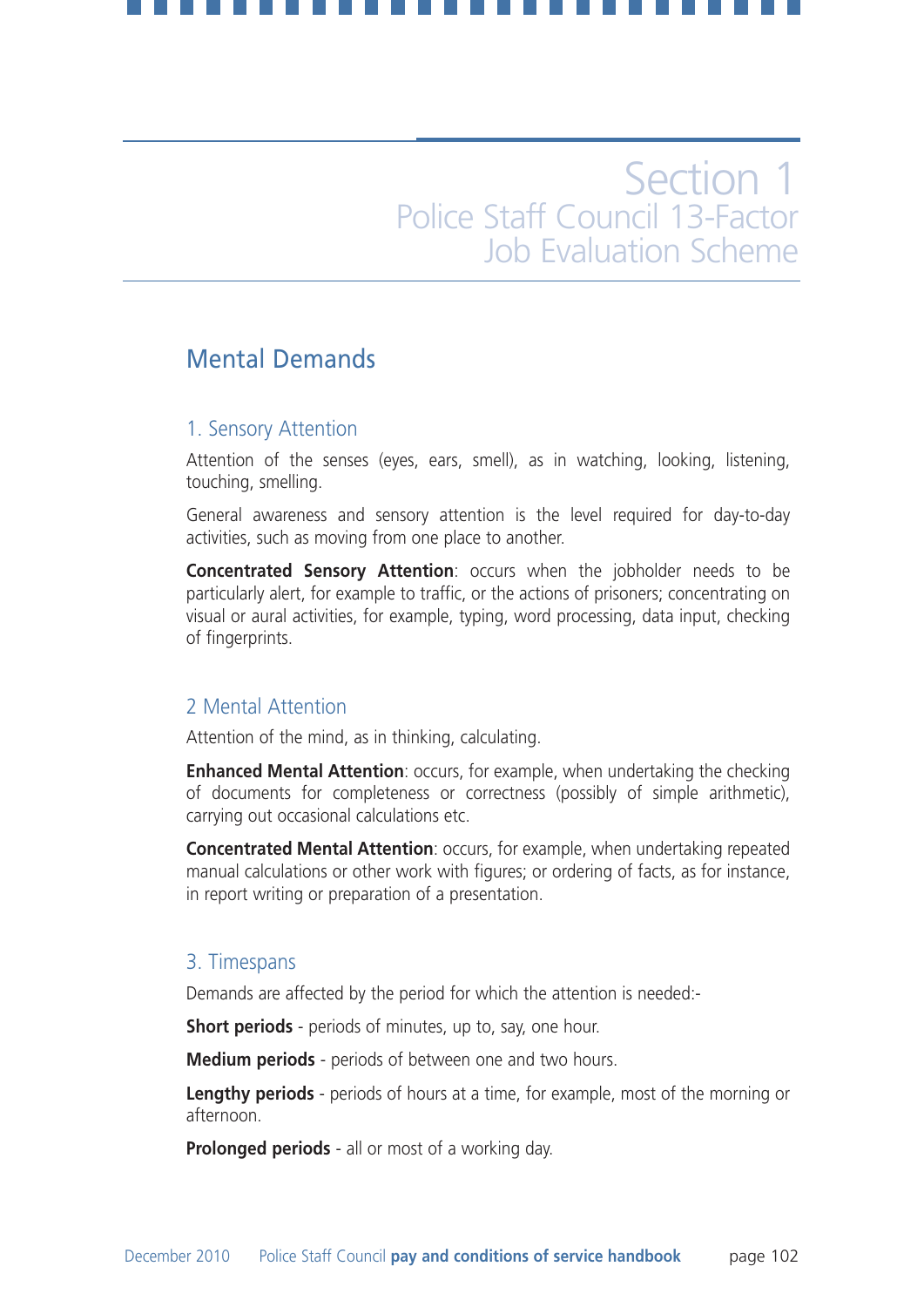# Section 1
## Police Staff Council 13-Factor Job Evaluation Scheme

## Mental Demands

### 1. Sensory Attention

Attention of the senses (eyes, ears, smell), as in watching, looking, listening, touching, smelling.

General awareness and sensory attention is the level required for day-to-day activities, such as moving from one place to another.

**Concentrated Sensory Attention**: occurs when the jobholder needs to be particularly alert, for example to traffic, or the actions of prisoners; concentrating on visual or aural activities, for example, typing, word processing, data input, checking of fingerprints.

### 2 Mental Attention

Attention of the mind, as in thinking, calculating.

**Enhanced Mental Attention**: occurs, for example, when undertaking the checking of documents for completeness or correctness (possibly of simple arithmetic), carrying out occasional calculations etc.

**Concentrated Mental Attention**: occurs, for example, when undertaking repeated manual calculations or other work with figures; or ordering of facts, as for instance, in report writing or preparation of a presentation.

### 3. Timespans

Demands are affected by the period for which the attention is needed:-

**Short periods** - periods of minutes, up to, say, one hour.

**Medium periods** - periods of between one and two hours.

**Lengthy periods** - periods of hours at a time, for example, most of the morning or afternoon.

**Prolonged periods** - all or most of a working day.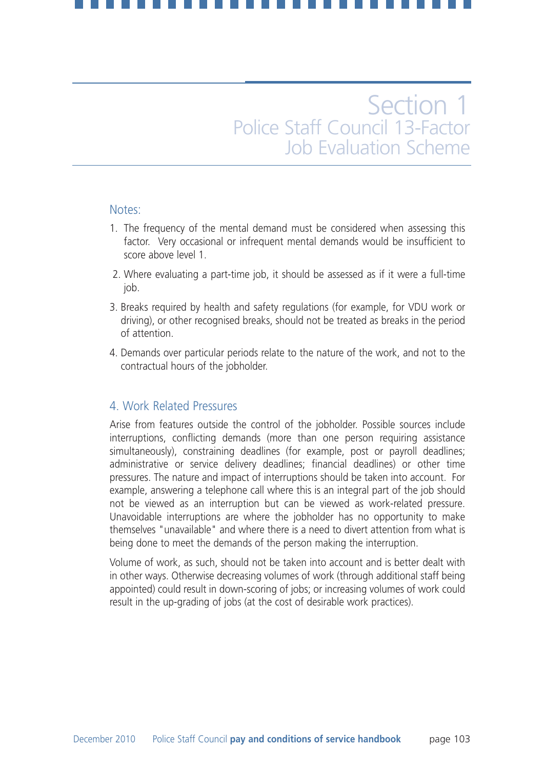# Section 1
## Police Staff Council 13-Factor Job Evaluation Scheme

### Notes:

1. The frequency of the mental demand must be considered when assessing this factor. Very occasional or infrequent mental demands would be insufficient to score above level 1.
2. Where evaluating a part-time job, it should be assessed as if it were a full-time job.
3. Breaks required by health and safety regulations (for example, for VDU work or driving), or other recognised breaks, should not be treated as breaks in the period of attention.
4. Demands over particular periods relate to the nature of the work, and not to the contractual hours of the jobholder.

### 4. Work Related Pressures

Arise from features outside the control of the jobholder. Possible sources include interruptions, conflicting demands (more than one person requiring assistance simultaneously), constraining deadlines (for example, post or payroll deadlines; administrative or service delivery deadlines; financial deadlines) or other time pressures. The nature and impact of interruptions should be taken into account. For example, answering a telephone call where this is an integral part of the job should not be viewed as an interruption but can be viewed as work-related pressure. Unavoidable interruptions are where the jobholder has no opportunity to make themselves "unavailable" and where there is a need to divert attention from what is being done to meet the demands of the person making the interruption.

Volume of work, as such, should not be taken into account and is better dealt with in other ways. Otherwise decreasing volumes of work (through additional staff being appointed) could result in down-scoring of jobs; or increasing volumes of work could result in the up-grading of jobs (at the cost of desirable work practices).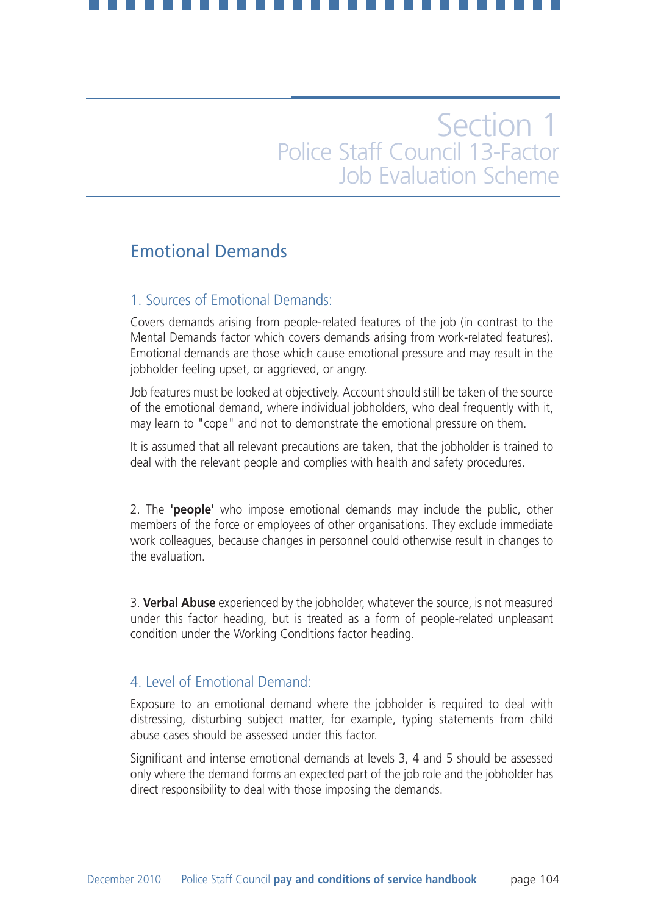# Section 1
## Police Staff Council 13-Factor Job Evaluation Scheme

## Emotional Demands

### 1. Sources of Emotional Demands:

Covers demands arising from people-related features of the job (in contrast to the Mental Demands factor which covers demands arising from work-related features). Emotional demands are those which cause emotional pressure and may result in the jobholder feeling upset, or aggrieved, or angry.

Job features must be looked at objectively. Account should still be taken of the source of the emotional demand, where individual jobholders, who deal frequently with it, may learn to "cope" and not to demonstrate the emotional pressure on them.

It is assumed that all relevant precautions are taken, that the jobholder is trained to deal with the relevant people and complies with health and safety procedures.

2. The **'people'** who impose emotional demands may include the public, other members of the force or employees of other organisations. They exclude immediate work colleagues, because changes in personnel could otherwise result in changes to the evaluation.

3. **Verbal Abuse** experienced by the jobholder, whatever the source, is not measured under this factor heading, but is treated as a form of people-related unpleasant condition under the Working Conditions factor heading.

### 4. Level of Emotional Demand:

Exposure to an emotional demand where the jobholder is required to deal with distressing, disturbing subject matter, for example, typing statements from child abuse cases should be assessed under this factor.

Significant and intense emotional demands at levels 3, 4 and 5 should be assessed only where the demand forms an expected part of the job role and the jobholder has direct responsibility to deal with those imposing the demands.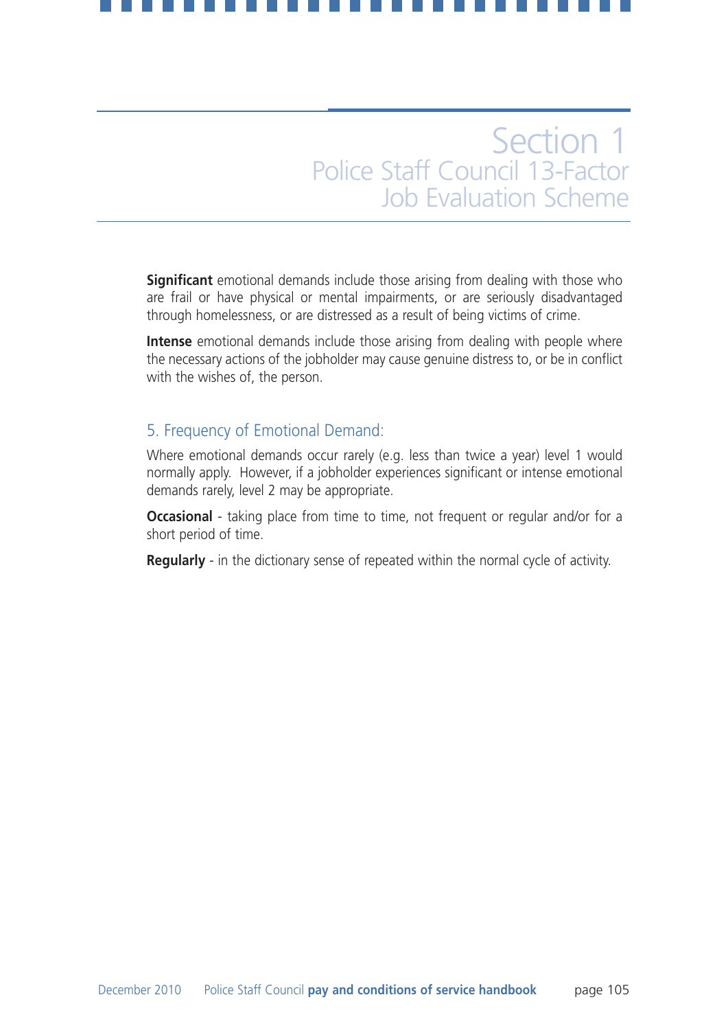**Significant** emotional demands include those arising from dealing with those who are frail or have physical or mental impairments, or are seriously disadvantaged through homelessness, or are distressed as a result of being victims of crime.

**Intense** emotional demands include those arising from dealing with people where the necessary actions of the jobholder may cause genuine distress to, or be in conflict with the wishes of, the person.

### 5. Frequency of Emotional Demand:

Where emotional demands occur rarely (e.g. less than twice a year) level 1 would normally apply. However, if a jobholder experiences significant or intense emotional demands rarely, level 2 may be appropriate.

**Occasional** - taking place from time to time, not frequent or regular and/or for a short period of time.

**Regularly** - in the dictionary sense of repeated within the normal cycle of activity.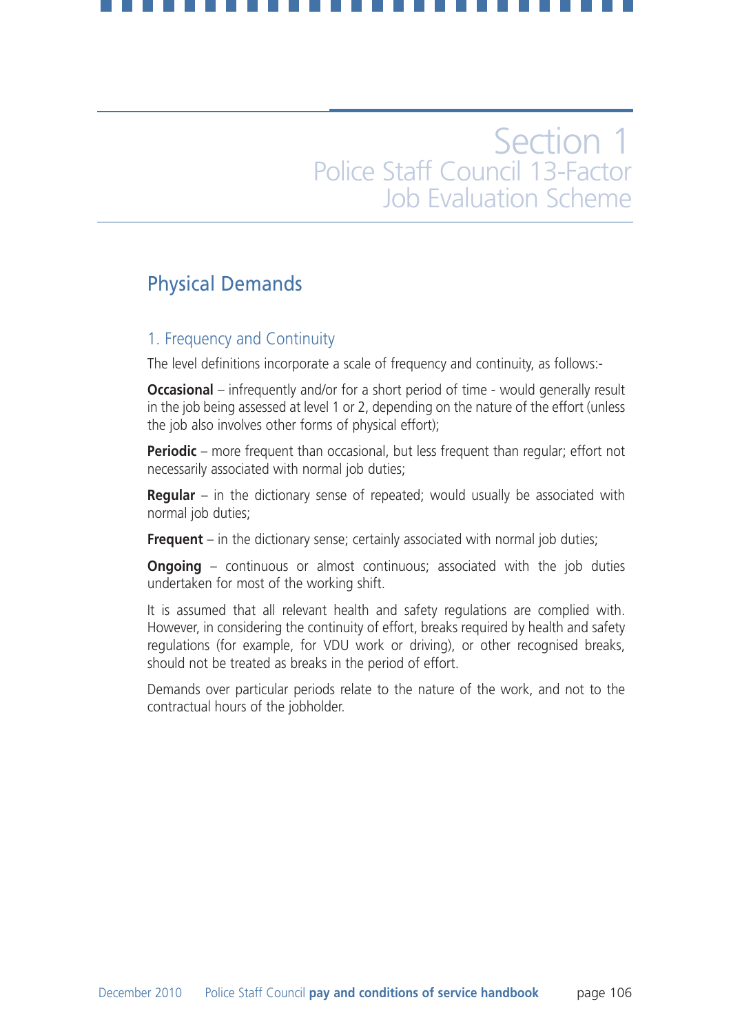# Section 1
## Police Staff Council 13-Factor Job Evaluation Scheme

## Physical Demands

### 1. Frequency and Continuity

The level definitions incorporate a scale of frequency and continuity, as follows:-

**Occasional** – infrequently and/or for a short period of time - would generally result in the job being assessed at level 1 or 2, depending on the nature of the effort (unless the job also involves other forms of physical effort);

**Periodic** – more frequent than occasional, but less frequent than regular; effort not necessarily associated with normal job duties;

**Regular** – in the dictionary sense of repeated; would usually be associated with normal job duties;

**Frequent** – in the dictionary sense; certainly associated with normal job duties;

**Ongoing** – continuous or almost continuous; associated with the job duties undertaken for most of the working shift.

It is assumed that all relevant health and safety regulations are complied with. However, in considering the continuity of effort, breaks required by health and safety regulations (for example, for VDU work or driving), or other recognised breaks, should not be treated as breaks in the period of effort.

Demands over particular periods relate to the nature of the work, and not to the contractual hours of the jobholder.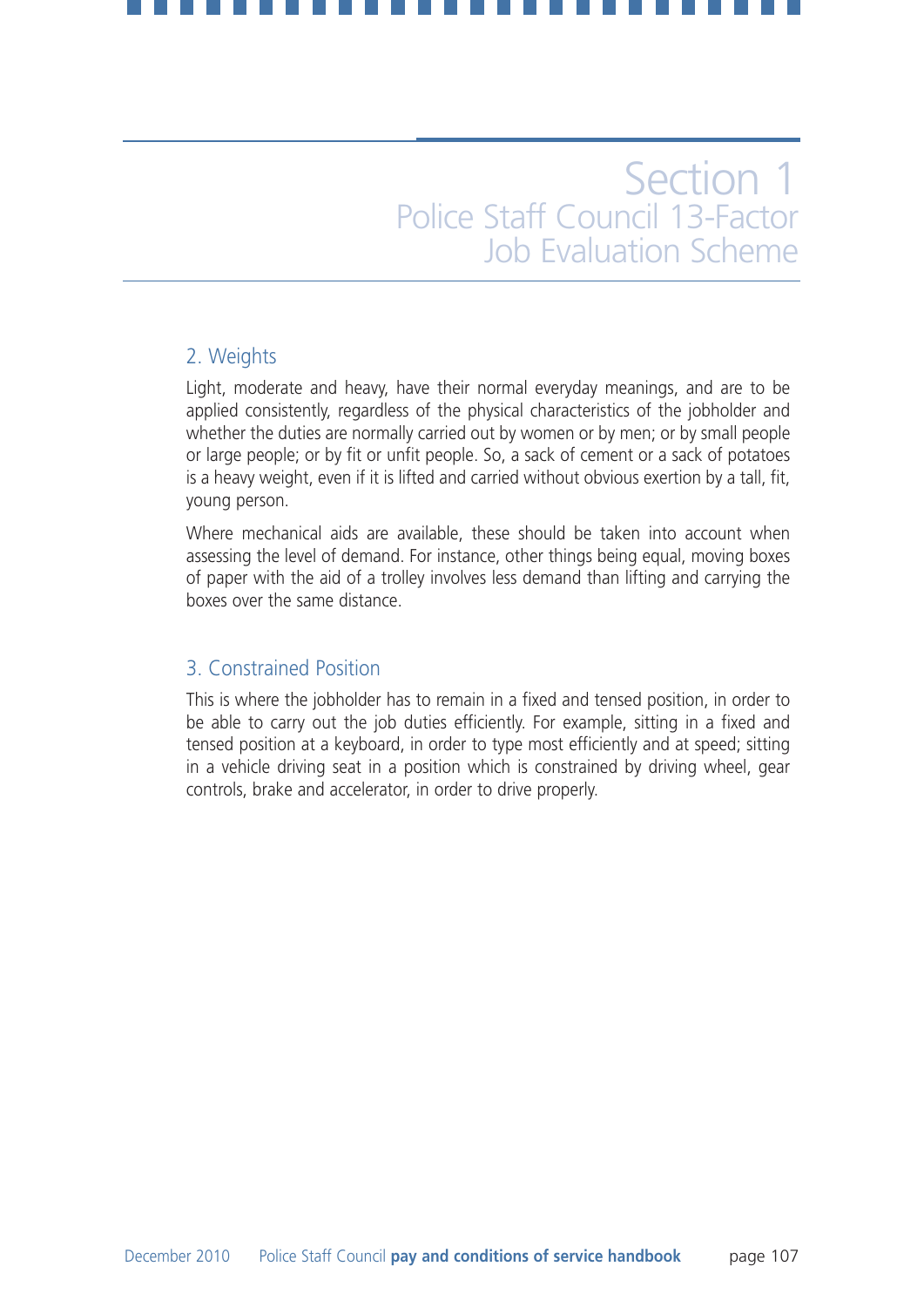## 2. Weights

Light, moderate and heavy, have their normal everyday meanings, and are to be applied consistently, regardless of the physical characteristics of the jobholder and whether the duties are normally carried out by women or by men; or by small people or large people; or by fit or unfit people. So, a sack of cement or a sack of potatoes is a heavy weight, even if it is lifted and carried without obvious exertion by a tall, fit, young person.

Where mechanical aids are available, these should be taken into account when assessing the level of demand. For instance, other things being equal, moving boxes of paper with the aid of a trolley involves less demand than lifting and carrying the boxes over the same distance.

## 3. Constrained Position

This is where the jobholder has to remain in a fixed and tensed position, in order to be able to carry out the job duties efficiently. For example, sitting in a fixed and tensed position at a keyboard, in order to type most efficiently and at speed; sitting in a vehicle driving seat in a position which is constrained by driving wheel, gear controls, brake and accelerator, in order to drive properly.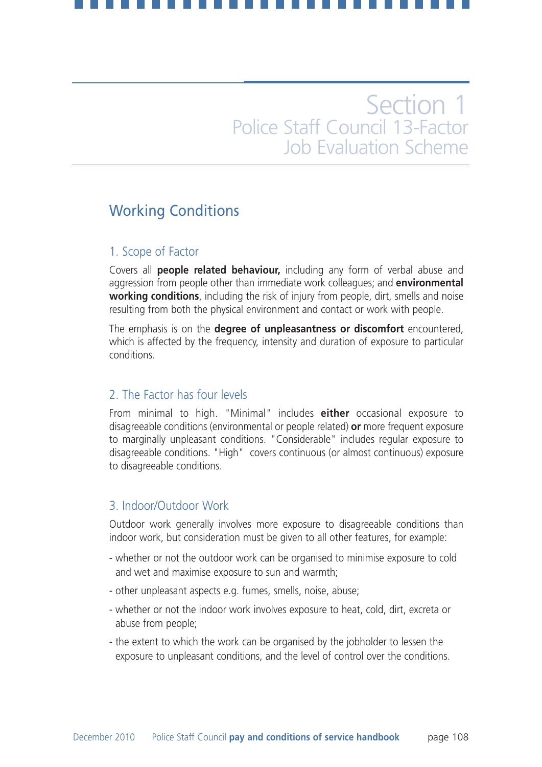# Section 1
## Police Staff Council 13-Factor Job Evaluation Scheme

## Working Conditions

### 1. Scope of Factor

Covers all **people related behaviour,** including any form of verbal abuse and aggression from people other than immediate work colleagues; and **environmental working conditions**, including the risk of injury from people, dirt, smells and noise resulting from both the physical environment and contact or work with people.

The emphasis is on the **degree of unpleasantness or discomfort** encountered, which is affected by the frequency, intensity and duration of exposure to particular conditions.

### 2. The Factor has four levels

From minimal to high. "Minimal" includes **either** occasional exposure to disagreeable conditions (environmental or people related) **or** more frequent exposure to marginally unpleasant conditions. "Considerable" includes regular exposure to disagreeable conditions. "High" covers continuous (or almost continuous) exposure to disagreeable conditions.

### 3. Indoor/Outdoor Work

Outdoor work generally involves more exposure to disagreeable conditions than indoor work, but consideration must be given to all other features, for example:

- whether or not the outdoor work can be organised to minimise exposure to cold and wet and maximise exposure to sun and warmth;
- other unpleasant aspects e.g. fumes, smells, noise, abuse;
- whether or not the indoor work involves exposure to heat, cold, dirt, excreta or abuse from people;
- the extent to which the work can be organised by the jobholder to lessen the exposure to unpleasant conditions, and the level of control over the conditions.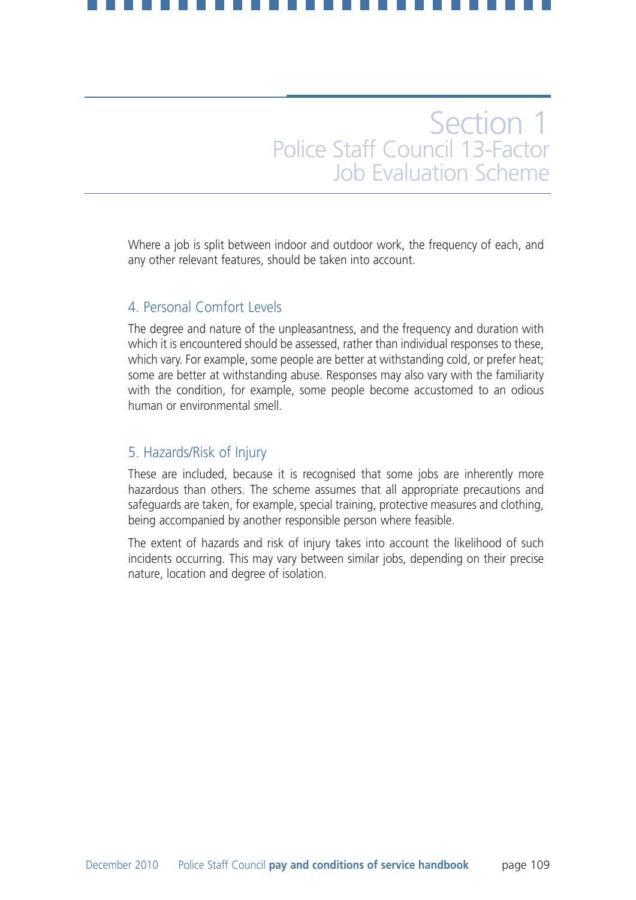Where a job is split between indoor and outdoor work, the frequency of each, and any other relevant features, should be taken into account.

## 4. Personal Comfort Levels

The degree and nature of the unpleasantness, and the frequency and duration with which it is encountered should be assessed, rather than individual responses to these, which vary. For example, some people are better at withstanding cold, or prefer heat; some are better at withstanding abuse. Responses may also vary with the familiarity with the condition, for example, some people become accustomed to an odious human or environmental smell.

## 5. Hazards/Risk of Injury

These are included, because it is recognised that some jobs are inherently more hazardous than others. The scheme assumes that all appropriate precautions and safeguards are taken, for example, special training, protective measures and clothing, being accompanied by another responsible person where feasible.

The extent of hazards and risk of injury takes into account the likelihood of such incidents occurring. This may vary between similar jobs, depending on their precise nature, location and degree of isolation.